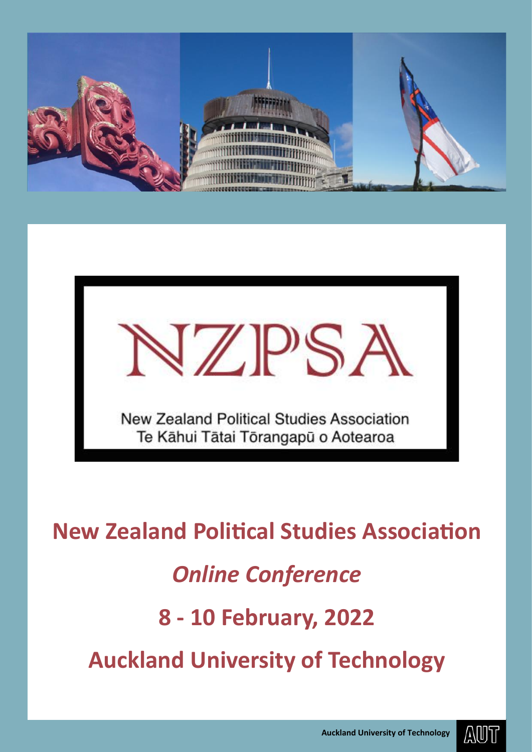NZPSA

New Zealand Political Studies Association
Te Kāhui Tātai Tōrangapū o Aotearoa

# New Zealand Political Studies Association

## *Online Conference*

## 8 - 10 February, 2022

## Auckland University of Technology

**Auckland University of Technology** AUT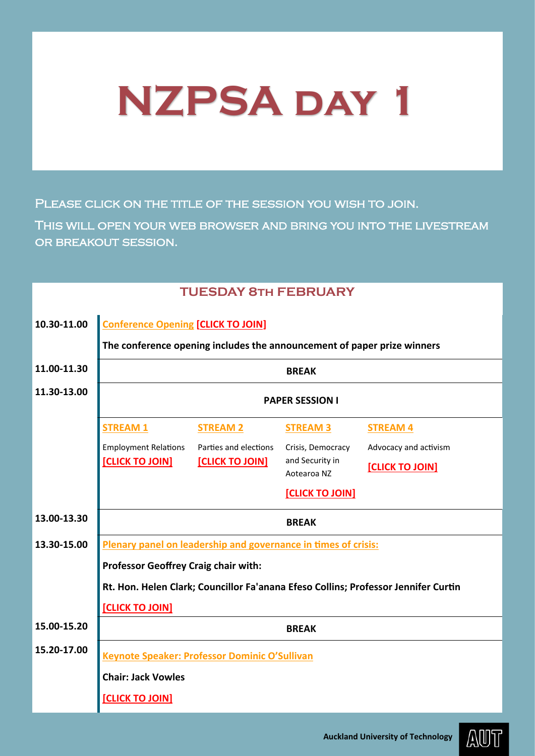# NZPSA DAY 1

Please click on the title of the session you wish to join.

This will open your web browser and bring you into the livestream or breakout session.

## TUESDAY 8TH FEBRUARY

**10.30-11.00** Conference Opening [CLICK TO JOIN]

**The conference opening includes the announcement of paper prize winners**

**11.00-11.30** **BREAK**

**11.30-13.00** **PAPER SESSION I**

| STREAM 1 | STREAM 2 | STREAM 3 | STREAM 4 |
|---|---|---|---|
| Employment Relations [CLICK TO JOIN] | Parties and elections [CLICK TO JOIN] | Crisis, Democracy and Security in Aotearoa NZ [CLICK TO JOIN] | Advocacy and activism [CLICK TO JOIN] |

**13.00-13.30** **BREAK**

**13.30-15.00** Plenary panel on leadership and governance in times of crisis:

**Professor Geoffrey Craig chair with:**

**Rt. Hon. Helen Clark; Councillor Fa'anana Efeso Collins; Professor Jennifer Curtin**

[CLICK TO JOIN]

**15.00-15.20** **BREAK**

**15.20-17.00** Keynote Speaker: Professor Dominic O'Sullivan

**Chair: Jack Vowles**

[CLICK TO JOIN]

Auckland University of Technology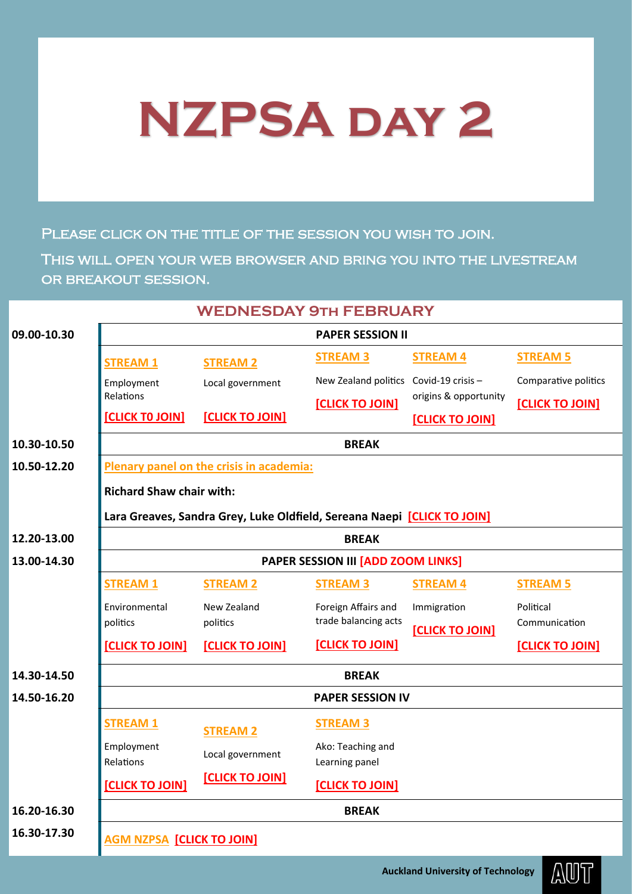# NZPSA DAY 2

PLEASE CLICK ON THE TITLE OF THE SESSION YOU WISH TO JOIN.

THIS WILL OPEN YOUR WEB BROWSER AND BRING YOU INTO THE LIVESTREAM OR BREAKOUT SESSION.

## WEDNESDAY 9TH FEBRUARY

| | | | | | |
|---|---|---|---|---|---|
| **09.00-10.30** | **PAPER SESSION II** | | | | |
| | STREAM 1<br>Employment Relations<br>[CLICK TO JOIN] | STREAM 2<br>Local government<br>[CLICK TO JOIN] | STREAM 3<br>New Zealand politics<br>[CLICK TO JOIN] | STREAM 4<br>Covid-19 crisis – origins & opportunity<br>[CLICK TO JOIN] | STREAM 5<br>Comparative politics<br>[CLICK TO JOIN] |
| **10.30-10.50** | **BREAK** | | | | |
| **10.50-12.20** | Plenary panel on the crisis in academia:<br>**Richard Shaw chair with:**<br>**Lara Greaves, Sandra Grey, Luke Oldfield, Sereana Naepi** [CLICK TO JOIN] | | | | |
| **12.20-13.00** | **BREAK** | | | | |
| **13.00-14.30** | **PAPER SESSION III** [ADD ZOOM LINKS] | | | | |
| | STREAM 1<br>Environmental politics<br>[CLICK TO JOIN] | STREAM 2<br>New Zealand politics<br>[CLICK TO JOIN] | STREAM 3<br>Foreign Affairs and trade balancing acts<br>[CLICK TO JOIN] | STREAM 4<br>Immigration<br>[CLICK TO JOIN] | STREAM 5<br>Political Communication<br>[CLICK TO JOIN] |
| **14.30-14.50** | **BREAK** | | | | |
| **14.50-16.20** | **PAPER SESSION IV** | | | | |
| | STREAM 1<br>Employment Relations<br>[CLICK TO JOIN] | STREAM 2<br>Local government<br>[CLICK TO JOIN] | STREAM 3<br>Ako: Teaching and Learning panel<br>[CLICK TO JOIN] | | |
| **16.20-16.30** | **BREAK** | | | | |
| **16.30-17.30** | AGM NZPSA [CLICK TO JOIN] | | | | |

**Auckland University of Technology** AUT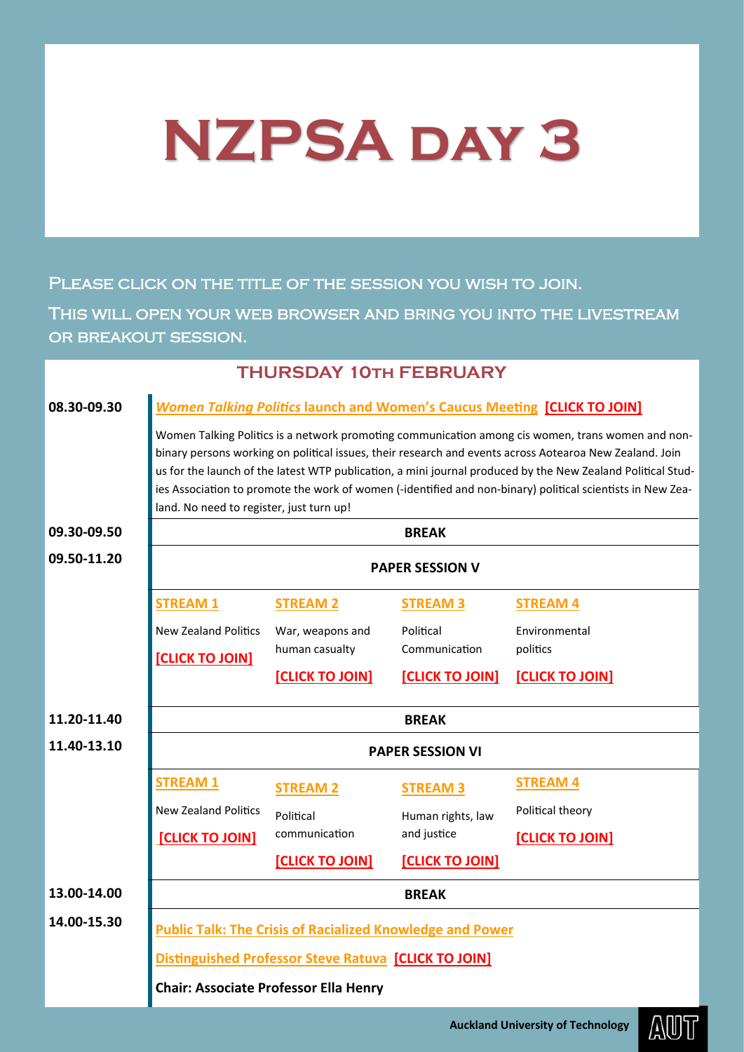# NZPSA DAY 3

PLEASE CLICK ON THE TITLE OF THE SESSION YOU WISH TO JOIN.

THIS WILL OPEN YOUR WEB BROWSER AND BRING YOU INTO THE LIVESTREAM OR BREAKOUT SESSION.

## THURSDAY 10TH FEBRUARY

**08.30-09.30**

***Women Talking Politics*** **launch and Women's Caucus Meeting** **[CLICK TO JOIN]**

Women Talking Politics is a network promoting communication among cis women, trans women and non-binary persons working on political issues, their research and events across Aotearoa New Zealand. Join us for the launch of the latest WTP publication, a mini journal produced by the New Zealand Political Studies Association to promote the work of women (-identified and non-binary) political scientists in New Zealand. No need to register, just turn up!

**09.30-09.50** — **BREAK**

**09.50-11.20** — **PAPER SESSION V**

| STREAM 1 | STREAM 2 | STREAM 3 | STREAM 4 |
|---|---|---|---|
| New Zealand Politics | War, weapons and human casualty | Political Communication | Environmental politics |
| [CLICK TO JOIN] | [CLICK TO JOIN] | [CLICK TO JOIN] | [CLICK TO JOIN] |

**11.20-11.40** — **BREAK**

**11.40-13.10** — **PAPER SESSION VI**

| STREAM 1 | STREAM 2 | STREAM 3 | STREAM 4 |
|---|---|---|---|
| New Zealand Politics | Political communication | Human rights, law and justice | Political theory |
| [CLICK TO JOIN] | [CLICK TO JOIN] | [CLICK TO JOIN] | [CLICK TO JOIN] |

**13.00-14.00** — **BREAK**

**14.00-15.30**

**Public Talk: The Crisis of Racialized Knowledge and Power**

**Distinguished Professor Steve Ratuva** **[CLICK TO JOIN]**

**Chair: Associate Professor Ella Henry**

**Auckland University of Technology**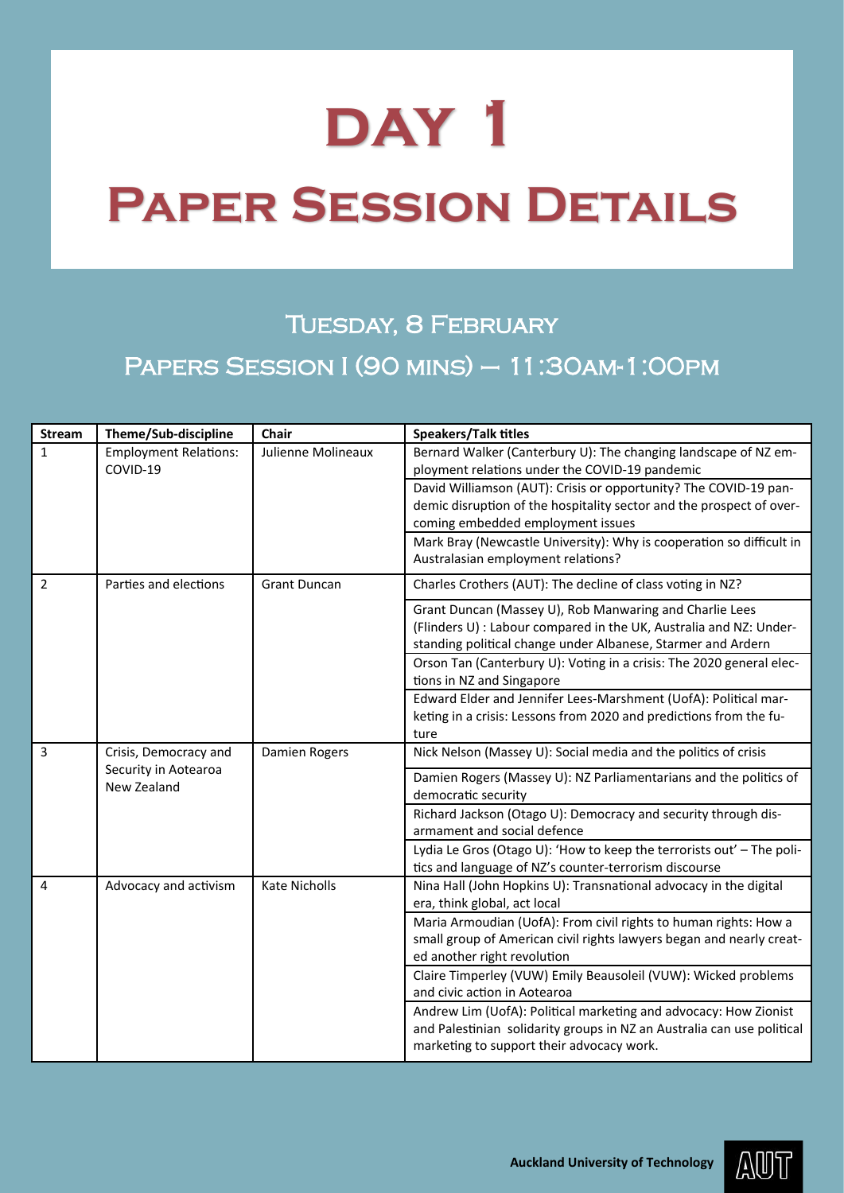# DAY 1

# Paper Session Details

## Tuesday, 8 February

## Papers Session I (90 mins) – 11:30am-1:00pm

| Stream | Theme/Sub-discipline | Chair | Speakers/Talk titles |
|---|---|---|---|
| 1 | Employment Relations: COVID-19 | Julienne Molineaux | Bernard Walker (Canterbury U): The changing landscape of NZ employment relations under the COVID-19 pandemic |
| | | | David Williamson (AUT): Crisis or opportunity? The COVID-19 pandemic disruption of the hospitality sector and the prospect of overcoming embedded employment issues |
| | | | Mark Bray (Newcastle University): Why is cooperation so difficult in Australasian employment relations? |
| 2 | Parties and elections | Grant Duncan | Charles Crothers (AUT): The decline of class voting in NZ? |
| | | | Grant Duncan (Massey U), Rob Manwaring and Charlie Lees (Flinders U) : Labour compared in the UK, Australia and NZ: Understanding political change under Albanese, Starmer and Ardern |
| | | | Orson Tan (Canterbury U): Voting in a crisis: The 2020 general elections in NZ and Singapore |
| | | | Edward Elder and Jennifer Lees-Marshment (UofA): Political marketing in a crisis: Lessons from 2020 and predictions from the future |
| 3 | Crisis, Democracy and Security in Aotearoa New Zealand | Damien Rogers | Nick Nelson (Massey U): Social media and the politics of crisis |
| | | | Damien Rogers (Massey U): NZ Parliamentarians and the politics of democratic security |
| | | | Richard Jackson (Otago U): Democracy and security through disarmament and social defence |
| | | | Lydia Le Gros (Otago U): 'How to keep the terrorists out' – The politics and language of NZ's counter-terrorism discourse |
| 4 | Advocacy and activism | Kate Nicholls | Nina Hall (John Hopkins U): Transnational advocacy in the digital era, think global, act local |
| | | | Maria Armoudian (UofA): From civil rights to human rights: How a small group of American civil rights lawyers began and nearly created another right revolution |
| | | | Claire Timperley (VUW) Emily Beausoleil (VUW): Wicked problems and civic action in Aotearoa |
| | | | Andrew Lim (UofA): Political marketing and advocacy: How Zionist and Palestinian solidarity groups in NZ an Australia can use political marketing to support their advocacy work. |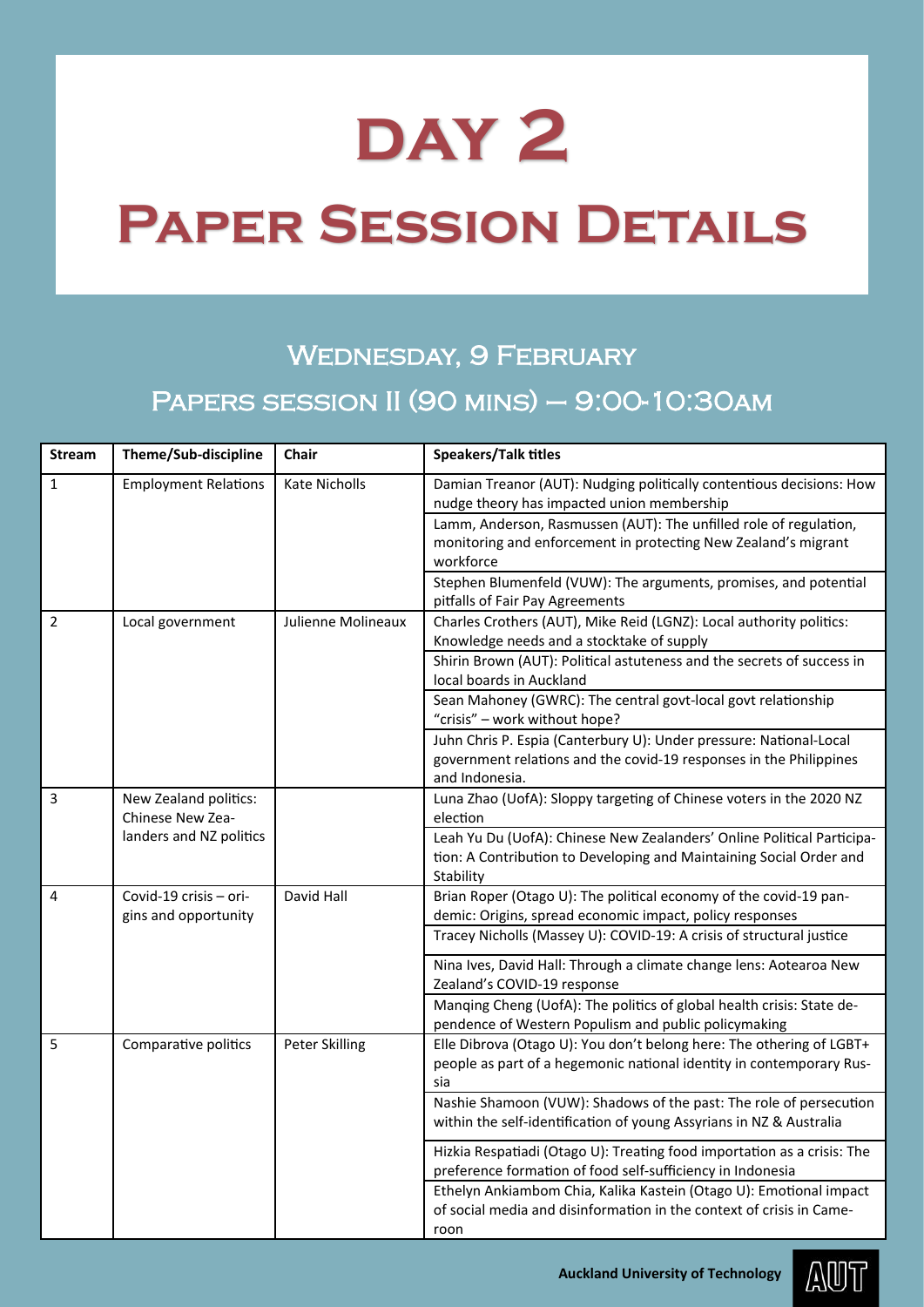# Day 2

# Paper Session Details

## Wednesday, 9 February

## Papers session II (90 mins) – 9:00-10:30am

| Stream | Theme/Sub-discipline | Chair | Speakers/Talk titles |
|---|---|---|---|
| 1 | Employment Relations | Kate Nicholls | Damian Treanor (AUT): Nudging politically contentious decisions: How nudge theory has impacted union membership |
| | | | Lamm, Anderson, Rasmussen (AUT): The unfilled role of regulation, monitoring and enforcement in protecting New Zealand's migrant workforce |
| | | | Stephen Blumenfeld (VUW): The arguments, promises, and potential pitfalls of Fair Pay Agreements |
| 2 | Local government | Julienne Molineaux | Charles Crothers (AUT), Mike Reid (LGNZ): Local authority politics: Knowledge needs and a stocktake of supply |
| | | | Shirin Brown (AUT): Political astuteness and the secrets of success in local boards in Auckland |
| | | | Sean Mahoney (GWRC): The central govt-local govt relationship "crisis" – work without hope? |
| | | | Juhn Chris P. Espia (Canterbury U): Under pressure: National-Local government relations and the covid-19 responses in the Philippines and Indonesia. |
| 3 | New Zealand politics: Chinese New Zealanders and NZ politics | | Luna Zhao (UofA): Sloppy targeting of Chinese voters in the 2020 NZ election |
| | | | Leah Yu Du (UofA): Chinese New Zealanders' Online Political Participation: A Contribution to Developing and Maintaining Social Order and Stability |
| 4 | Covid-19 crisis – origins and opportunity | David Hall | Brian Roper (Otago U): The political economy of the covid-19 pandemic: Origins, spread economic impact, policy responses |
| | | | Tracey Nicholls (Massey U): COVID-19: A crisis of structural justice |
| | | | Nina Ives, David Hall: Through a climate change lens: Aotearoa New Zealand's COVID-19 response |
| | | | Manqing Cheng (UofA): The politics of global health crisis: State dependence of Western Populism and public policymaking |
| 5 | Comparative politics | Peter Skilling | Elle Dibrova (Otago U): You don't belong here: The othering of LGBT+ people as part of a hegemonic national identity in contemporary Russia |
| | | | Nashie Shamoon (VUW): Shadows of the past: The role of persecution within the self-identification of young Assyrians in NZ & Australia |
| | | | Hizkia Respatiadi (Otago U): Treating food importation as a crisis: The preference formation of food self-sufficiency in Indonesia |
| | | | Ethelyn Ankiambom Chia, Kalika Kastein (Otago U): Emotional impact of social media and disinformation in the context of crisis in Cameroon |

**Auckland University of Technology**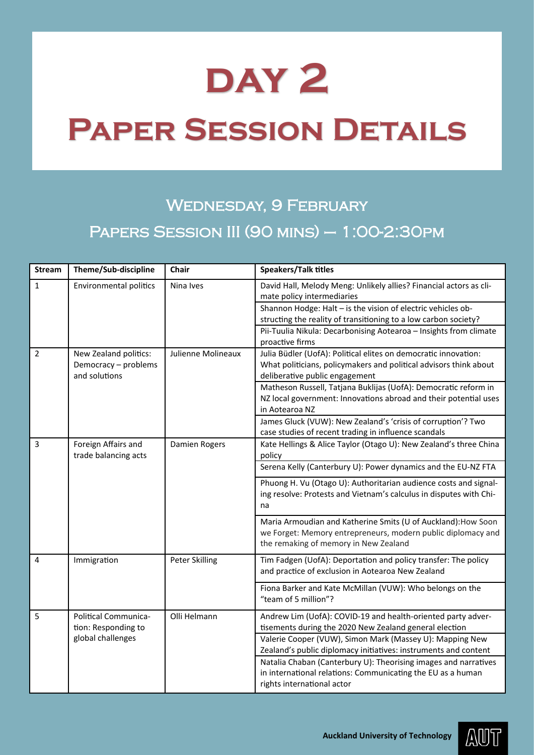# Day 2

# Paper Session Details

## Wednesday, 9 February

## Papers Session III (90 mins) — 1:00-2:30pm

| Stream | Theme/Sub-discipline | Chair | Speakers/Talk titles |
|---|---|---|---|
| 1 | Environmental politics | Nina Ives | David Hall, Melody Meng: Unlikely allies? Financial actors as climate policy intermediaries |
| | | | Shannon Hodge: Halt – is the vision of electric vehicles obstructing the reality of transitioning to a low carbon society? |
| | | | Pii-Tuulia Nikula: Decarbonising Aotearoa – Insights from climate proactive firms |
| 2 | New Zealand politics: Democracy – problems and solutions | Julienne Molineaux | Julia Büdler (UofA): Political elites on democratic innovation: What politicians, policymakers and political advisors think about deliberative public engagement |
| | | | Matheson Russell, Tatjana Buklijas (UofA): Democratic reform in NZ local government: Innovations abroad and their potential uses in Aotearoa NZ |
| | | | James Gluck (VUW): New Zealand's 'crisis of corruption'? Two case studies of recent trading in influence scandals |
| 3 | Foreign Affairs and trade balancing acts | Damien Rogers | Kate Hellings & Alice Taylor (Otago U): New Zealand's three China policy |
| | | | Serena Kelly (Canterbury U): Power dynamics and the EU-NZ FTA |
| | | | Phuong H. Vu (Otago U): Authoritarian audience costs and signaling resolve: Protests and Vietnam's calculus in disputes with China |
| | | | Maria Armoudian and Katherine Smits (U of Auckland):How Soon we Forget: Memory entrepreneurs, modern public diplomacy and the remaking of memory in New Zealand |
| 4 | Immigration | Peter Skilling | Tim Fadgen (UofA): Deportation and policy transfer: The policy and practice of exclusion in Aotearoa New Zealand |
| | | | Fiona Barker and Kate McMillan (VUW): Who belongs on the "team of 5 million"? |
| 5 | Political Communication: Responding to global challenges | Olli Helmann | Andrew Lim (UofA): COVID-19 and health-oriented party advertisements during the 2020 New Zealand general election |
| | | | Valerie Cooper (VUW), Simon Mark (Massey U): Mapping New Zealand's public diplomacy initiatives: instruments and content |
| | | | Natalia Chaban (Canterbury U): Theorising images and narratives in international relations: Communicating the EU as a human rights international actor |

Auckland University of Technology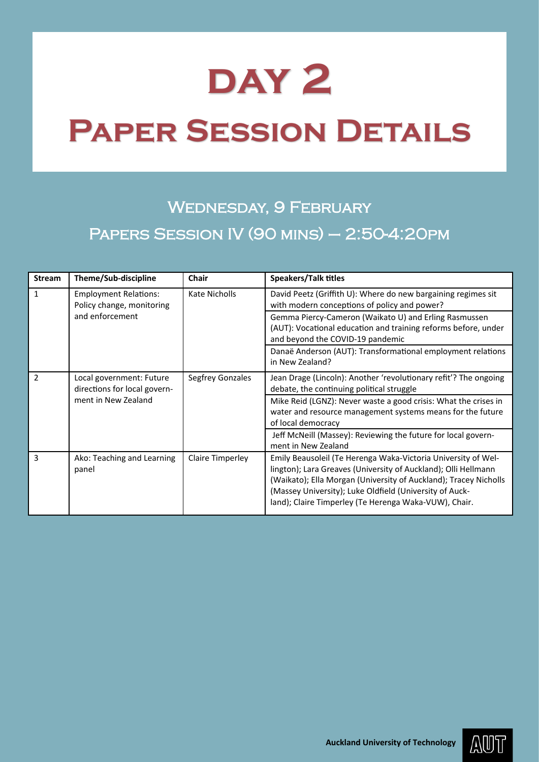# DAY 2

# PAPER SESSION DETAILS

## WEDNESDAY, 9 FEBRUARY

## PAPERS SESSION IV (90 MINS) — 2:50-4:20PM

| Stream | Theme/Sub-discipline | Chair | Speakers/Talk titles |
|---|---|---|---|
| 1 | Employment Relations: Policy change, monitoring and enforcement | Kate Nicholls | David Peetz (Griffith U): Where do new bargaining regimes sit with modern conceptions of policy and power? |
| | | | Gemma Piercy-Cameron (Waikato U) and Erling Rasmussen (AUT): Vocational education and training reforms before, under and beyond the COVID-19 pandemic |
| | | | Danaë Anderson (AUT): Transformational employment relations in New Zealand? |
| 2 | Local government: Future directions for local government in New Zealand | Segfrey Gonzales | Jean Drage (Lincoln): Another 'revolutionary refit'? The ongoing debate, the continuing political struggle |
| | | | Mike Reid (LGNZ): Never waste a good crisis: What the crises in water and resource management systems means for the future of local democracy |
| | | | Jeff McNeill (Massey): Reviewing the future for local government in New Zealand |
| 3 | Ako: Teaching and Learning panel | Claire Timperley | Emily Beausoleil (Te Herenga Waka-Victoria University of Wellington); Lara Greaves (University of Auckland); Olli Hellmann (Waikato); Ella Morgan (University of Auckland); Tracey Nicholls (Massey University); Luke Oldfield (University of Auckland); Claire Timperley (Te Herenga Waka-VUW), Chair. |

Auckland University of Technology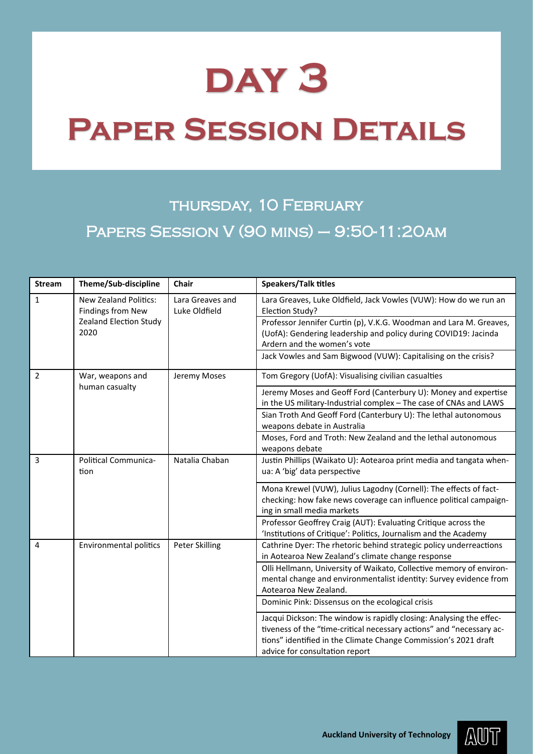# Day 3

# Paper Session Details

## Thursday, 10 February

## Papers Session V (90 mins) – 9:50-11:20am

| Stream | Theme/Sub-discipline | Chair | Speakers/Talk titles |
|---|---|---|---|
| 1 | New Zealand Politics: Findings from New Zealand Election Study 2020 | Lara Greaves and Luke Oldfield | Lara Greaves, Luke Oldfield, Jack Vowles (VUW): How do we run an Election Study? |
| | | | Professor Jennifer Curtin (p), V.K.G. Woodman and Lara M. Greaves, (UofA): Gendering leadership and policy during COVID19: Jacinda Ardern and the women's vote |
| | | | Jack Vowles and Sam Bigwood (VUW): Capitalising on the crisis? |
| 2 | War, weapons and human casualty | Jeremy Moses | Tom Gregory (UofA): Visualising civilian casualties |
| | | | Jeremy Moses and Geoff Ford (Canterbury U): Money and expertise in the US military-Industrial complex – The case of CNAs and LAWS |
| | | | Sian Troth And Geoff Ford (Canterbury U): The lethal autonomous weapons debate in Australia |
| | | | Moses, Ford and Troth: New Zealand and the lethal autonomous weapons debate |
| 3 | Political Communication | Natalia Chaban | Justin Phillips (Waikato U): Aotearoa print media and tangata whenua: A 'big' data perspective |
| | | | Mona Krewel (VUW), Julius Lagodny (Cornell): The effects of fact-checking: how fake news coverage can influence political campaigning in small media markets |
| | | | Professor Geoffrey Craig (AUT): Evaluating Critique across the 'Institutions of Critique': Politics, Journalism and the Academy |
| 4 | Environmental politics | Peter Skilling | Cathrine Dyer: The rhetoric behind strategic policy underreactions in Aotearoa New Zealand's climate change response |
| | | | Olli Hellmann, University of Waikato, Collective memory of environmental change and environmentalist identity: Survey evidence from Aotearoa New Zealand. |
| | | | Dominic Pink: Dissensus on the ecological crisis |
| | | | Jacqui Dickson: The window is rapidly closing: Analysing the effectiveness of the "time-critical necessary actions" and "necessary actions" identified in the Climate Change Commission's 2021 draft advice for consultation report |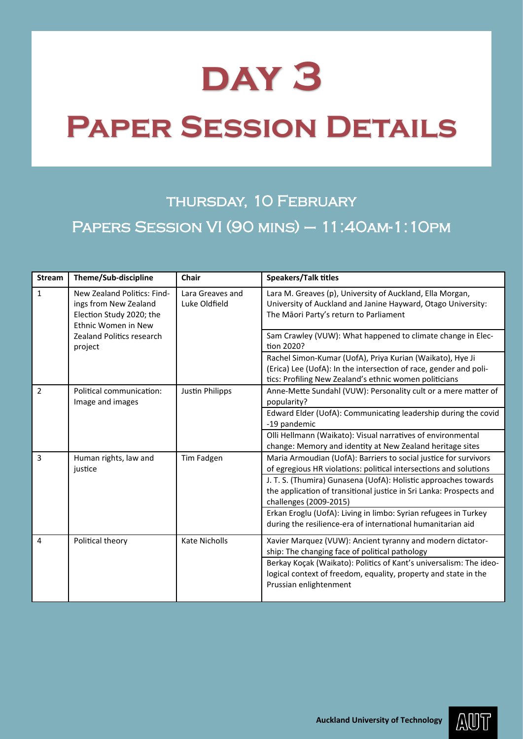# Day 3

# Paper Session Details

## Thursday, 10 February

## Papers Session VI (90 mins) – 11:40am-1:10pm

| Stream | Theme/Sub-discipline | Chair | Speakers/Talk titles |
|---|---|---|---|
| 1 | New Zealand Politics: Findings from New Zealand Election Study 2020; the Ethnic Women in New Zealand Politics research project | Lara Greaves and Luke Oldfield | Lara M. Greaves (p), University of Auckland, Ella Morgan, University of Auckland and Janine Hayward, Otago University: The Māori Party's return to Parliament |
| | | | Sam Crawley (VUW): What happened to climate change in Election 2020? |
| | | | Rachel Simon-Kumar (UofA), Priya Kurian (Waikato), Hye Ji (Erica) Lee (UofA): In the intersection of race, gender and politics: Profiling New Zealand's ethnic women politicians |
| 2 | Political communication: Image and images | Justin Philipps | Anne-Mette Sundahl (VUW): Personality cult or a mere matter of popularity? |
| | | | Edward Elder (UofA): Communicating leadership during the covid-19 pandemic |
| | | | Olli Hellmann (Waikato): Visual narratives of environmental change: Memory and identity at New Zealand heritage sites |
| 3 | Human rights, law and justice | Tim Fadgen | Maria Armoudian (UofA): Barriers to social justice for survivors of egregious HR violations: political intersections and solutions |
| | | | J. T. S. (Thumira) Gunasena (UofA): Holistic approaches towards the application of transitional justice in Sri Lanka: Prospects and challenges (2009-2015) |
| | | | Erkan Eroglu (UofA): Living in limbo: Syrian refugees in Turkey during the resilience-era of international humanitarian aid |
| 4 | Political theory | Kate Nicholls | Xavier Marquez (VUW): Ancient tyranny and modern dictatorship: The changing face of political pathology |
| | | | Berkay Koçak (Waikato): Politics of Kant's universalism: The ideological context of freedom, equality, property and state in the Prussian enlightenment |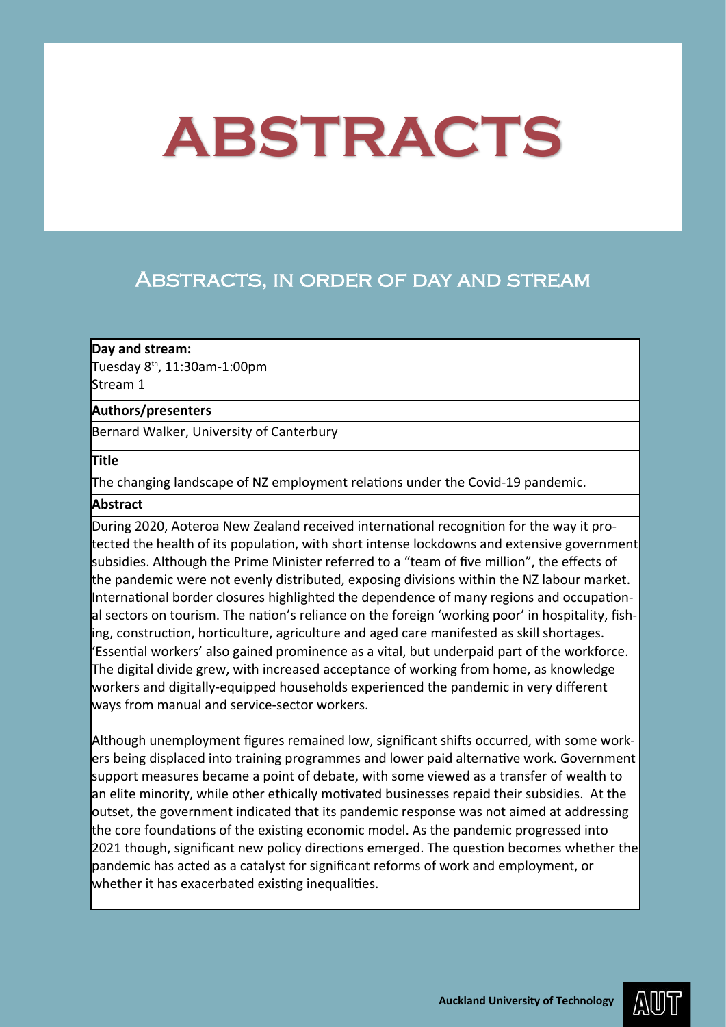# ABSTRACTS

## Abstracts, in order of day and stream

**Day and stream:**
Tuesday 8th, 11:30am-1:00pm
Stream 1

**Authors/presenters**

Bernard Walker, University of Canterbury

**Title**

The changing landscape of NZ employment relations under the Covid-19 pandemic.

**Abstract**

During 2020, Aoteroa New Zealand received international recognition for the way it protected the health of its population, with short intense lockdowns and extensive government subsidies. Although the Prime Minister referred to a "team of five million", the effects of the pandemic were not evenly distributed, exposing divisions within the NZ labour market. International border closures highlighted the dependence of many regions and occupational sectors on tourism. The nation's reliance on the foreign 'working poor' in hospitality, fishing, construction, horticulture, agriculture and aged care manifested as skill shortages. 'Essential workers' also gained prominence as a vital, but underpaid part of the workforce. The digital divide grew, with increased acceptance of working from home, as knowledge workers and digitally-equipped households experienced the pandemic in very different ways from manual and service-sector workers.

Although unemployment figures remained low, significant shifts occurred, with some workers being displaced into training programmes and lower paid alternative work. Government support measures became a point of debate, with some viewed as a transfer of wealth to an elite minority, while other ethically motivated businesses repaid their subsidies. At the outset, the government indicated that its pandemic response was not aimed at addressing the core foundations of the existing economic model. As the pandemic progressed into 2021 though, significant new policy directions emerged. The question becomes whether the pandemic has acted as a catalyst for significant reforms of work and employment, or whether it has exacerbated existing inequalities.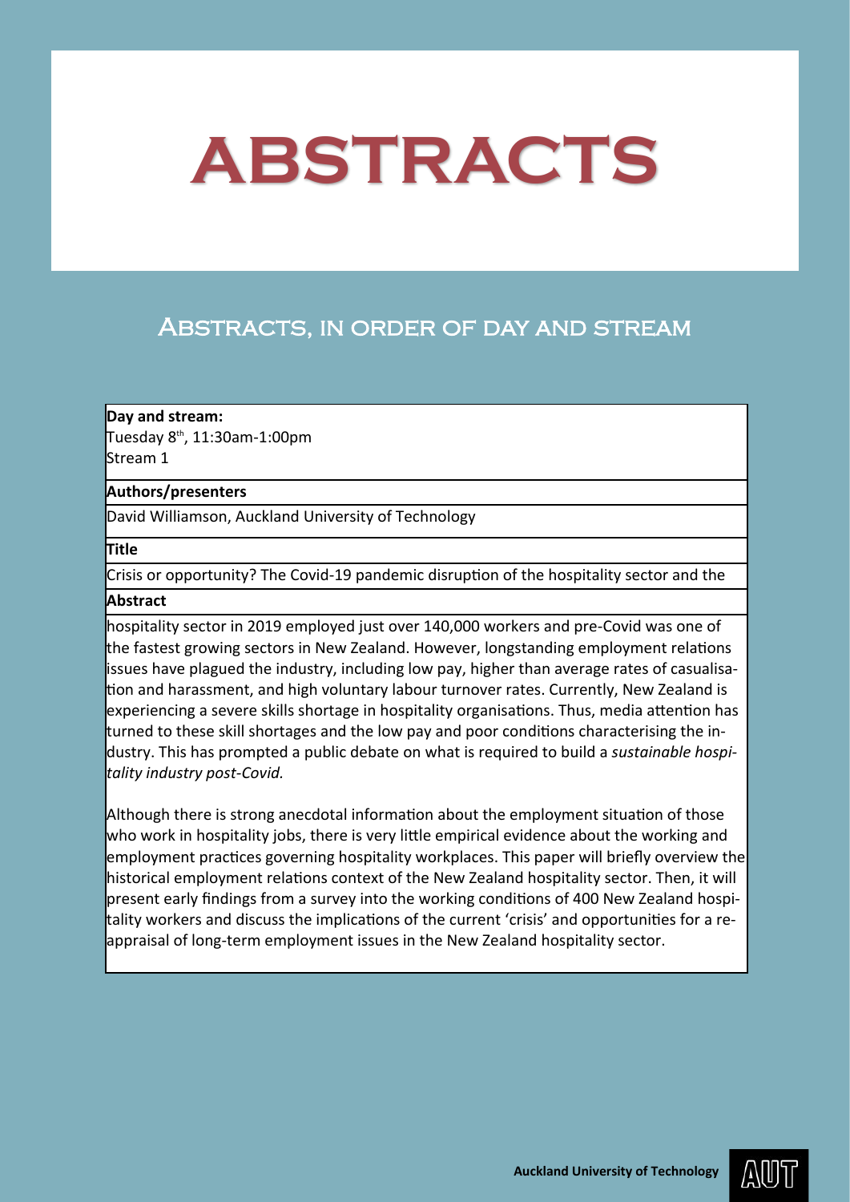# ABSTRACTS

## Abstracts, in order of day and stream

| **Day and stream:** Tuesday 8th, 11:30am-1:00pm Stream 1 |
|---|
| **Authors/presenters** |
| David Williamson, Auckland University of Technology |
| **Title** |
| Crisis or opportunity? The Covid-19 pandemic disruption of the hospitality sector and the |
| **Abstract** |
| hospitality sector in 2019 employed just over 140,000 workers and pre-Covid was one of the fastest growing sectors in New Zealand. However, longstanding employment relations issues have plagued the industry, including low pay, higher than average rates of casualisation and harassment, and high voluntary labour turnover rates. Currently, New Zealand is experiencing a severe skills shortage in hospitality organisations. Thus, media attention has turned to these skill shortages and the low pay and poor conditions characterising the industry. This has prompted a public debate on what is required to build a *sustainable hospitality industry post-Covid.*<br><br>Although there is strong anecdotal information about the employment situation of those who work in hospitality jobs, there is very little empirical evidence about the working and employment practices governing hospitality workplaces. This paper will briefly overview the historical employment relations context of the New Zealand hospitality sector. Then, it will present early findings from a survey into the working conditions of 400 New Zealand hospitality workers and discuss the implications of the current 'crisis' and opportunities for a re-appraisal of long-term employment issues in the New Zealand hospitality sector. |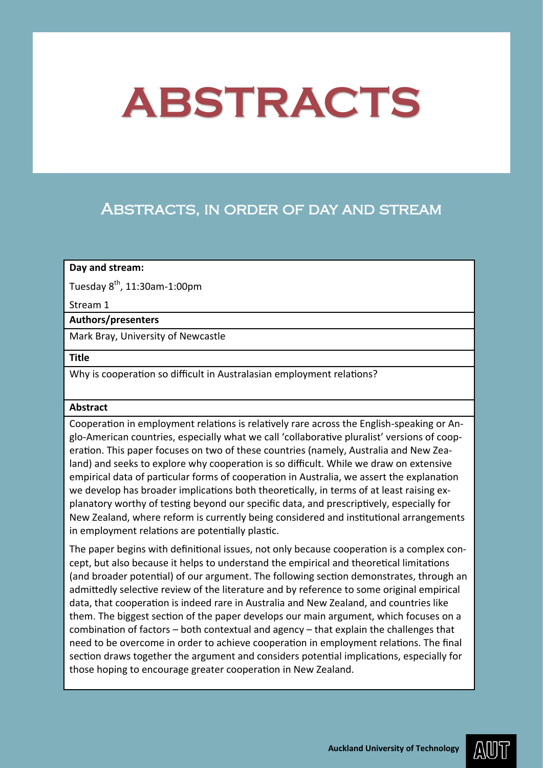# ABSTRACTS

## Abstracts, in order of day and stream

**Day and stream:**

Tuesday 8th, 11:30am-1:00pm

Stream 1

**Authors/presenters**

Mark Bray, University of Newcastle

**Title**

Why is cooperation so difficult in Australasian employment relations?

**Abstract**

Cooperation in employment relations is relatively rare across the English-speaking or Anglo-American countries, especially what we call 'collaborative pluralist' versions of cooperation. This paper focuses on two of these countries (namely, Australia and New Zealand) and seeks to explore why cooperation is so difficult. While we draw on extensive empirical data of particular forms of cooperation in Australia, we assert the explanation we develop has broader implications both theoretically, in terms of at least raising explanatory worthy of testing beyond our specific data, and prescriptively, especially for New Zealand, where reform is currently being considered and institutional arrangements in employment relations are potentially plastic.

The paper begins with definitional issues, not only because cooperation is a complex concept, but also because it helps to understand the empirical and theoretical limitations (and broader potential) of our argument. The following section demonstrates, through an admittedly selective review of the literature and by reference to some original empirical data, that cooperation is indeed rare in Australia and New Zealand, and countries like them. The biggest section of the paper develops our main argument, which focuses on a combination of factors – both contextual and agency – that explain the challenges that need to be overcome in order to achieve cooperation in employment relations. The final section draws together the argument and considers potential implications, especially for those hoping to encourage greater cooperation in New Zealand.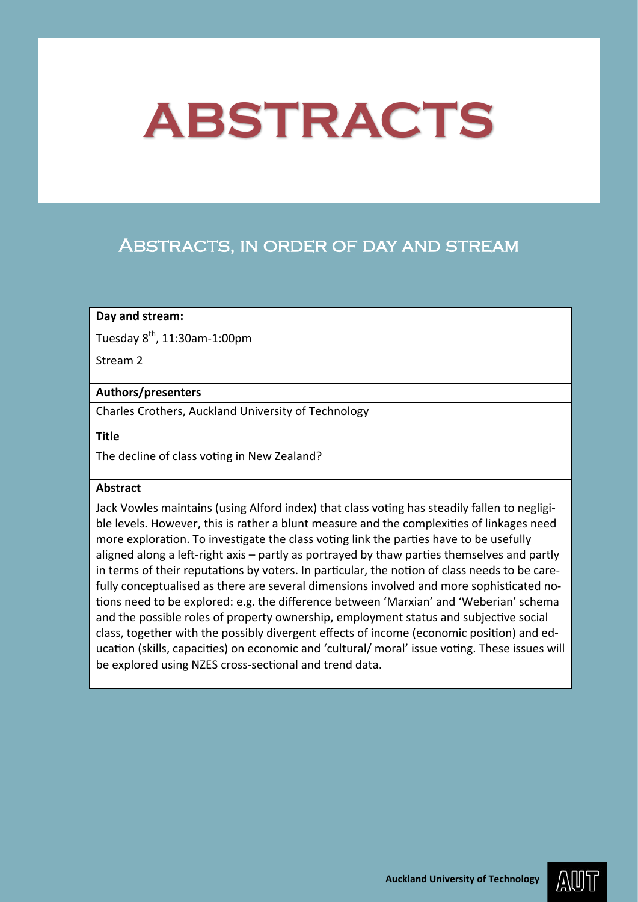# ABSTRACTS

## Abstracts, in order of day and stream

| **Day and stream:** |
|---|
| Tuesday 8th, 11:30am-1:00pm<br>Stream 2 |
| **Authors/presenters** |
| Charles Crothers, Auckland University of Technology |
| **Title** |
| The decline of class voting in New Zealand? |
| **Abstract** |
| Jack Vowles maintains (using Alford index) that class voting has steadily fallen to negligible levels. However, this is rather a blunt measure and the complexities of linkages need more exploration. To investigate the class voting link the parties have to be usefully aligned along a left-right axis – partly as portrayed by thaw parties themselves and partly in terms of their reputations by voters. In particular, the notion of class needs to be carefully conceptualised as there are several dimensions involved and more sophisticated notions need to be explored: e.g. the difference between 'Marxian' and 'Weberian' schema and the possible roles of property ownership, employment status and subjective social class, together with the possibly divergent effects of income (economic position) and education (skills, capacities) on economic and 'cultural/ moral' issue voting. These issues will be explored using NZES cross-sectional and trend data. |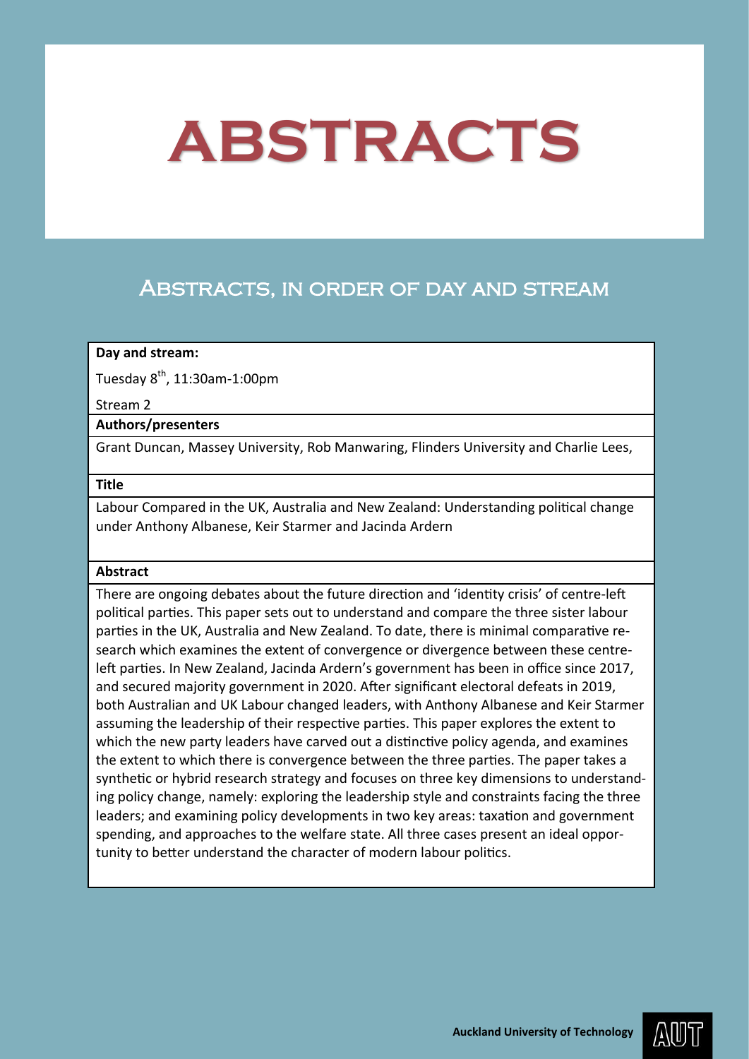# ABSTRACTS

## Abstracts, in order of day and stream

**Day and stream:**

Tuesday 8th, 11:30am-1:00pm

Stream 2

**Authors/presenters**

Grant Duncan, Massey University, Rob Manwaring, Flinders University and Charlie Lees,

**Title**

Labour Compared in the UK, Australia and New Zealand: Understanding political change under Anthony Albanese, Keir Starmer and Jacinda Ardern

**Abstract**

There are ongoing debates about the future direction and 'identity crisis' of centre-left political parties. This paper sets out to understand and compare the three sister labour parties in the UK, Australia and New Zealand. To date, there is minimal comparative research which examines the extent of convergence or divergence between these centre-left parties. In New Zealand, Jacinda Ardern's government has been in office since 2017, and secured majority government in 2020. After significant electoral defeats in 2019, both Australian and UK Labour changed leaders, with Anthony Albanese and Keir Starmer assuming the leadership of their respective parties. This paper explores the extent to which the new party leaders have carved out a distinctive policy agenda, and examines the extent to which there is convergence between the three parties. The paper takes a synthetic or hybrid research strategy and focuses on three key dimensions to understanding policy change, namely: exploring the leadership style and constraints facing the three leaders; and examining policy developments in two key areas: taxation and government spending, and approaches to the welfare state. All three cases present an ideal opportunity to better understand the character of modern labour politics.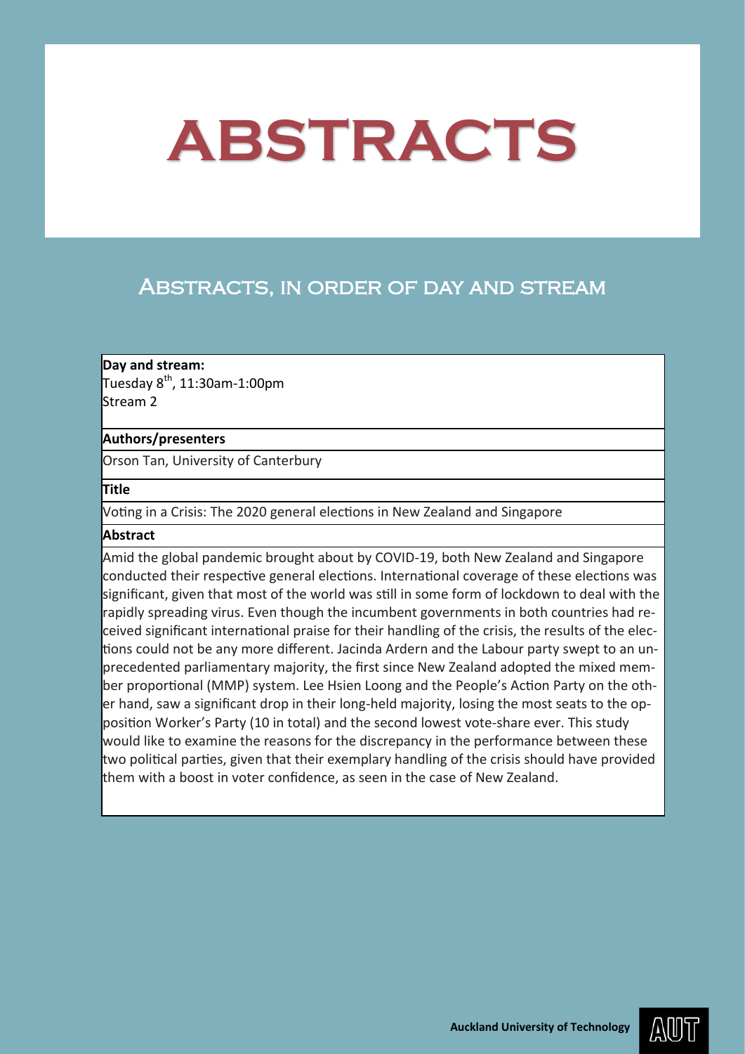# ABSTRACTS

## Abstracts, in order of day and stream

**Day and stream:**
Tuesday 8th, 11:30am-1:00pm
Stream 2

**Authors/presenters**

Orson Tan, University of Canterbury

**Title**

Voting in a Crisis: The 2020 general elections in New Zealand and Singapore

**Abstract**

Amid the global pandemic brought about by COVID-19, both New Zealand and Singapore conducted their respective general elections. International coverage of these elections was significant, given that most of the world was still in some form of lockdown to deal with the rapidly spreading virus. Even though the incumbent governments in both countries had received significant international praise for their handling of the crisis, the results of the elections could not be any more different. Jacinda Ardern and the Labour party swept to an unprecedented parliamentary majority, the first since New Zealand adopted the mixed member proportional (MMP) system. Lee Hsien Loong and the People's Action Party on the other hand, saw a significant drop in their long-held majority, losing the most seats to the opposition Worker's Party (10 in total) and the second lowest vote-share ever. This study would like to examine the reasons for the discrepancy in the performance between these two political parties, given that their exemplary handling of the crisis should have provided them with a boost in voter confidence, as seen in the case of New Zealand.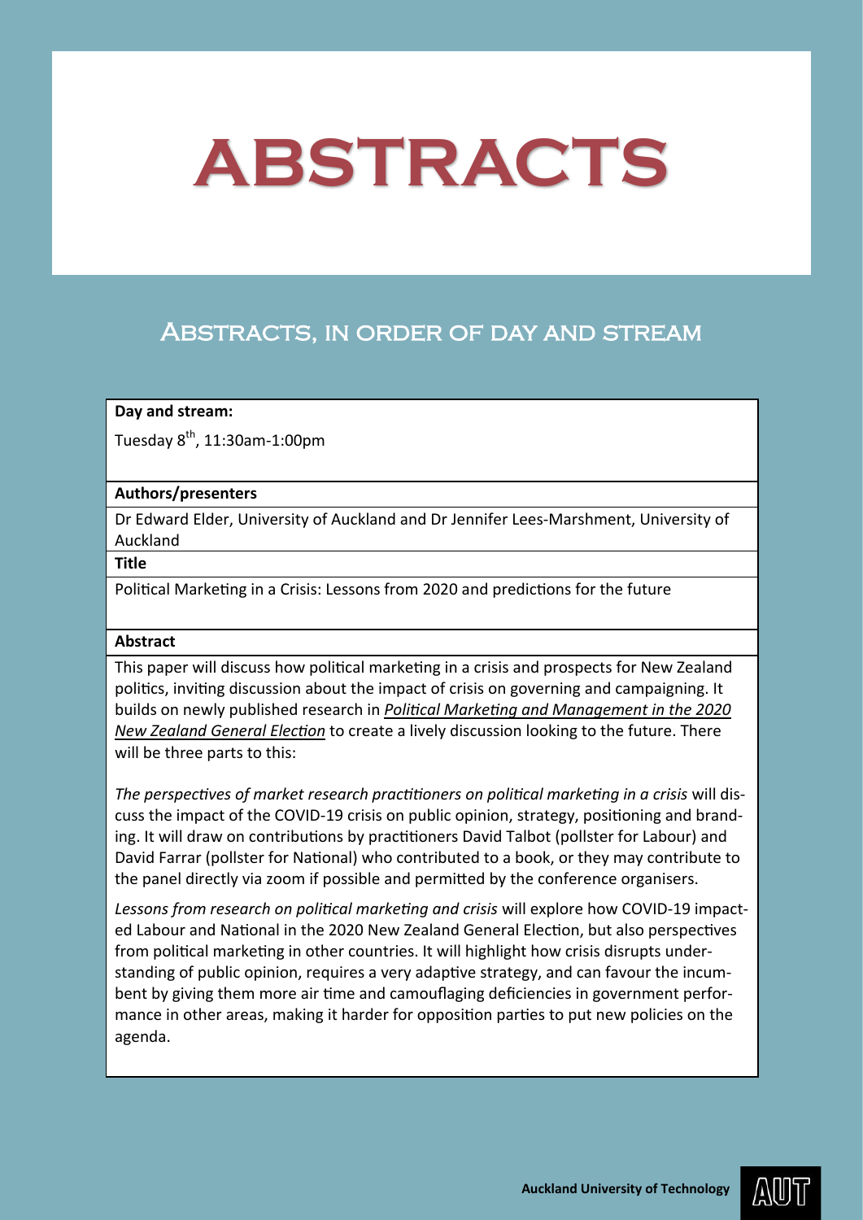# ABSTRACTS

## Abstracts, in order of day and stream

**Day and stream:**

Tuesday 8th, 11:30am-1:00pm

**Authors/presenters**

Dr Edward Elder, University of Auckland and Dr Jennifer Lees-Marshment, University of Auckland

**Title**

Political Marketing in a Crisis: Lessons from 2020 and predictions for the future

**Abstract**

This paper will discuss how political marketing in a crisis and prospects for New Zealand politics, inviting discussion about the impact of crisis on governing and campaigning. It builds on newly published research in *Political Marketing and Management in the 2020 New Zealand General Election* to create a lively discussion looking to the future. There will be three parts to this:

*The perspectives of market research practitioners on political marketing in a crisis* will discuss the impact of the COVID-19 crisis on public opinion, strategy, positioning and branding. It will draw on contributions by practitioners David Talbot (pollster for Labour) and David Farrar (pollster for National) who contributed to a book, or they may contribute to the panel directly via zoom if possible and permitted by the conference organisers.

*Lessons from research on political marketing and crisis* will explore how COVID-19 impacted Labour and National in the 2020 New Zealand General Election, but also perspectives from political marketing in other countries. It will highlight how crisis disrupts understanding of public opinion, requires a very adaptive strategy, and can favour the incumbent by giving them more air time and camouflaging deficiencies in government performance in other areas, making it harder for opposition parties to put new policies on the agenda.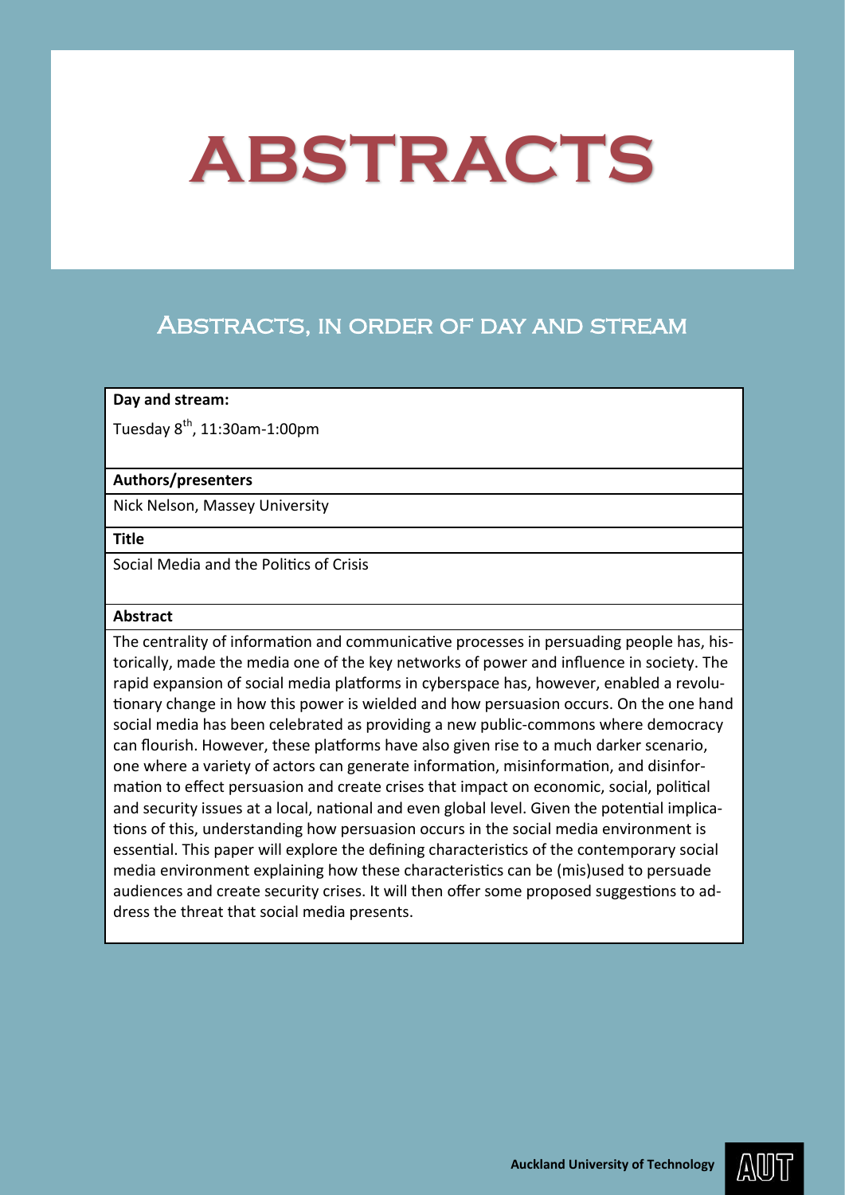# ABSTRACTS

## Abstracts, in order of day and stream

| **Day and stream:** |
| --- |
| Tuesday 8$^{th}$, 11:30am-1:00pm |
| **Authors/presenters** |
| Nick Nelson, Massey University |
| **Title** |
| Social Media and the Politics of Crisis |
| **Abstract** |
| The centrality of information and communicative processes in persuading people has, historically, made the media one of the key networks of power and influence in society. The rapid expansion of social media platforms in cyberspace has, however, enabled a revolutionary change in how this power is wielded and how persuasion occurs. On the one hand social media has been celebrated as providing a new public-commons where democracy can flourish. However, these platforms have also given rise to a much darker scenario, one where a variety of actors can generate information, misinformation, and disinformation to effect persuasion and create crises that impact on economic, social, political and security issues at a local, national and even global level. Given the potential implications of this, understanding how persuasion occurs in the social media environment is essential. This paper will explore the defining characteristics of the contemporary social media environment explaining how these characteristics can be (mis)used to persuade audiences and create security crises. It will then offer some proposed suggestions to address the threat that social media presents. |

Auckland University of Technology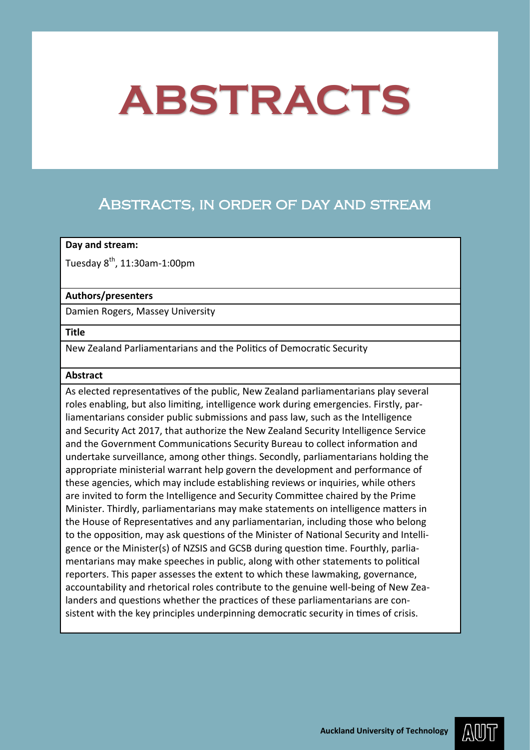# ABSTRACTS

## Abstracts, in order of day and stream

| **Day and stream:** |
|---|
| Tuesday 8th, 11:30am-1:00pm |
| **Authors/presenters** |
| Damien Rogers, Massey University |
| **Title** |
| New Zealand Parliamentarians and the Politics of Democratic Security |
| **Abstract** |
| As elected representatives of the public, New Zealand parliamentarians play several roles enabling, but also limiting, intelligence work during emergencies. Firstly, parliamentarians consider public submissions and pass law, such as the Intelligence and Security Act 2017, that authorize the New Zealand Security Intelligence Service and the Government Communications Security Bureau to collect information and undertake surveillance, among other things. Secondly, parliamentarians holding the appropriate ministerial warrant help govern the development and performance of these agencies, which may include establishing reviews or inquiries, while others are invited to form the Intelligence and Security Committee chaired by the Prime Minister. Thirdly, parliamentarians may make statements on intelligence matters in the House of Representatives and any parliamentarian, including those who belong to the opposition, may ask questions of the Minister of National Security and Intelligence or the Minister(s) of NZSIS and GCSB during question time. Fourthly, parliamentarians may make speeches in public, along with other statements to political reporters. This paper assesses the extent to which these lawmaking, governance, accountability and rhetorical roles contribute to the genuine well-being of New Zealanders and questions whether the practices of these parliamentarians are consistent with the key principles underpinning democratic security in times of crisis. |

Auckland University of Technology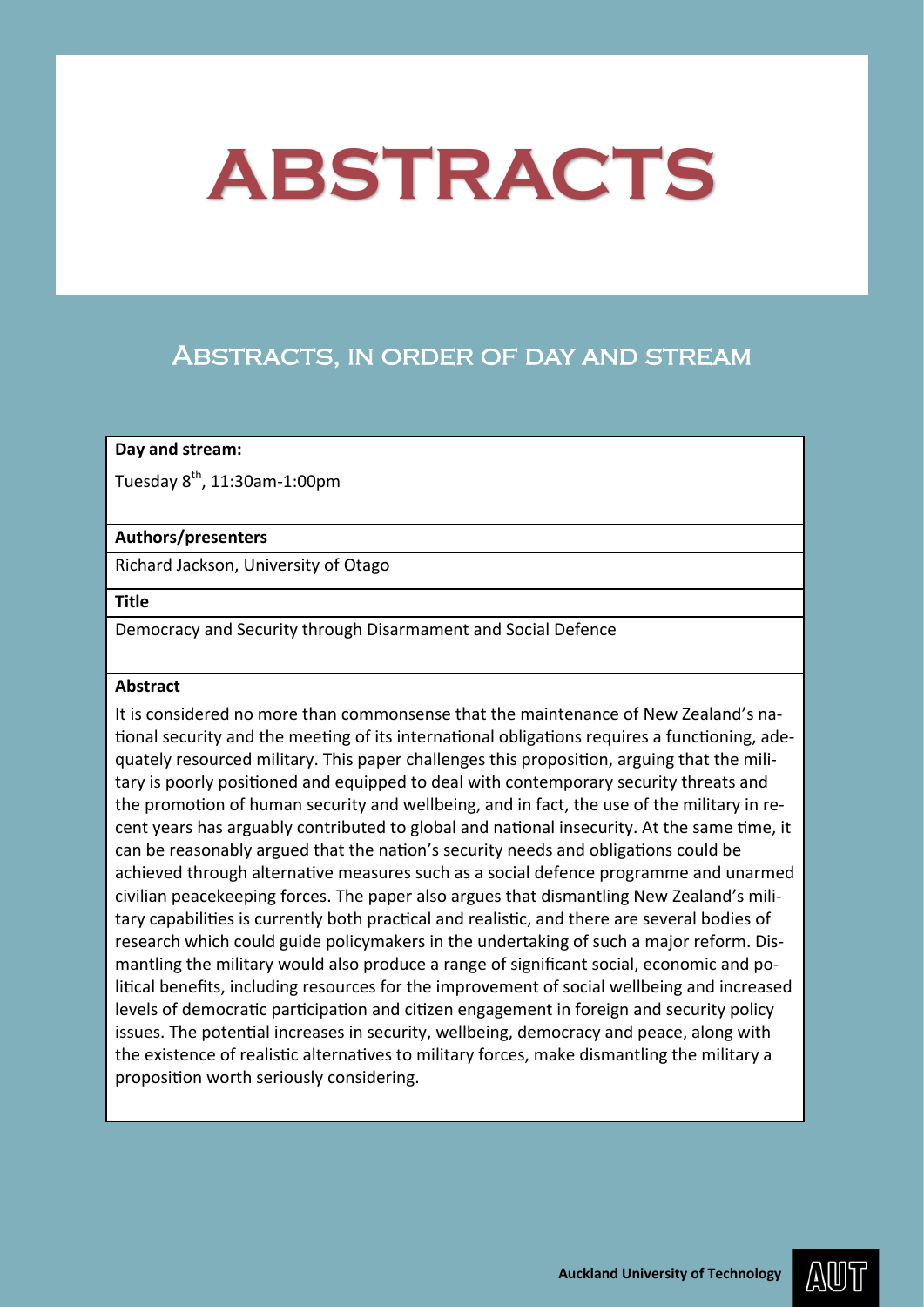# ABSTRACTS

## Abstracts, in order of day and stream

**Day and stream:**

Tuesday 8th, 11:30am-1:00pm

**Authors/presenters**

Richard Jackson, University of Otago

**Title**

Democracy and Security through Disarmament and Social Defence

**Abstract**

It is considered no more than commonsense that the maintenance of New Zealand's national security and the meeting of its international obligations requires a functioning, adequately resourced military. This paper challenges this proposition, arguing that the military is poorly positioned and equipped to deal with contemporary security threats and the promotion of human security and wellbeing, and in fact, the use of the military in recent years has arguably contributed to global and national insecurity. At the same time, it can be reasonably argued that the nation's security needs and obligations could be achieved through alternative measures such as a social defence programme and unarmed civilian peacekeeping forces. The paper also argues that dismantling New Zealand's military capabilities is currently both practical and realistic, and there are several bodies of research which could guide policymakers in the undertaking of such a major reform. Dismantling the military would also produce a range of significant social, economic and political benefits, including resources for the improvement of social wellbeing and increased levels of democratic participation and citizen engagement in foreign and security policy issues. The potential increases in security, wellbeing, democracy and peace, along with the existence of realistic alternatives to military forces, make dismantling the military a proposition worth seriously considering.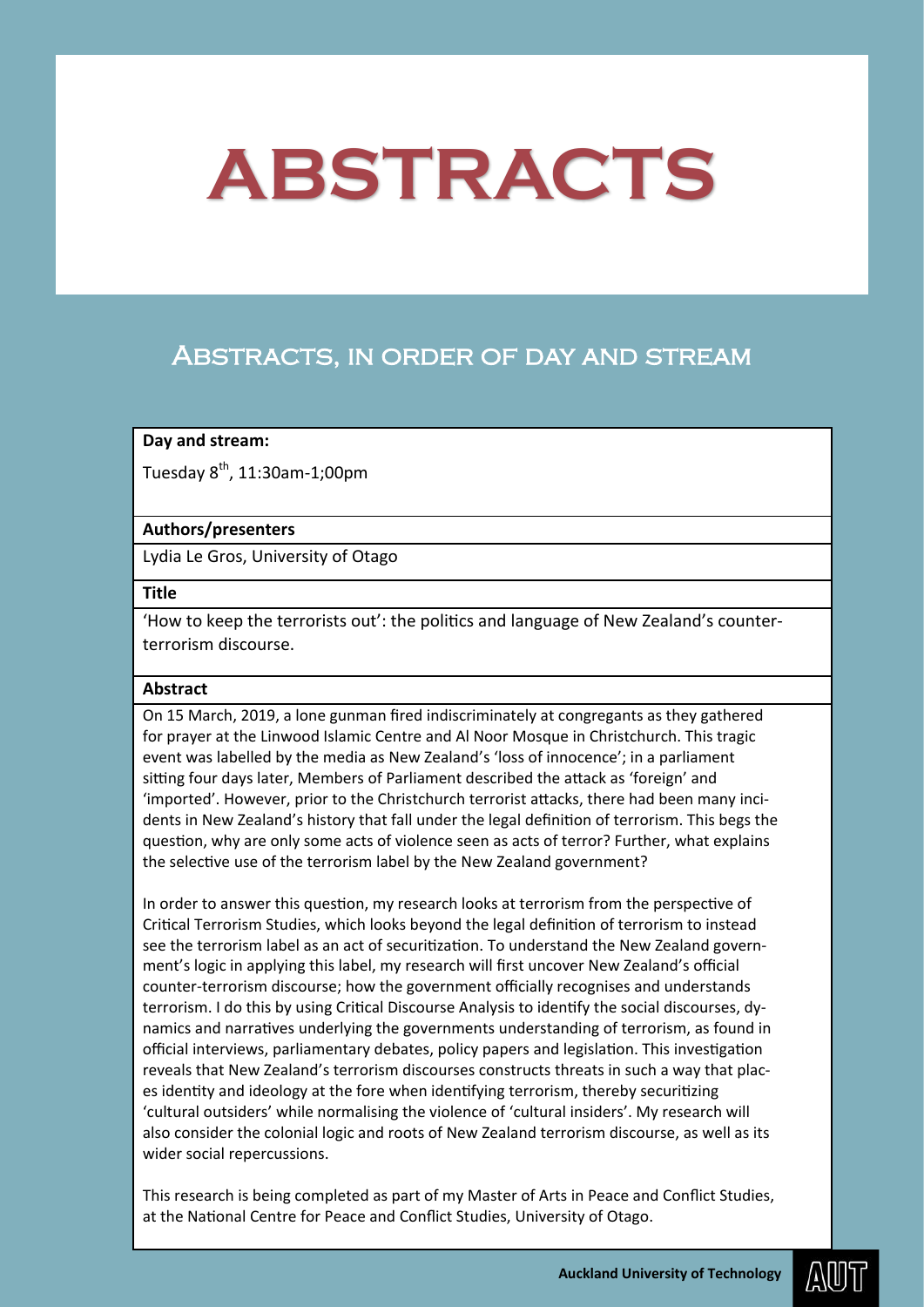# ABSTRACTS

## Abstracts, in order of day and stream

**Day and stream:**

Tuesday 8th, 11:30am-1;00pm

**Authors/presenters**

Lydia Le Gros, University of Otago

**Title**

'How to keep the terrorists out': the politics and language of New Zealand's counter-terrorism discourse.

**Abstract**

On 15 March, 2019, a lone gunman fired indiscriminately at congregants as they gathered for prayer at the Linwood Islamic Centre and Al Noor Mosque in Christchurch. This tragic event was labelled by the media as New Zealand's 'loss of innocence'; in a parliament sitting four days later, Members of Parliament described the attack as 'foreign' and 'imported'. However, prior to the Christchurch terrorist attacks, there had been many incidents in New Zealand's history that fall under the legal definition of terrorism. This begs the question, why are only some acts of violence seen as acts of terror? Further, what explains the selective use of the terrorism label by the New Zealand government?

In order to answer this question, my research looks at terrorism from the perspective of Critical Terrorism Studies, which looks beyond the legal definition of terrorism to instead see the terrorism label as an act of securitization. To understand the New Zealand government's logic in applying this label, my research will first uncover New Zealand's official counter-terrorism discourse; how the government officially recognises and understands terrorism. I do this by using Critical Discourse Analysis to identify the social discourses, dynamics and narratives underlying the governments understanding of terrorism, as found in official interviews, parliamentary debates, policy papers and legislation. This investigation reveals that New Zealand's terrorism discourses constructs threats in such a way that places identity and ideology at the fore when identifying terrorism, thereby securitizing 'cultural outsiders' while normalising the violence of 'cultural insiders'. My research will also consider the colonial logic and roots of New Zealand terrorism discourse, as well as its wider social repercussions.

This research is being completed as part of my Master of Arts in Peace and Conflict Studies, at the National Centre for Peace and Conflict Studies, University of Otago.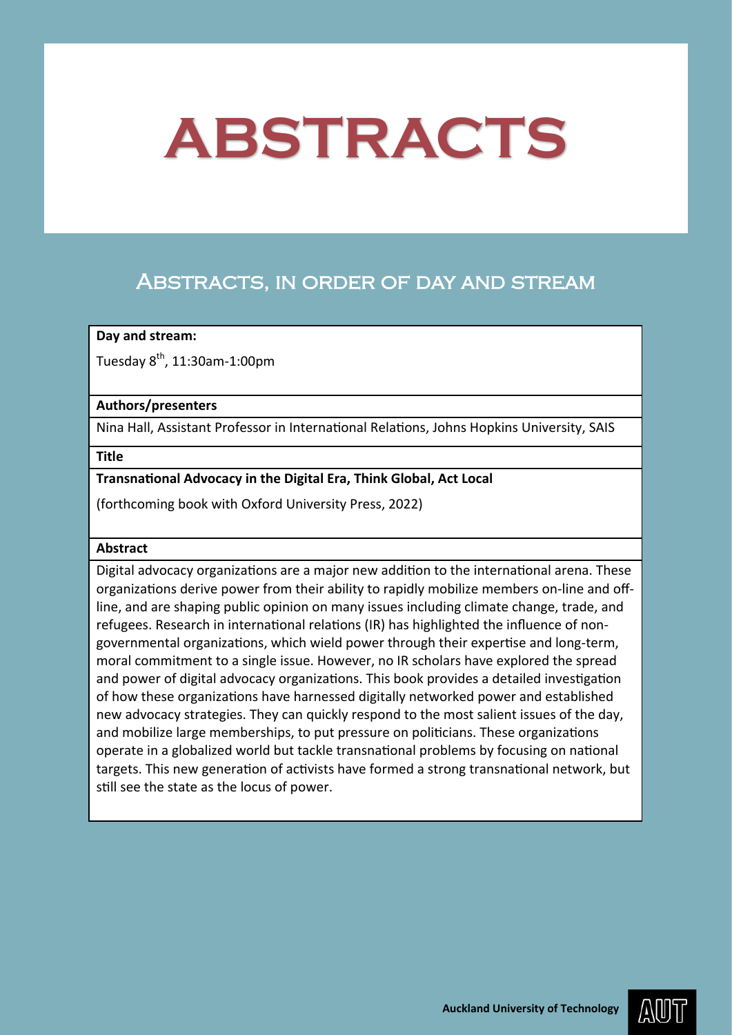# ABSTRACTS

## Abstracts, in order of day and stream

**Day and stream:**

Tuesday 8th, 11:30am-1:00pm

**Authors/presenters**

Nina Hall, Assistant Professor in International Relations, Johns Hopkins University, SAIS

**Title**

**Transnational Advocacy in the Digital Era, Think Global, Act Local**

(forthcoming book with Oxford University Press, 2022)

**Abstract**

Digital advocacy organizations are a major new addition to the international arena. These organizations derive power from their ability to rapidly mobilize members on-line and off-line, and are shaping public opinion on many issues including climate change, trade, and refugees. Research in international relations (IR) has highlighted the influence of non-governmental organizations, which wield power through their expertise and long-term, moral commitment to a single issue. However, no IR scholars have explored the spread and power of digital advocacy organizations. This book provides a detailed investigation of how these organizations have harnessed digitally networked power and established new advocacy strategies. They can quickly respond to the most salient issues of the day, and mobilize large memberships, to put pressure on politicians. These organizations operate in a globalized world but tackle transnational problems by focusing on national targets. This new generation of activists have formed a strong transnational network, but still see the state as the locus of power.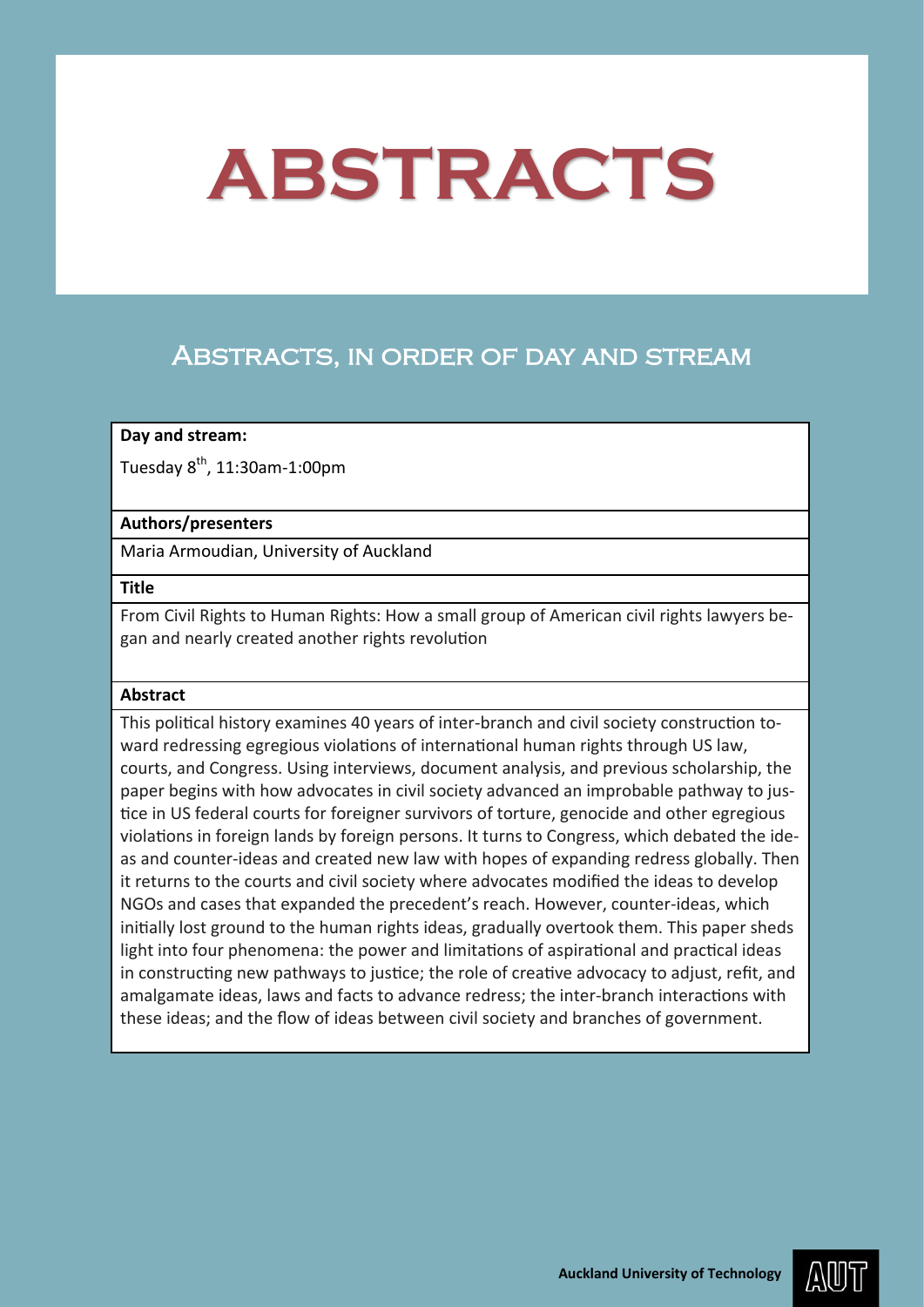# ABSTRACTS

## Abstracts, in order of day and stream

| **Day and stream:** |
| --- |
| Tuesday 8th, 11:30am-1:00pm |
| **Authors/presenters** |
| Maria Armoudian, University of Auckland |
| **Title** |
| From Civil Rights to Human Rights: How a small group of American civil rights lawyers began and nearly created another rights revolution |
| **Abstract** |
| This political history examines 40 years of inter-branch and civil society construction toward redressing egregious violations of international human rights through US law, courts, and Congress. Using interviews, document analysis, and previous scholarship, the paper begins with how advocates in civil society advanced an improbable pathway to justice in US federal courts for foreigner survivors of torture, genocide and other egregious violations in foreign lands by foreign persons. It turns to Congress, which debated the ideas and counter-ideas and created new law with hopes of expanding redress globally. Then it returns to the courts and civil society where advocates modified the ideas to develop NGOs and cases that expanded the precedent's reach. However, counter-ideas, which initially lost ground to the human rights ideas, gradually overtook them. This paper sheds light into four phenomena: the power and limitations of aspirational and practical ideas in constructing new pathways to justice; the role of creative advocacy to adjust, refit, and amalgamate ideas, laws and facts to advance redress; the inter-branch interactions with these ideas; and the flow of ideas between civil society and branches of government. |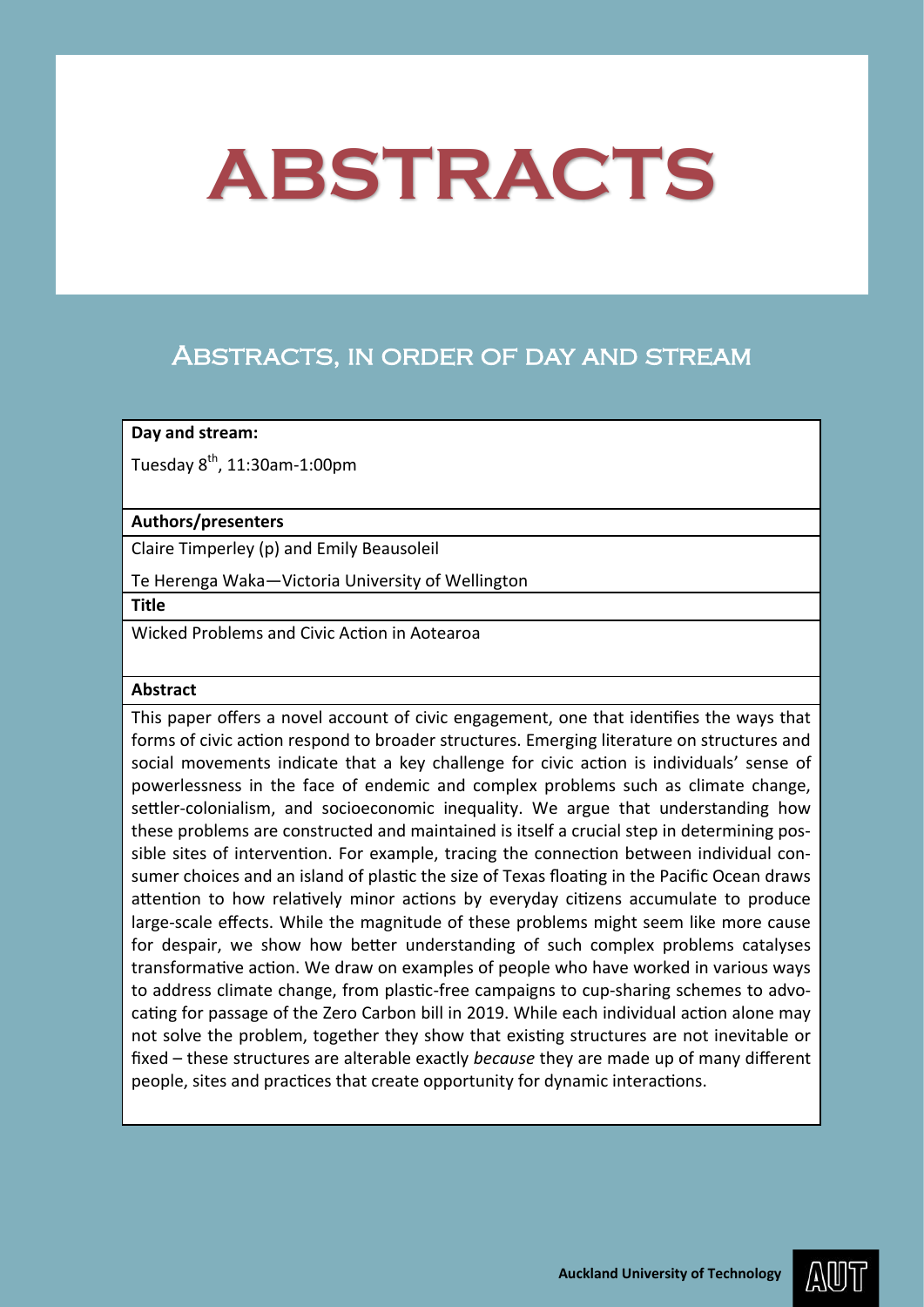# ABSTRACTS

## Abstracts, in order of day and stream

**Day and stream:**

Tuesday 8th, 11:30am-1:00pm

**Authors/presenters**

Claire Timperley (p) and Emily Beausoleil

Te Herenga Waka—Victoria University of Wellington

**Title**

Wicked Problems and Civic Action in Aotearoa

**Abstract**

This paper offers a novel account of civic engagement, one that identifies the ways that forms of civic action respond to broader structures. Emerging literature on structures and social movements indicate that a key challenge for civic action is individuals' sense of powerlessness in the face of endemic and complex problems such as climate change, settler-colonialism, and socioeconomic inequality. We argue that understanding how these problems are constructed and maintained is itself a crucial step in determining possible sites of intervention. For example, tracing the connection between individual consumer choices and an island of plastic the size of Texas floating in the Pacific Ocean draws attention to how relatively minor actions by everyday citizens accumulate to produce large-scale effects. While the magnitude of these problems might seem like more cause for despair, we show how better understanding of such complex problems catalyses transformative action. We draw on examples of people who have worked in various ways to address climate change, from plastic-free campaigns to cup-sharing schemes to advocating for passage of the Zero Carbon bill in 2019. While each individual action alone may not solve the problem, together they show that existing structures are not inevitable or fixed – these structures are alterable exactly *because* they are made up of many different people, sites and practices that create opportunity for dynamic interactions.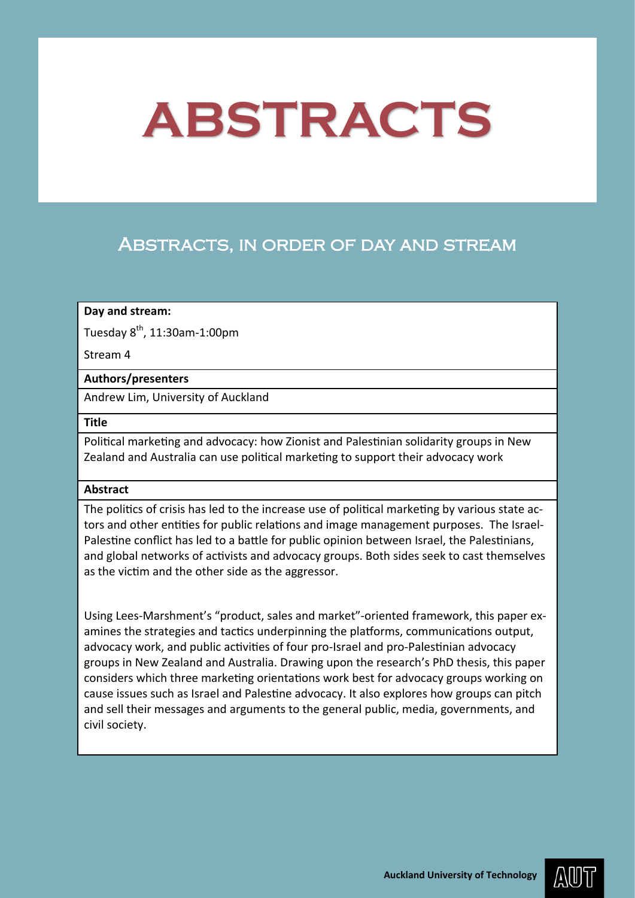# ABSTRACTS

## Abstracts, in order of day and stream

| **Day and stream:** |
| --- |
| Tuesday 8th, 11:30am-1:00pm<br>Stream 4 |
| **Authors/presenters** |
| Andrew Lim, University of Auckland |
| **Title** |
| Political marketing and advocacy: how Zionist and Palestinian solidarity groups in New Zealand and Australia can use political marketing to support their advocacy work |
| **Abstract** |
| The politics of crisis has led to the increase use of political marketing by various state actors and other entities for public relations and image management purposes. The Israel-Palestine conflict has led to a battle for public opinion between Israel, the Palestinians, and global networks of activists and advocacy groups. Both sides seek to cast themselves as the victim and the other side as the aggressor.<br><br>Using Lees-Marshment's "product, sales and market"-oriented framework, this paper examines the strategies and tactics underpinning the platforms, communications output, advocacy work, and public activities of four pro-Israel and pro-Palestinian advocacy groups in New Zealand and Australia. Drawing upon the research's PhD thesis, this paper considers which three marketing orientations work best for advocacy groups working on cause issues such as Israel and Palestine advocacy. It also explores how groups can pitch and sell their messages and arguments to the general public, media, governments, and civil society. |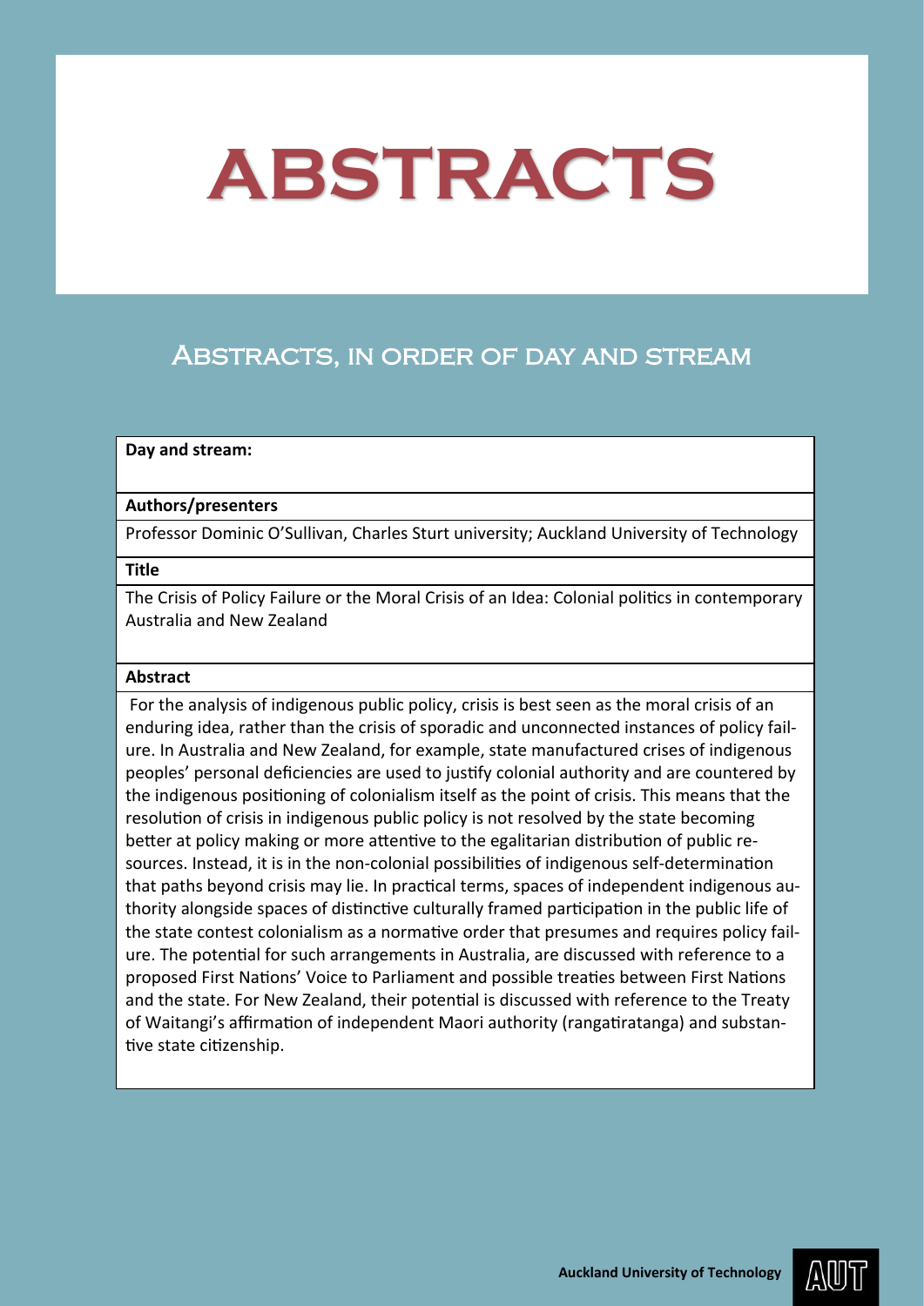# ABSTRACTS

## Abstracts, in order of day and stream

**Day and stream:**

**Authors/presenters**

Professor Dominic O'Sullivan, Charles Sturt university; Auckland University of Technology

**Title**

The Crisis of Policy Failure or the Moral Crisis of an Idea: Colonial politics in contemporary Australia and New Zealand

**Abstract**

For the analysis of indigenous public policy, crisis is best seen as the moral crisis of an enduring idea, rather than the crisis of sporadic and unconnected instances of policy failure. In Australia and New Zealand, for example, state manufactured crises of indigenous peoples' personal deficiencies are used to justify colonial authority and are countered by the indigenous positioning of colonialism itself as the point of crisis. This means that the resolution of crisis in indigenous public policy is not resolved by the state becoming better at policy making or more attentive to the egalitarian distribution of public resources. Instead, it is in the non-colonial possibilities of indigenous self-determination that paths beyond crisis may lie. In practical terms, spaces of independent indigenous authority alongside spaces of distinctive culturally framed participation in the public life of the state contest colonialism as a normative order that presumes and requires policy failure. The potential for such arrangements in Australia, are discussed with reference to a proposed First Nations' Voice to Parliament and possible treaties between First Nations and the state. For New Zealand, their potential is discussed with reference to the Treaty of Waitangi's affirmation of independent Maori authority (rangatiratanga) and substantive state citizenship.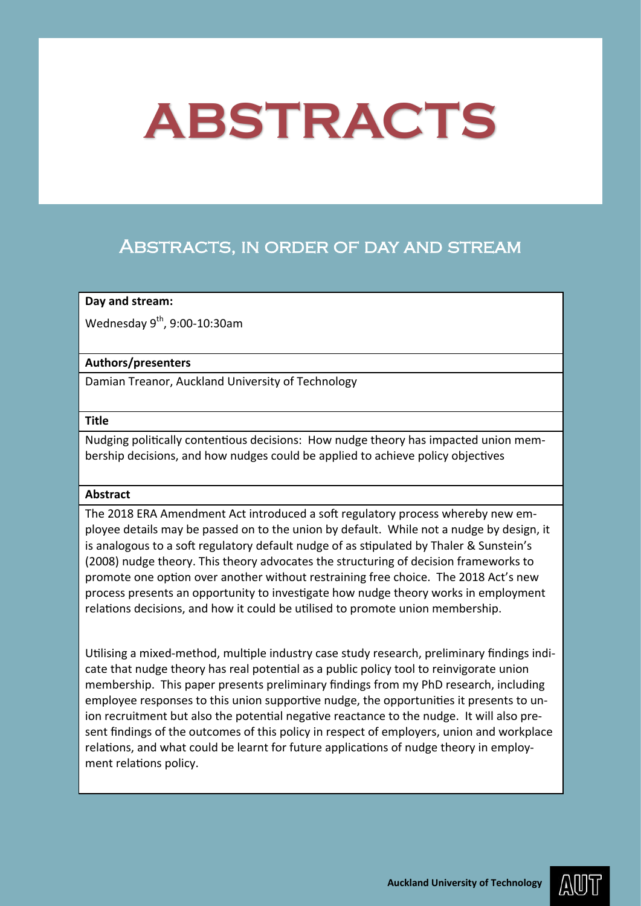# ABSTRACTS

## Abstracts, in order of day and stream

**Day and stream:**

Wednesday 9th, 9:00-10:30am

**Authors/presenters**

Damian Treanor, Auckland University of Technology

**Title**

Nudging politically contentious decisions: How nudge theory has impacted union membership decisions, and how nudges could be applied to achieve policy objectives

**Abstract**

The 2018 ERA Amendment Act introduced a soft regulatory process whereby new employee details may be passed on to the union by default. While not a nudge by design, it is analogous to a soft regulatory default nudge of as stipulated by Thaler & Sunstein's (2008) nudge theory. This theory advocates the structuring of decision frameworks to promote one option over another without restraining free choice. The 2018 Act's new process presents an opportunity to investigate how nudge theory works in employment relations decisions, and how it could be utilised to promote union membership.

Utilising a mixed-method, multiple industry case study research, preliminary findings indicate that nudge theory has real potential as a public policy tool to reinvigorate union membership. This paper presents preliminary findings from my PhD research, including employee responses to this union supportive nudge, the opportunities it presents to union recruitment but also the potential negative reactance to the nudge. It will also present findings of the outcomes of this policy in respect of employers, union and workplace relations, and what could be learnt for future applications of nudge theory in employment relations policy.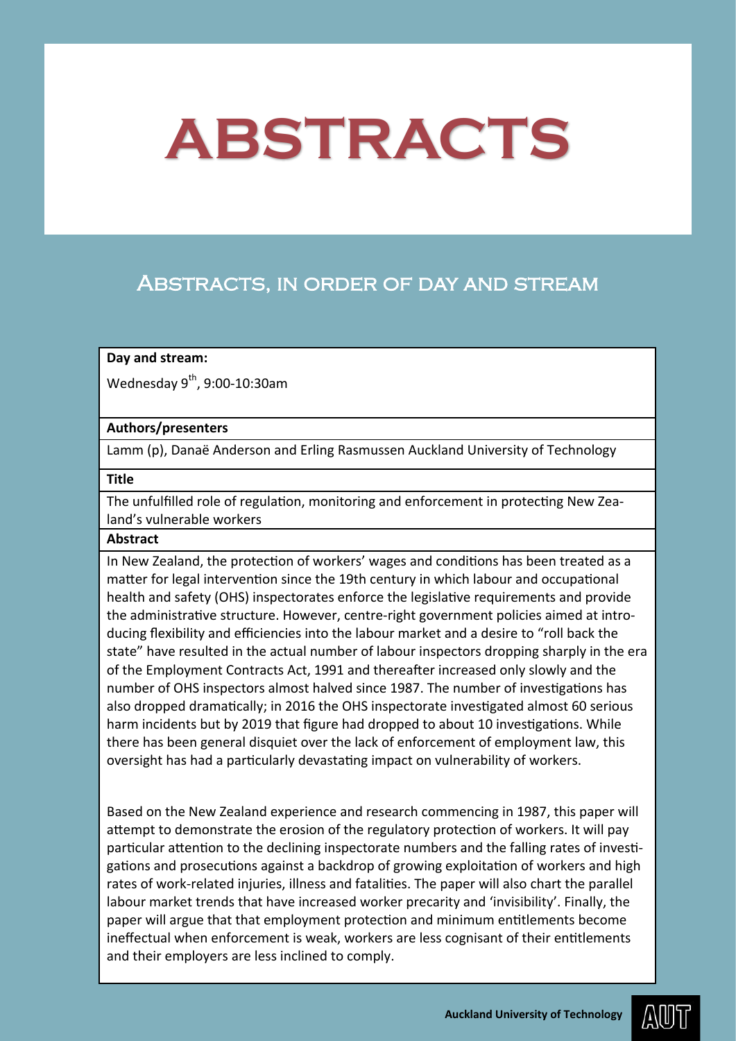# ABSTRACTS

## Abstracts, in order of day and stream

**Day and stream:**

Wednesday 9th, 9:00-10:30am

**Authors/presenters**

Lamm (p), Danaë Anderson and Erling Rasmussen Auckland University of Technology

**Title**

The unfulfilled role of regulation, monitoring and enforcement in protecting New Zealand's vulnerable workers

**Abstract**

In New Zealand, the protection of workers' wages and conditions has been treated as a matter for legal intervention since the 19th century in which labour and occupational health and safety (OHS) inspectorates enforce the legislative requirements and provide the administrative structure. However, centre-right government policies aimed at introducing flexibility and efficiencies into the labour market and a desire to "roll back the state" have resulted in the actual number of labour inspectors dropping sharply in the era of the Employment Contracts Act, 1991 and thereafter increased only slowly and the number of OHS inspectors almost halved since 1987. The number of investigations has also dropped dramatically; in 2016 the OHS inspectorate investigated almost 60 serious harm incidents but by 2019 that figure had dropped to about 10 investigations. While there has been general disquiet over the lack of enforcement of employment law, this oversight has had a particularly devastating impact on vulnerability of workers.

Based on the New Zealand experience and research commencing in 1987, this paper will attempt to demonstrate the erosion of the regulatory protection of workers. It will pay particular attention to the declining inspectorate numbers and the falling rates of investigations and prosecutions against a backdrop of growing exploitation of workers and high rates of work-related injuries, illness and fatalities. The paper will also chart the parallel labour market trends that have increased worker precarity and 'invisibility'. Finally, the paper will argue that that employment protection and minimum entitlements become ineffectual when enforcement is weak, workers are less cognisant of their entitlements and their employers are less inclined to comply.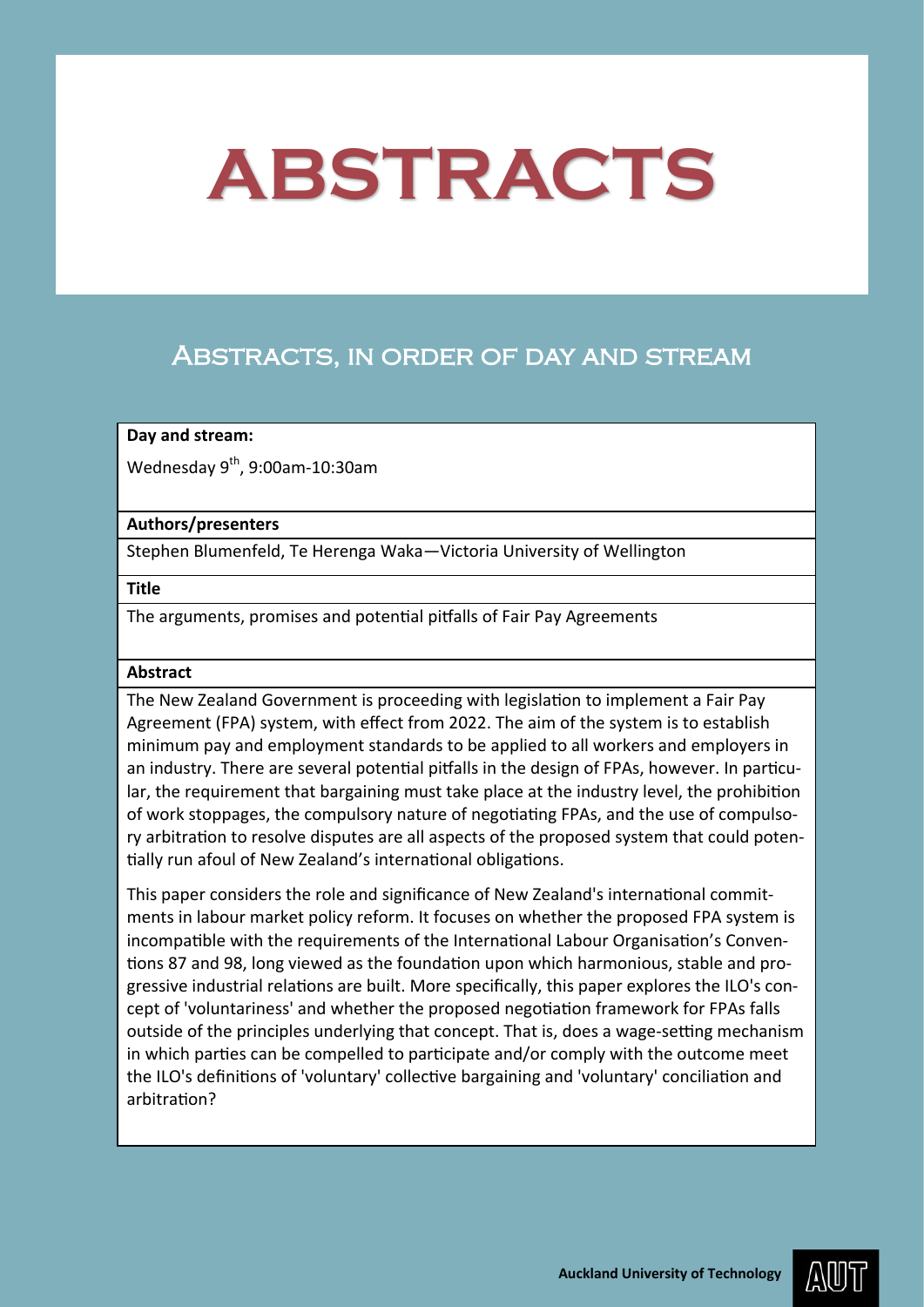# ABSTRACTS

## Abstracts, in order of day and stream

**Day and stream:**

Wednesday 9th, 9:00am-10:30am

**Authors/presenters**

Stephen Blumenfeld, Te Herenga Waka—Victoria University of Wellington

**Title**

The arguments, promises and potential pitfalls of Fair Pay Agreements

**Abstract**

The New Zealand Government is proceeding with legislation to implement a Fair Pay Agreement (FPA) system, with effect from 2022. The aim of the system is to establish minimum pay and employment standards to be applied to all workers and employers in an industry. There are several potential pitfalls in the design of FPAs, however. In particular, the requirement that bargaining must take place at the industry level, the prohibition of work stoppages, the compulsory nature of negotiating FPAs, and the use of compulsory arbitration to resolve disputes are all aspects of the proposed system that could potentially run afoul of New Zealand's international obligations.

This paper considers the role and significance of New Zealand's international commitments in labour market policy reform. It focuses on whether the proposed FPA system is incompatible with the requirements of the International Labour Organisation's Conventions 87 and 98, long viewed as the foundation upon which harmonious, stable and progressive industrial relations are built. More specifically, this paper explores the ILO's concept of 'voluntariness' and whether the proposed negotiation framework for FPAs falls outside of the principles underlying that concept. That is, does a wage-setting mechanism in which parties can be compelled to participate and/or comply with the outcome meet the ILO's definitions of 'voluntary' collective bargaining and 'voluntary' conciliation and arbitration?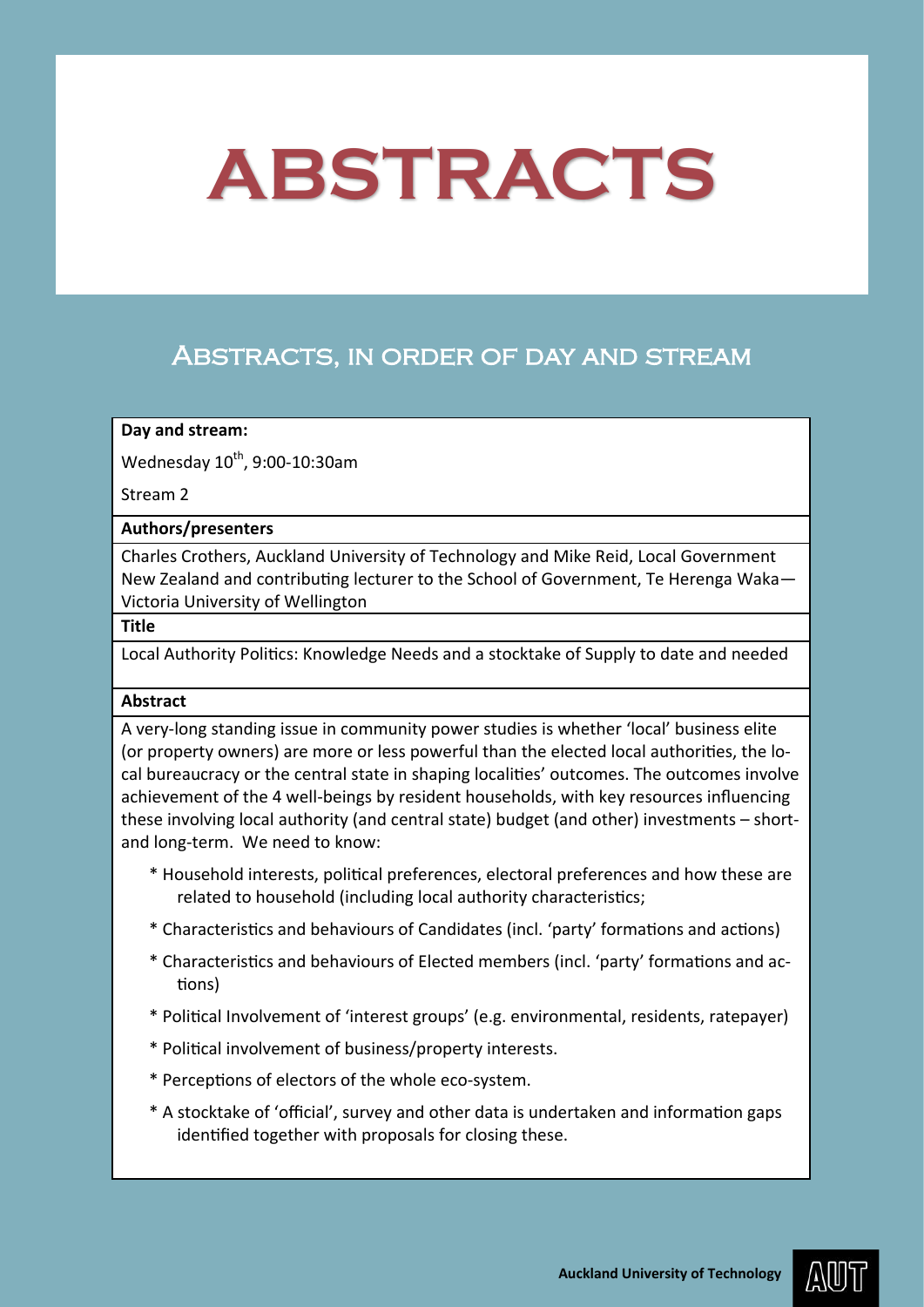# ABSTRACTS

## Abstracts, in order of day and stream

**Day and stream:**

Wednesday 10th, 9:00-10:30am

Stream 2

**Authors/presenters**

Charles Crothers, Auckland University of Technology and Mike Reid, Local Government New Zealand and contributing lecturer to the School of Government, Te Herenga Waka—Victoria University of Wellington

**Title**

Local Authority Politics: Knowledge Needs and a stocktake of Supply to date and needed

**Abstract**

A very-long standing issue in community power studies is whether 'local' business elite (or property owners) are more or less powerful than the elected local authorities, the local bureaucracy or the central state in shaping localities' outcomes. The outcomes involve achievement of the 4 well-beings by resident households, with key resources influencing these involving local authority (and central state) budget (and other) investments – short- and long-term. We need to know:

* Household interests, political preferences, electoral preferences and how these are related to household (including local authority characteristics;
* Characteristics and behaviours of Candidates (incl. 'party' formations and actions)
* Characteristics and behaviours of Elected members (incl. 'party' formations and actions)
* Political Involvement of 'interest groups' (e.g. environmental, residents, ratepayer)
* Political involvement of business/property interests.
* Perceptions of electors of the whole eco-system.
* A stocktake of 'official', survey and other data is undertaken and information gaps identified together with proposals for closing these.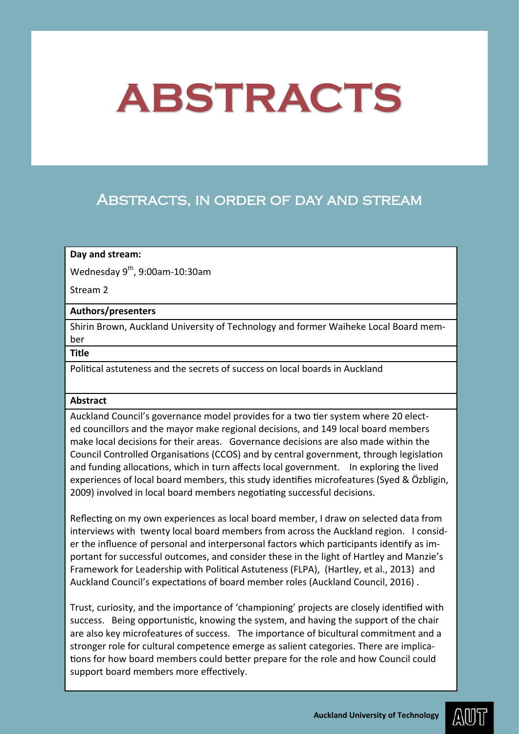# ABSTRACTS

## Abstracts, in order of day and stream

**Day and stream:**

Wednesday 9th, 9:00am-10:30am

Stream 2

**Authors/presenters**

Shirin Brown, Auckland University of Technology and former Waiheke Local Board member

**Title**

Political astuteness and the secrets of success on local boards in Auckland

**Abstract**

Auckland Council's governance model provides for a two tier system where 20 elected councillors and the mayor make regional decisions, and 149 local board members make local decisions for their areas. Governance decisions are also made within the Council Controlled Organisations (CCOS) and by central government, through legislation and funding allocations, which in turn affects local government. In exploring the lived experiences of local board members, this study identifies microfeatures (Syed & Özbligin, 2009) involved in local board members negotiating successful decisions.

Reflecting on my own experiences as local board member, I draw on selected data from interviews with twenty local board members from across the Auckland region. I consider the influence of personal and interpersonal factors which participants identify as important for successful outcomes, and consider these in the light of Hartley and Manzie's Framework for Leadership with Political Astuteness (FLPA), (Hartley, et al., 2013) and Auckland Council's expectations of board member roles (Auckland Council, 2016) .

Trust, curiosity, and the importance of 'championing' projects are closely identified with success. Being opportunistic, knowing the system, and having the support of the chair are also key microfeatures of success. The importance of bicultural commitment and a stronger role for cultural competence emerge as salient categories. There are implications for how board members could better prepare for the role and how Council could support board members more effectively.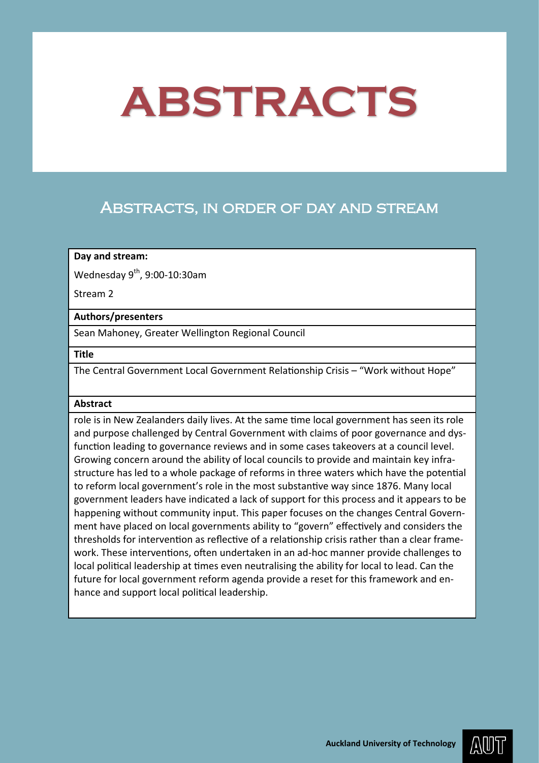# ABSTRACTS

## Abstracts, in order of day and stream

| **Day and stream:** |
|---|
| Wednesday 9th, 9:00-10:30am<br><br>Stream 2 |
| **Authors/presenters** |
| Sean Mahoney, Greater Wellington Regional Council |
| **Title** |
| The Central Government Local Government Relationship Crisis – "Work without Hope" |
| **Abstract** |
| role is in New Zealanders daily lives. At the same time local government has seen its role and purpose challenged by Central Government with claims of poor governance and dysfunction leading to governance reviews and in some cases takeovers at a council level. Growing concern around the ability of local councils to provide and maintain key infrastructure has led to a whole package of reforms in three waters which have the potential to reform local government's role in the most substantive way since 1876. Many local government leaders have indicated a lack of support for this process and it appears to be happening without community input. This paper focuses on the changes Central Government have placed on local governments ability to "govern" effectively and considers the thresholds for intervention as reflective of a relationship crisis rather than a clear framework. These interventions, often undertaken in an ad-hoc manner provide challenges to local political leadership at times even neutralising the ability for local to lead. Can the future for local government reform agenda provide a reset for this framework and enhance and support local political leadership. |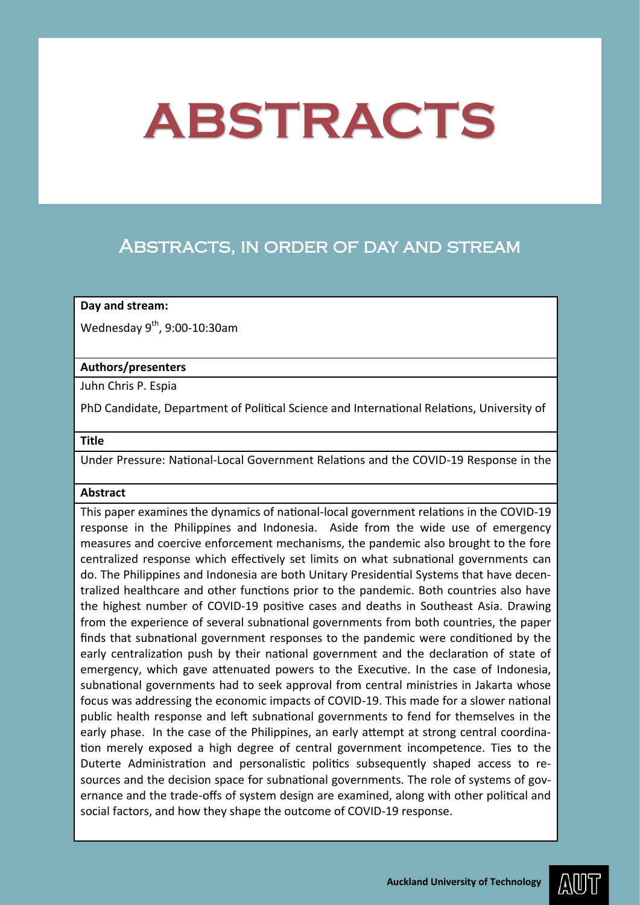# ABSTRACTS

## Abstracts, in order of day and stream

**Day and stream:**

Wednesday 9th, 9:00-10:30am

**Authors/presenters**

Juhn Chris P. Espia

PhD Candidate, Department of Political Science and International Relations, University of

**Title**

Under Pressure: National-Local Government Relations and the COVID-19 Response in the

**Abstract**

This paper examines the dynamics of national-local government relations in the COVID-19 response in the Philippines and Indonesia. Aside from the wide use of emergency measures and coercive enforcement mechanisms, the pandemic also brought to the fore centralized response which effectively set limits on what subnational governments can do. The Philippines and Indonesia are both Unitary Presidential Systems that have decentralized healthcare and other functions prior to the pandemic. Both countries also have the highest number of COVID-19 positive cases and deaths in Southeast Asia. Drawing from the experience of several subnational governments from both countries, the paper finds that subnational government responses to the pandemic were conditioned by the early centralization push by their national government and the declaration of state of emergency, which gave attenuated powers to the Executive. In the case of Indonesia, subnational governments had to seek approval from central ministries in Jakarta whose focus was addressing the economic impacts of COVID-19. This made for a slower national public health response and left subnational governments to fend for themselves in the early phase. In the case of the Philippines, an early attempt at strong central coordination merely exposed a high degree of central government incompetence. Ties to the Duterte Administration and personalistic politics subsequently shaped access to resources and the decision space for subnational governments. The role of systems of governance and the trade-offs of system design are examined, along with other political and social factors, and how they shape the outcome of COVID-19 response.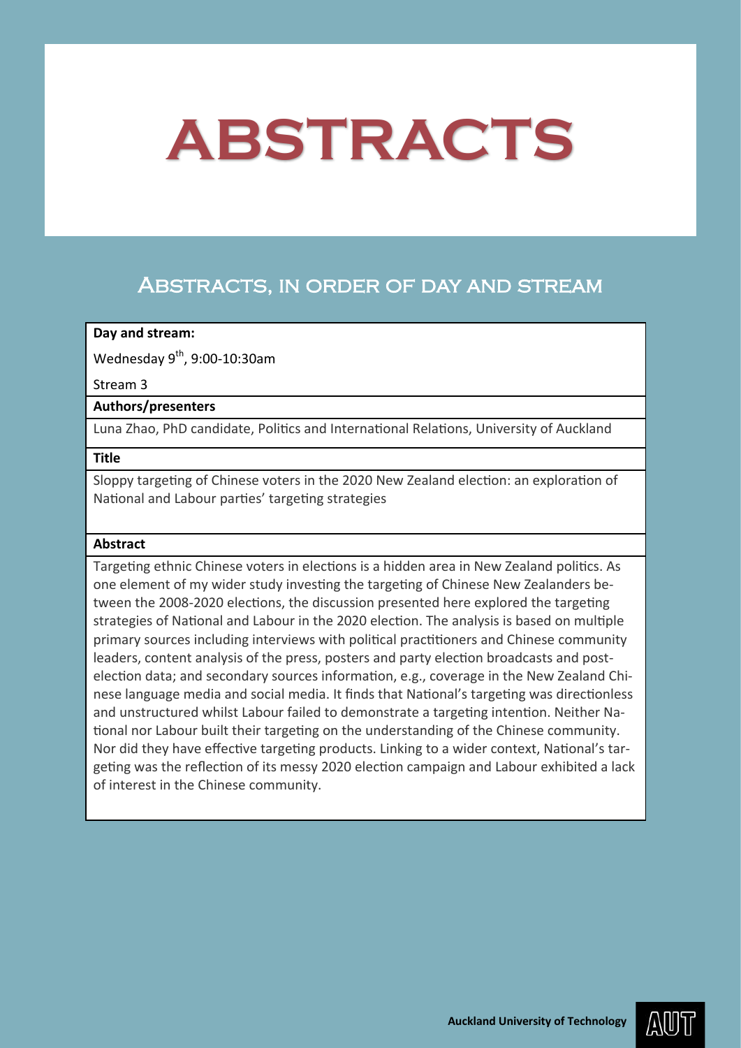# ABSTRACTS

## Abstracts, in order of day and stream

**Day and stream:**

Wednesday 9th, 9:00-10:30am

Stream 3

**Authors/presenters**

Luna Zhao, PhD candidate, Politics and International Relations, University of Auckland

**Title**

Sloppy targeting of Chinese voters in the 2020 New Zealand election: an exploration of National and Labour parties' targeting strategies

**Abstract**

Targeting ethnic Chinese voters in elections is a hidden area in New Zealand politics. As one element of my wider study investing the targeting of Chinese New Zealanders between the 2008-2020 elections, the discussion presented here explored the targeting strategies of National and Labour in the 2020 election. The analysis is based on multiple primary sources including interviews with political practitioners and Chinese community leaders, content analysis of the press, posters and party election broadcasts and post-election data; and secondary sources information, e.g., coverage in the New Zealand Chinese language media and social media. It finds that National's targeting was directionless and unstructured whilst Labour failed to demonstrate a targeting intention. Neither National nor Labour built their targeting on the understanding of the Chinese community. Nor did they have effective targeting products. Linking to a wider context, National's targeting was the reflection of its messy 2020 election campaign and Labour exhibited a lack of interest in the Chinese community.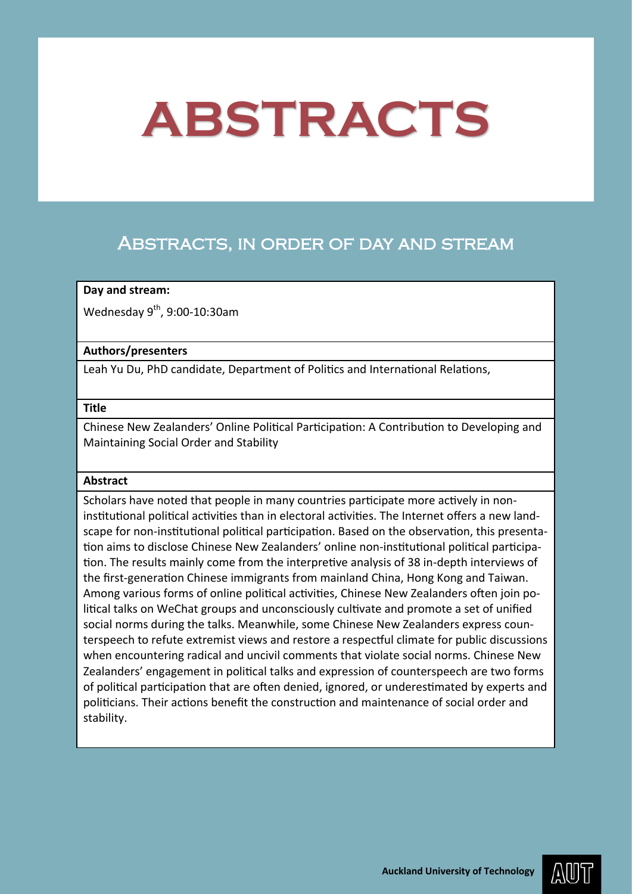# ABSTRACTS

## Abstracts, in order of day and stream

**Day and stream:**

Wednesday 9th, 9:00-10:30am

**Authors/presenters**

Leah Yu Du, PhD candidate, Department of Politics and International Relations,

**Title**

Chinese New Zealanders' Online Political Participation: A Contribution to Developing and Maintaining Social Order and Stability

**Abstract**

Scholars have noted that people in many countries participate more actively in non-institutional political activities than in electoral activities. The Internet offers a new landscape for non-institutional political participation. Based on the observation, this presentation aims to disclose Chinese New Zealanders' online non-institutional political participation. The results mainly come from the interpretive analysis of 38 in-depth interviews of the first-generation Chinese immigrants from mainland China, Hong Kong and Taiwan. Among various forms of online political activities, Chinese New Zealanders often join political talks on WeChat groups and unconsciously cultivate and promote a set of unified social norms during the talks. Meanwhile, some Chinese New Zealanders express counterspeech to refute extremist views and restore a respectful climate for public discussions when encountering radical and uncivil comments that violate social norms. Chinese New Zealanders' engagement in political talks and expression of counterspeech are two forms of political participation that are often denied, ignored, or underestimated by experts and politicians. Their actions benefit the construction and maintenance of social order and stability.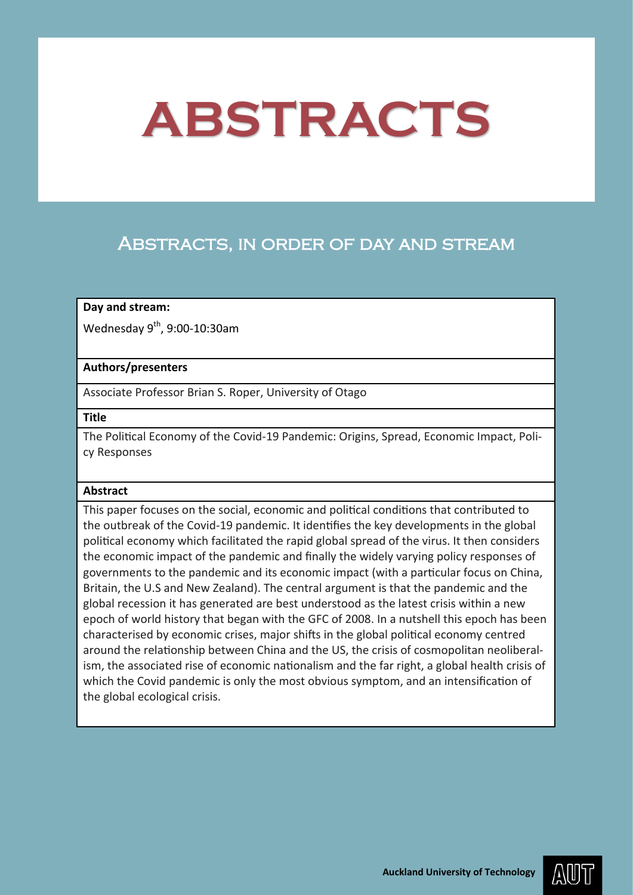# ABSTRACTS

## Abstracts, in order of day and stream

**Day and stream:**

Wednesday 9th, 9:00-10:30am

**Authors/presenters**

Associate Professor Brian S. Roper, University of Otago

**Title**

The Political Economy of the Covid-19 Pandemic: Origins, Spread, Economic Impact, Policy Responses

**Abstract**

This paper focuses on the social, economic and political conditions that contributed to the outbreak of the Covid-19 pandemic. It identifies the key developments in the global political economy which facilitated the rapid global spread of the virus. It then considers the economic impact of the pandemic and finally the widely varying policy responses of governments to the pandemic and its economic impact (with a particular focus on China, Britain, the U.S and New Zealand). The central argument is that the pandemic and the global recession it has generated are best understood as the latest crisis within a new epoch of world history that began with the GFC of 2008. In a nutshell this epoch has been characterised by economic crises, major shifts in the global political economy centred around the relationship between China and the US, the crisis of cosmopolitan neoliberalism, the associated rise of economic nationalism and the far right, a global health crisis of which the Covid pandemic is only the most obvious symptom, and an intensification of the global ecological crisis.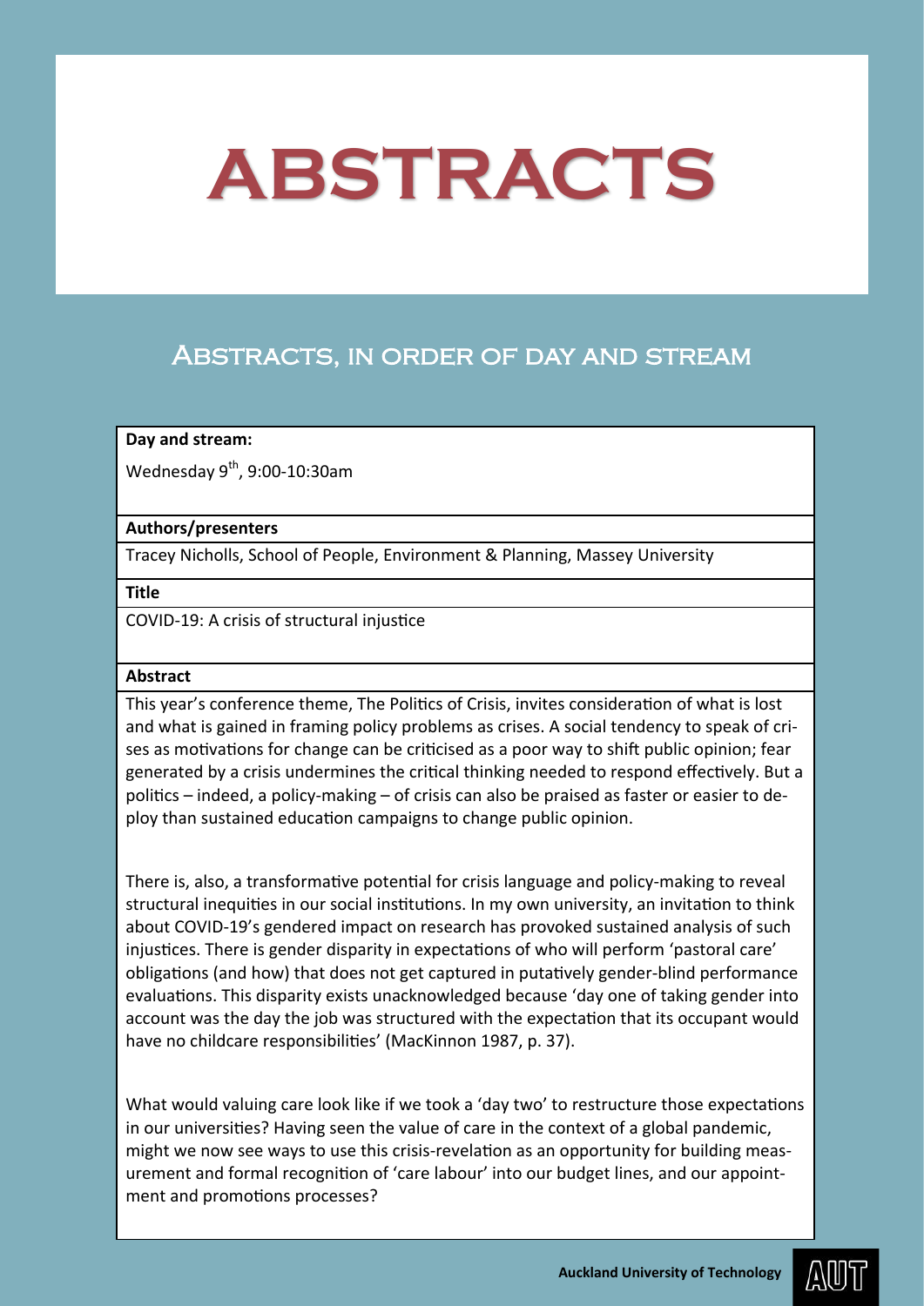# ABSTRACTS

## Abstracts, in order of day and stream

**Day and stream:**

Wednesday 9th, 9:00-10:30am

**Authors/presenters**

Tracey Nicholls, School of People, Environment & Planning, Massey University

**Title**

COVID-19: A crisis of structural injustice

**Abstract**

This year's conference theme, The Politics of Crisis, invites consideration of what is lost and what is gained in framing policy problems as crises. A social tendency to speak of crises as motivations for change can be criticised as a poor way to shift public opinion; fear generated by a crisis undermines the critical thinking needed to respond effectively. But a politics – indeed, a policy-making – of crisis can also be praised as faster or easier to deploy than sustained education campaigns to change public opinion.

There is, also, a transformative potential for crisis language and policy-making to reveal structural inequities in our social institutions. In my own university, an invitation to think about COVID-19's gendered impact on research has provoked sustained analysis of such injustices. There is gender disparity in expectations of who will perform 'pastoral care' obligations (and how) that does not get captured in putatively gender-blind performance evaluations. This disparity exists unacknowledged because 'day one of taking gender into account was the day the job was structured with the expectation that its occupant would have no childcare responsibilities' (MacKinnon 1987, p. 37).

What would valuing care look like if we took a 'day two' to restructure those expectations in our universities? Having seen the value of care in the context of a global pandemic, might we now see ways to use this crisis-revelation as an opportunity for building measurement and formal recognition of 'care labour' into our budget lines, and our appointment and promotions processes?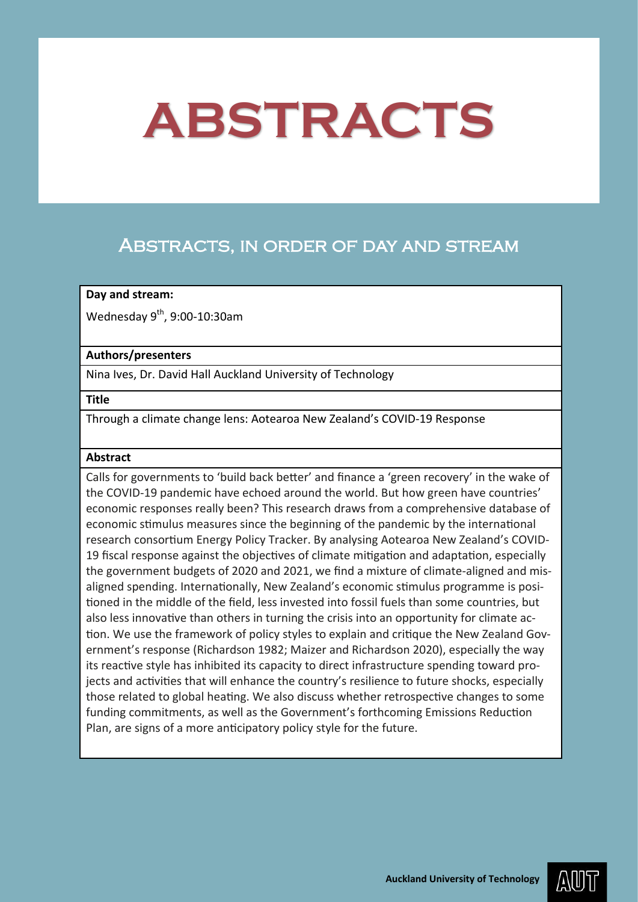# ABSTRACTS

## Abstracts, in order of day and stream

**Day and stream:**

Wednesday 9th, 9:00-10:30am

**Authors/presenters**

Nina Ives, Dr. David Hall Auckland University of Technology

**Title**

Through a climate change lens: Aotearoa New Zealand's COVID-19 Response

**Abstract**

Calls for governments to 'build back better' and finance a 'green recovery' in the wake of the COVID-19 pandemic have echoed around the world. But how green have countries' economic responses really been? This research draws from a comprehensive database of economic stimulus measures since the beginning of the pandemic by the international research consortium Energy Policy Tracker. By analysing Aotearoa New Zealand's COVID-19 fiscal response against the objectives of climate mitigation and adaptation, especially the government budgets of 2020 and 2021, we find a mixture of climate-aligned and misaligned spending. Internationally, New Zealand's economic stimulus programme is positioned in the middle of the field, less invested into fossil fuels than some countries, but also less innovative than others in turning the crisis into an opportunity for climate action. We use the framework of policy styles to explain and critique the New Zealand Government's response (Richardson 1982; Maizer and Richardson 2020), especially the way its reactive style has inhibited its capacity to direct infrastructure spending toward projects and activities that will enhance the country's resilience to future shocks, especially those related to global heating. We also discuss whether retrospective changes to some funding commitments, as well as the Government's forthcoming Emissions Reduction Plan, are signs of a more anticipatory policy style for the future.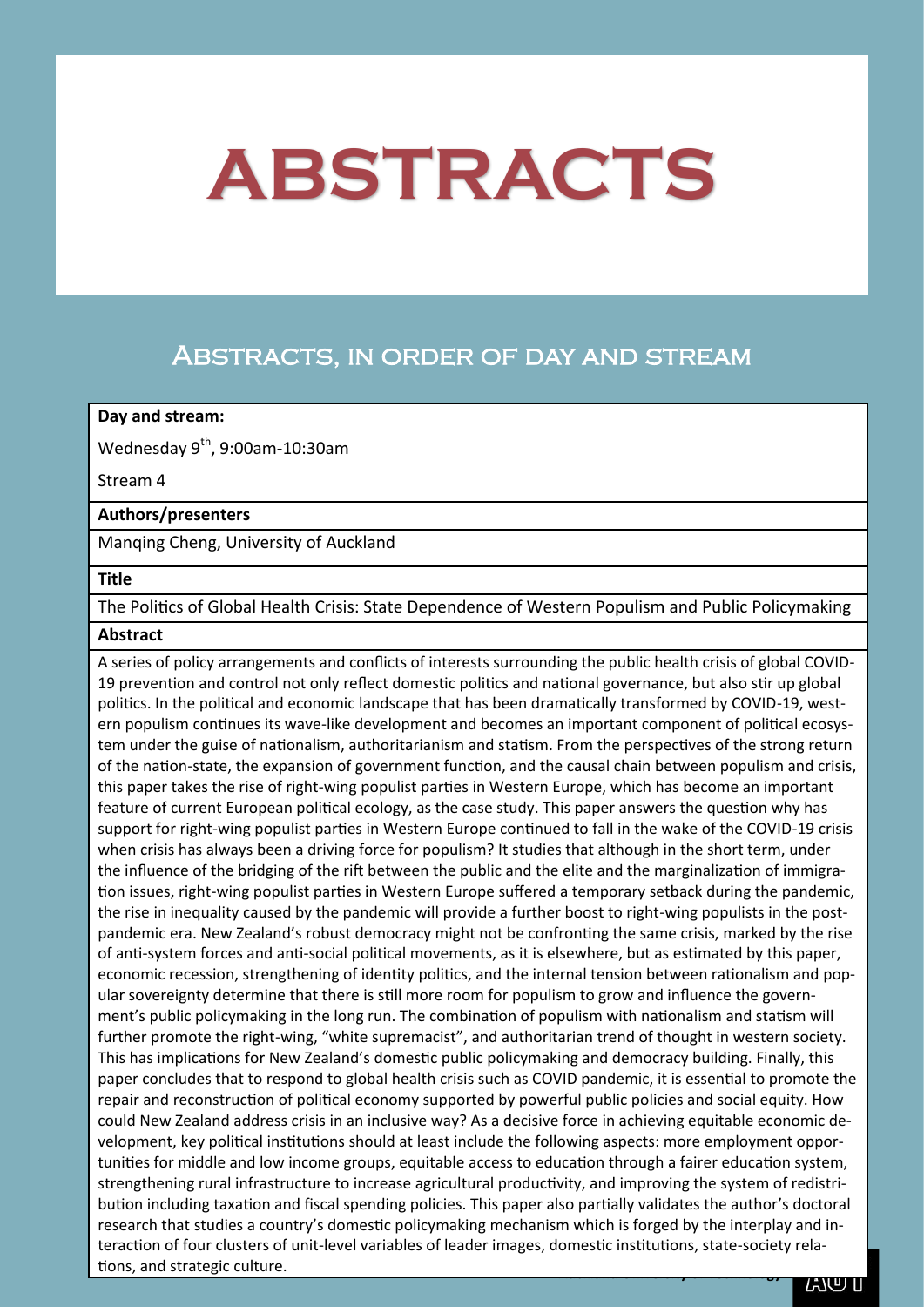# ABSTRACTS

## Abstracts, in order of day and stream

**Day and stream:**

Wednesday 9th, 9:00am-10:30am

Stream 4

**Authors/presenters**

Manqing Cheng, University of Auckland

**Title**

The Politics of Global Health Crisis: State Dependence of Western Populism and Public Policymaking

**Abstract**

A series of policy arrangements and conflicts of interests surrounding the public health crisis of global COVID-19 prevention and control not only reflect domestic politics and national governance, but also stir up global politics. In the political and economic landscape that has been dramatically transformed by COVID-19, western populism continues its wave-like development and becomes an important component of political ecosystem under the guise of nationalism, authoritarianism and statism. From the perspectives of the strong return of the nation-state, the expansion of government function, and the causal chain between populism and crisis, this paper takes the rise of right-wing populist parties in Western Europe, which has become an important feature of current European political ecology, as the case study. This paper answers the question why has support for right-wing populist parties in Western Europe continued to fall in the wake of the COVID-19 crisis when crisis has always been a driving force for populism? It studies that although in the short term, under the influence of the bridging of the rift between the public and the elite and the marginalization of immigration issues, right-wing populist parties in Western Europe suffered a temporary setback during the pandemic, the rise in inequality caused by the pandemic will provide a further boost to right-wing populists in the post-pandemic era. New Zealand's robust democracy might not be confronting the same crisis, marked by the rise of anti-system forces and anti-social political movements, as it is elsewhere, but as estimated by this paper, economic recession, strengthening of identity politics, and the internal tension between rationalism and popular sovereignty determine that there is still more room for populism to grow and influence the government's public policymaking in the long run. The combination of populism with nationalism and statism will further promote the right-wing, "white supremacist", and authoritarian trend of thought in western society. This has implications for New Zealand's domestic public policymaking and democracy building. Finally, this paper concludes that to respond to global health crisis such as COVID pandemic, it is essential to promote the repair and reconstruction of political economy supported by powerful public policies and social equity. How could New Zealand address crisis in an inclusive way? As a decisive force in achieving equitable economic development, key political institutions should at least include the following aspects: more employment opportunities for middle and low income groups, equitable access to education through a fairer education system, strengthening rural infrastructure to increase agricultural productivity, and improving the system of redistribution including taxation and fiscal spending policies. This paper also partially validates the author's doctoral research that studies a country's domestic policymaking mechanism which is forged by the interplay and interaction of four clusters of unit-level variables of leader images, domestic institutions, state-society relations, and strategic culture.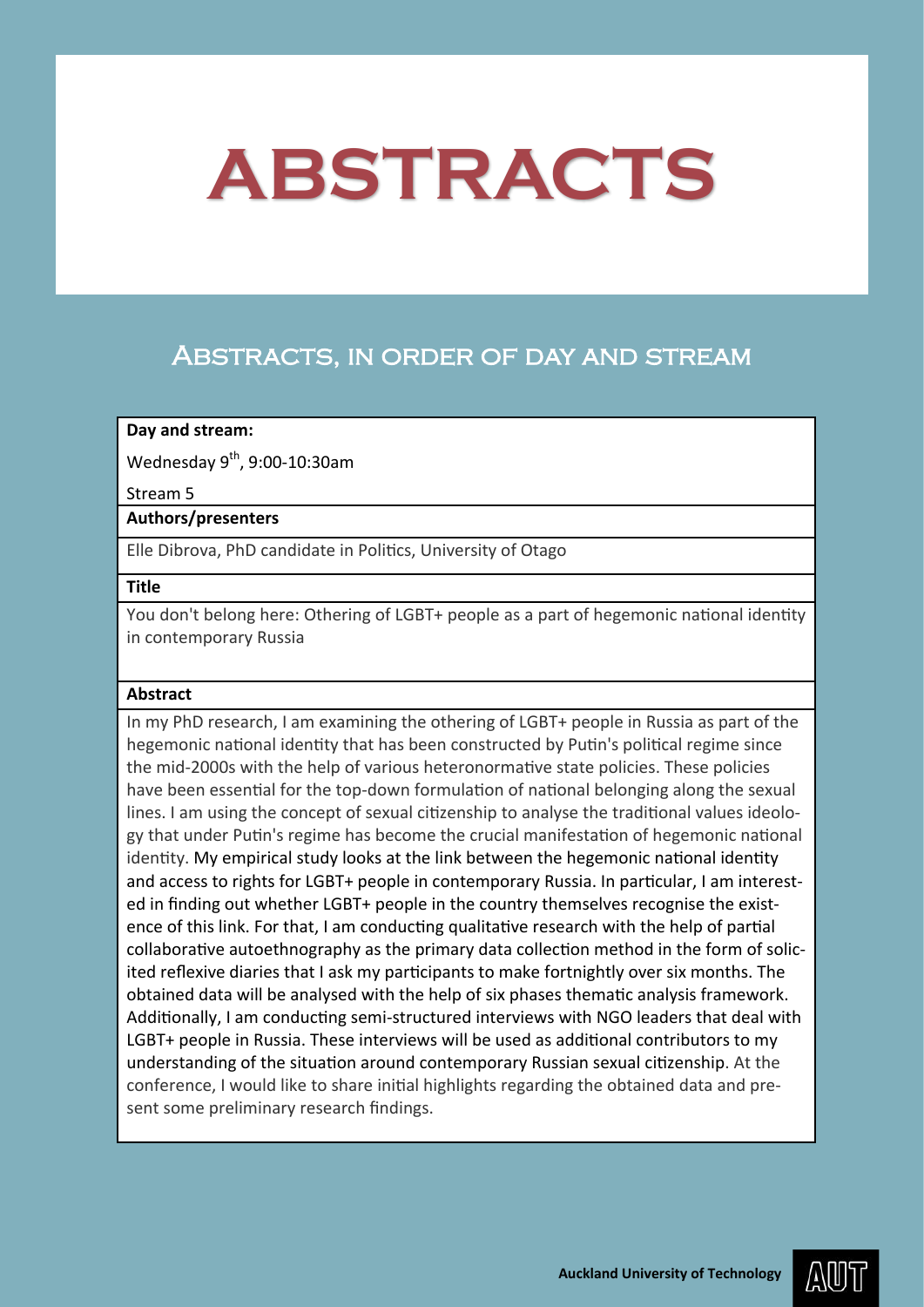# ABSTRACTS

## Abstracts, in order of day and stream

| **Day and stream:** |
|---|
| Wednesday 9th, 9:00-10:30am<br>Stream 5 |
| **Authors/presenters** |
| Elle Dibrova, PhD candidate in Politics, University of Otago |
| **Title** |
| You don't belong here: Othering of LGBT+ people as a part of hegemonic national identity in contemporary Russia |
| **Abstract** |
| In my PhD research, I am examining the othering of LGBT+ people in Russia as part of the hegemonic national identity that has been constructed by Putin's political regime since the mid-2000s with the help of various heteronormative state policies. These policies have been essential for the top-down formulation of national belonging along the sexual lines. I am using the concept of sexual citizenship to analyse the traditional values ideology that under Putin's regime has become the crucial manifestation of hegemonic national identity. My empirical study looks at the link between the hegemonic national identity and access to rights for LGBT+ people in contemporary Russia. In particular, I am interested in finding out whether LGBT+ people in the country themselves recognise the existence of this link. For that, I am conducting qualitative research with the help of partial collaborative autoethnography as the primary data collection method in the form of solicited reflexive diaries that I ask my participants to make fortnightly over six months. The obtained data will be analysed with the help of six phases thematic analysis framework. Additionally, I am conducting semi-structured interviews with NGO leaders that deal with LGBT+ people in Russia. These interviews will be used as additional contributors to my understanding of the situation around contemporary Russian sexual citizenship. At the conference, I would like to share initial highlights regarding the obtained data and present some preliminary research findings. |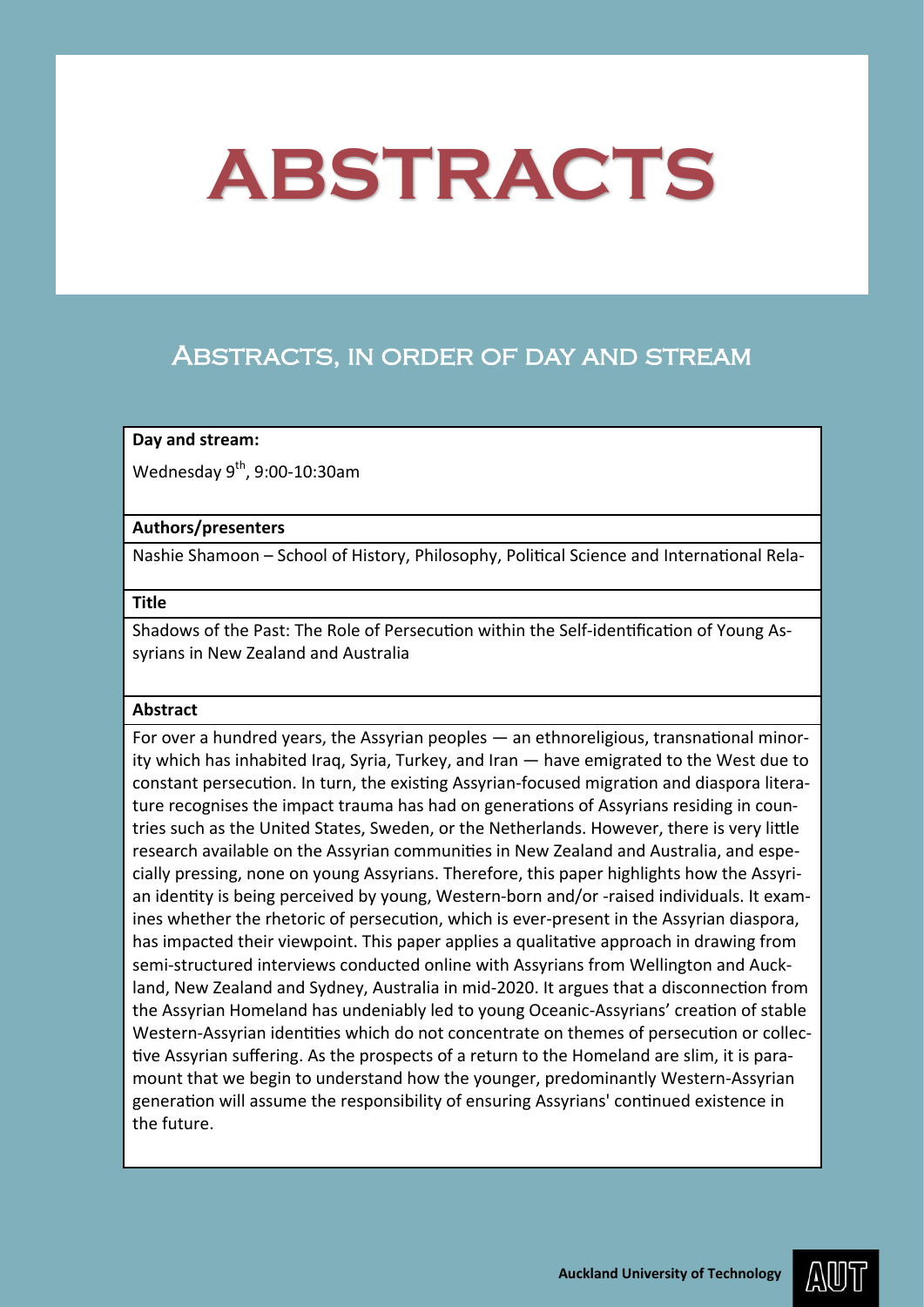# ABSTRACTS

## Abstracts, in order of day and stream

**Day and stream:**

Wednesday 9th, 9:00-10:30am

**Authors/presenters**

Nashie Shamoon – School of History, Philosophy, Political Science and International Rela-

**Title**

Shadows of the Past: The Role of Persecution within the Self-identification of Young Assyrians in New Zealand and Australia

**Abstract**

For over a hundred years, the Assyrian peoples — an ethnoreligious, transnational minority which has inhabited Iraq, Syria, Turkey, and Iran — have emigrated to the West due to constant persecution. In turn, the existing Assyrian-focused migration and diaspora literature recognises the impact trauma has had on generations of Assyrians residing in countries such as the United States, Sweden, or the Netherlands. However, there is very little research available on the Assyrian communities in New Zealand and Australia, and especially pressing, none on young Assyrians. Therefore, this paper highlights how the Assyrian identity is being perceived by young, Western-born and/or -raised individuals. It examines whether the rhetoric of persecution, which is ever-present in the Assyrian diaspora, has impacted their viewpoint. This paper applies a qualitative approach in drawing from semi-structured interviews conducted online with Assyrians from Wellington and Auckland, New Zealand and Sydney, Australia in mid-2020. It argues that a disconnection from the Assyrian Homeland has undeniably led to young Oceanic-Assyrians' creation of stable Western-Assyrian identities which do not concentrate on themes of persecution or collective Assyrian suffering. As the prospects of a return to the Homeland are slim, it is paramount that we begin to understand how the younger, predominantly Western-Assyrian generation will assume the responsibility of ensuring Assyrians' continued existence in the future.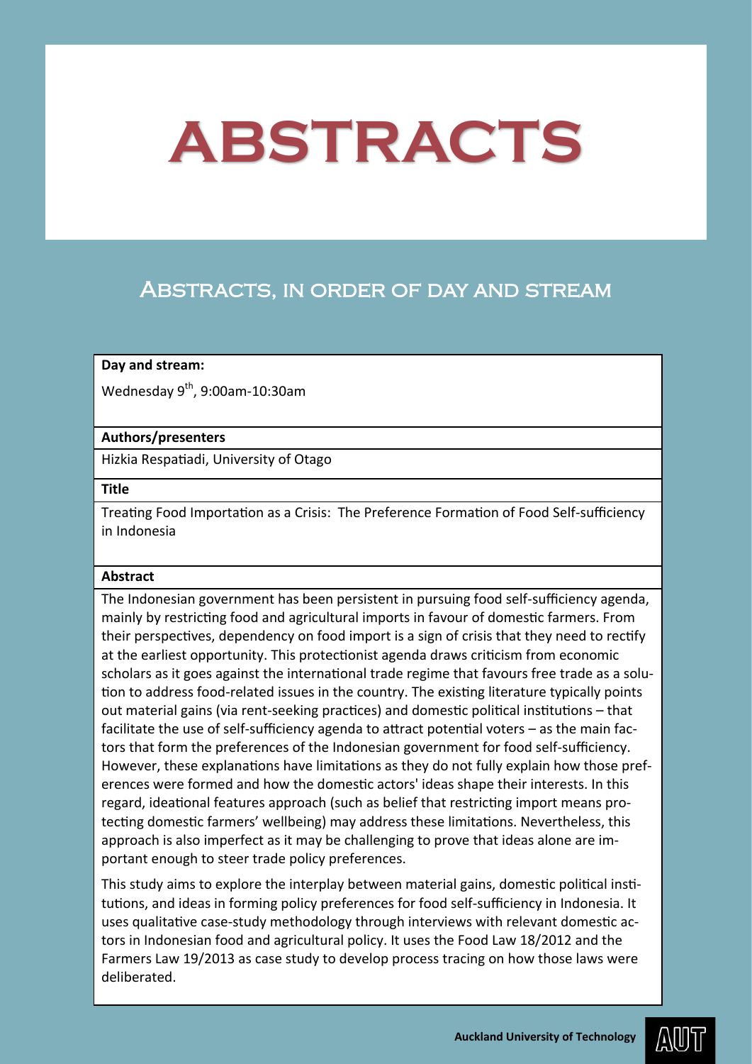# ABSTRACTS

## Abstracts, in order of day and stream

**Day and stream:**

Wednesday 9th, 9:00am-10:30am

**Authors/presenters**

Hizkia Respatiadi, University of Otago

**Title**

Treating Food Importation as a Crisis: The Preference Formation of Food Self-sufficiency in Indonesia

**Abstract**

The Indonesian government has been persistent in pursuing food self-sufficiency agenda, mainly by restricting food and agricultural imports in favour of domestic farmers. From their perspectives, dependency on food import is a sign of crisis that they need to rectify at the earliest opportunity. This protectionist agenda draws criticism from economic scholars as it goes against the international trade regime that favours free trade as a solution to address food-related issues in the country. The existing literature typically points out material gains (via rent-seeking practices) and domestic political institutions – that facilitate the use of self-sufficiency agenda to attract potential voters – as the main factors that form the preferences of the Indonesian government for food self-sufficiency. However, these explanations have limitations as they do not fully explain how those preferences were formed and how the domestic actors' ideas shape their interests. In this regard, ideational features approach (such as belief that restricting import means protecting domestic farmers' wellbeing) may address these limitations. Nevertheless, this approach is also imperfect as it may be challenging to prove that ideas alone are important enough to steer trade policy preferences.

This study aims to explore the interplay between material gains, domestic political institutions, and ideas in forming policy preferences for food self-sufficiency in Indonesia. It uses qualitative case-study methodology through interviews with relevant domestic actors in Indonesian food and agricultural policy. It uses the Food Law 18/2012 and the Farmers Law 19/2013 as case study to develop process tracing on how those laws were deliberated.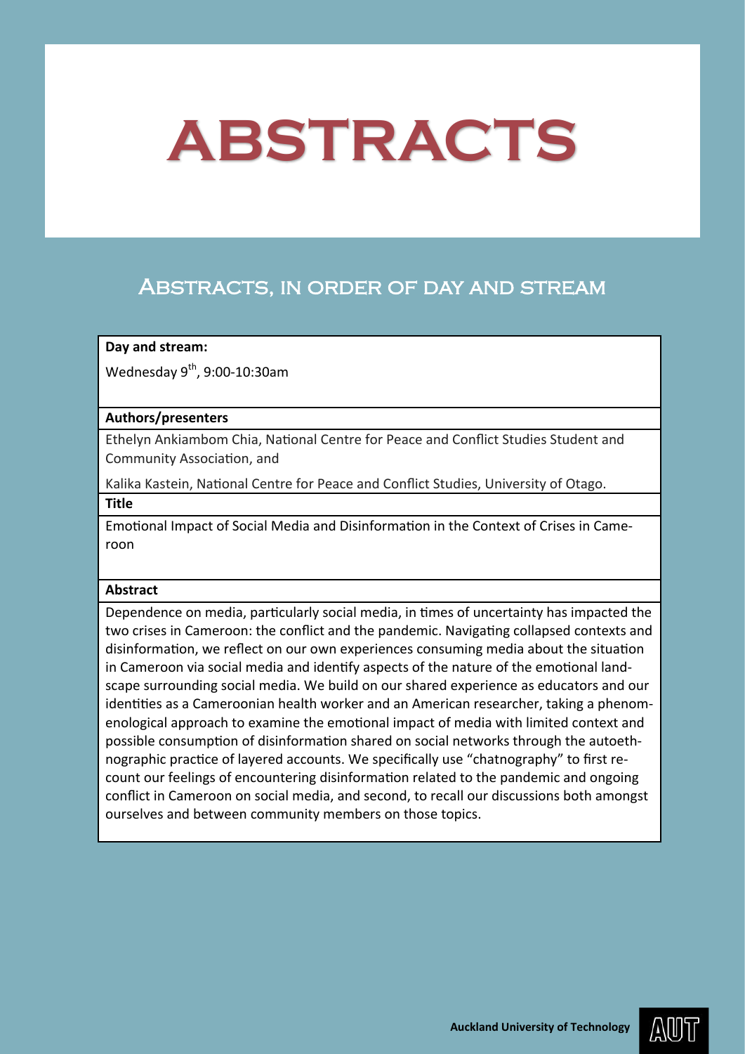# ABSTRACTS

## Abstracts, in order of day and stream

| **Day and stream:** |
|---|
| Wednesday 9th, 9:00-10:30am |
| **Authors/presenters** |
| Ethelyn Ankiambom Chia, National Centre for Peace and Conflict Studies Student and Community Association, and<br><br>Kalika Kastein, National Centre for Peace and Conflict Studies, University of Otago. |
| **Title** |
| Emotional Impact of Social Media and Disinformation in the Context of Crises in Cameroon |
| **Abstract** |
| Dependence on media, particularly social media, in times of uncertainty has impacted the two crises in Cameroon: the conflict and the pandemic. Navigating collapsed contexts and disinformation, we reflect on our own experiences consuming media about the situation in Cameroon via social media and identify aspects of the nature of the emotional landscape surrounding social media. We build on our shared experience as educators and our identities as a Cameroonian health worker and an American researcher, taking a phenomenological approach to examine the emotional impact of media with limited context and possible consumption of disinformation shared on social networks through the autoethnographic practice of layered accounts. We specifically use "chatnography" to first recount our feelings of encountering disinformation related to the pandemic and ongoing conflict in Cameroon on social media, and second, to recall our discussions both amongst ourselves and between community members on those topics. |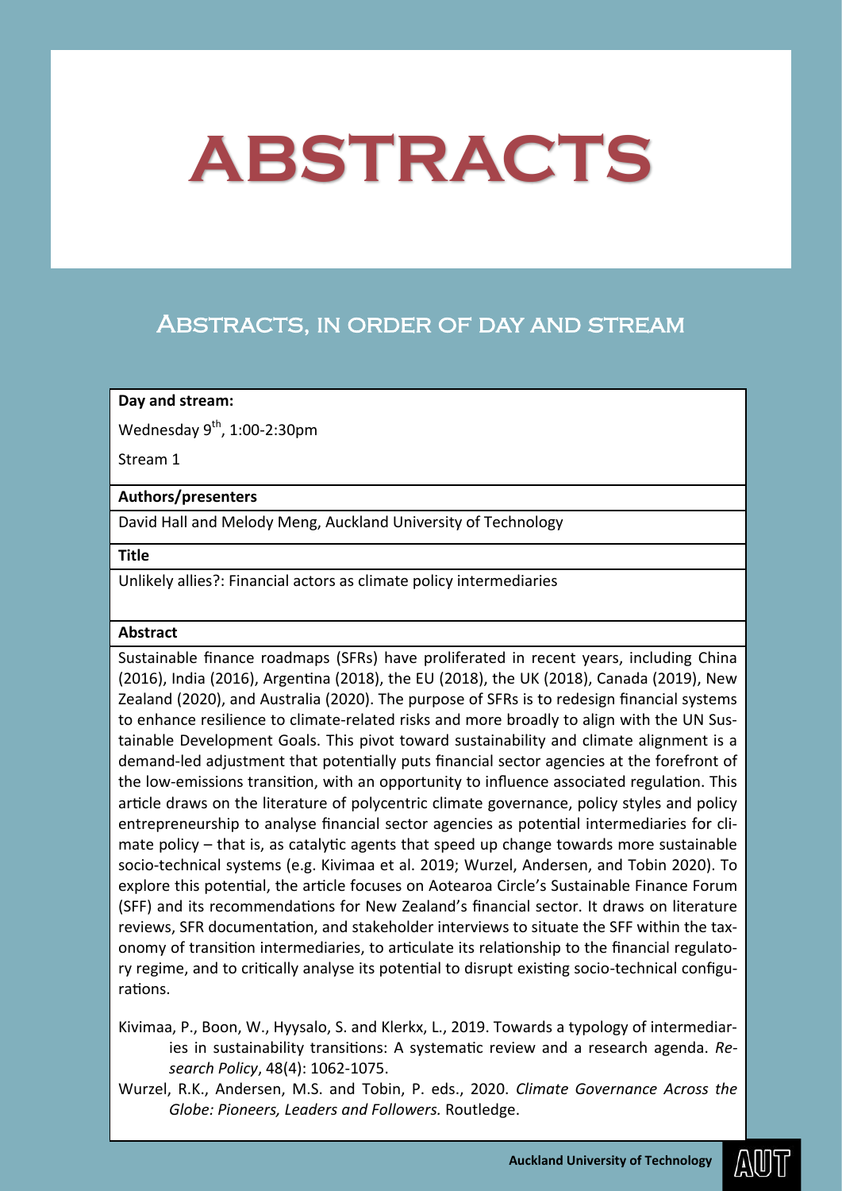# ABSTRACTS

## Abstracts, in order of day and stream

**Day and stream:**

Wednesday 9th, 1:00-2:30pm

Stream 1

**Authors/presenters**

David Hall and Melody Meng, Auckland University of Technology

**Title**

Unlikely allies?: Financial actors as climate policy intermediaries

**Abstract**

Sustainable finance roadmaps (SFRs) have proliferated in recent years, including China (2016), India (2016), Argentina (2018), the EU (2018), the UK (2018), Canada (2019), New Zealand (2020), and Australia (2020). The purpose of SFRs is to redesign financial systems to enhance resilience to climate-related risks and more broadly to align with the UN Sustainable Development Goals. This pivot toward sustainability and climate alignment is a demand-led adjustment that potentially puts financial sector agencies at the forefront of the low-emissions transition, with an opportunity to influence associated regulation. This article draws on the literature of polycentric climate governance, policy styles and policy entrepreneurship to analyse financial sector agencies as potential intermediaries for climate policy – that is, as catalytic agents that speed up change towards more sustainable socio-technical systems (e.g. Kivimaa et al. 2019; Wurzel, Andersen, and Tobin 2020). To explore this potential, the article focuses on Aotearoa Circle's Sustainable Finance Forum (SFF) and its recommendations for New Zealand's financial sector. It draws on literature reviews, SFR documentation, and stakeholder interviews to situate the SFF within the taxonomy of transition intermediaries, to articulate its relationship to the financial regulatory regime, and to critically analyse its potential to disrupt existing socio-technical configurations.

Kivimaa, P., Boon, W., Hyysalo, S. and Klerkx, L., 2019. Towards a typology of intermediaries in sustainability transitions: A systematic review and a research agenda. *Research Policy*, 48(4): 1062-1075.

Wurzel, R.K., Andersen, M.S. and Tobin, P. eds., 2020. *Climate Governance Across the Globe: Pioneers, Leaders and Followers.* Routledge.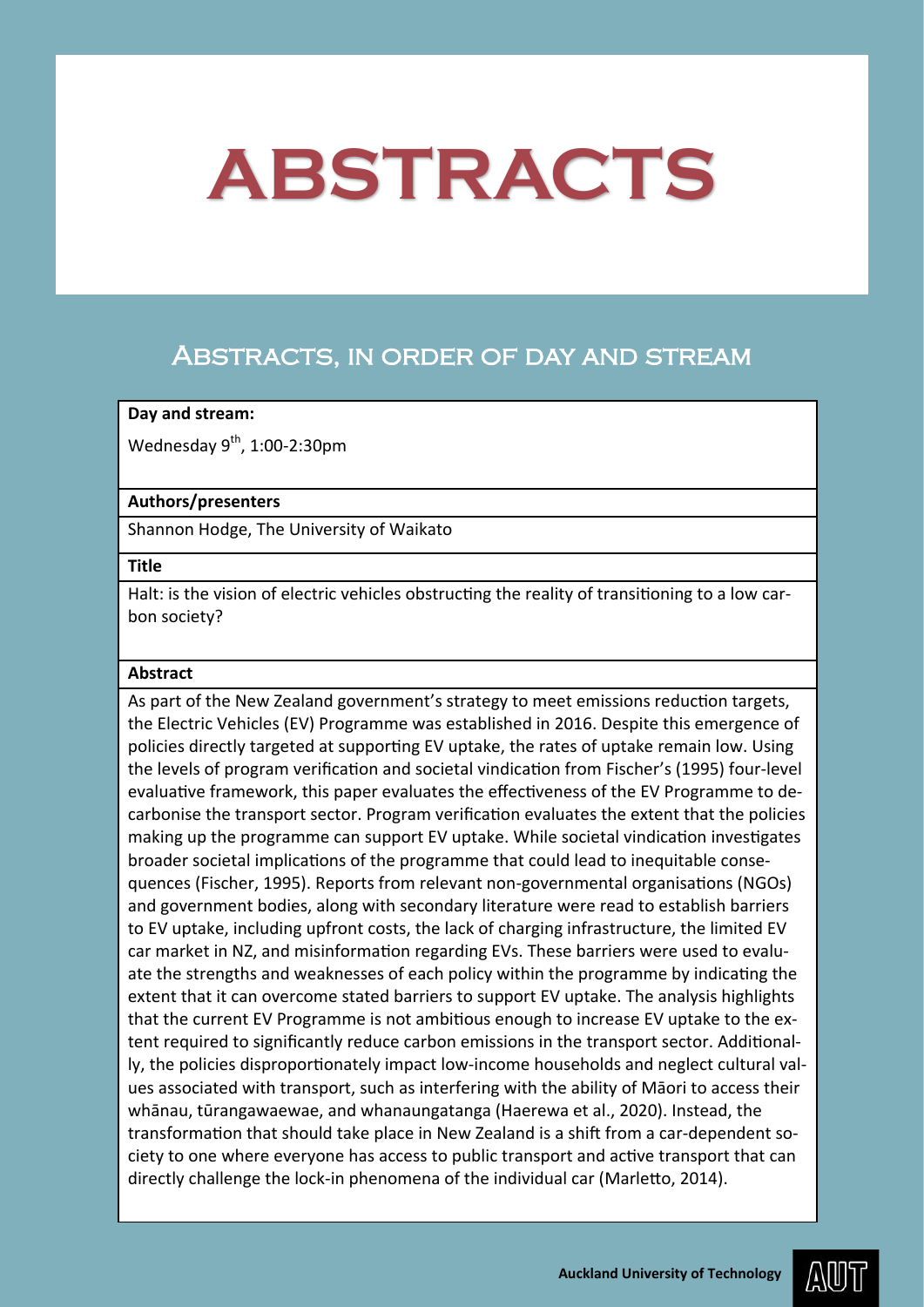# ABSTRACTS

## Abstracts, in order of day and stream

**Day and stream:**

Wednesday 9th, 1:00-2:30pm

**Authors/presenters**

Shannon Hodge, The University of Waikato

**Title**

Halt: is the vision of electric vehicles obstructing the reality of transitioning to a low carbon society?

**Abstract**

As part of the New Zealand government's strategy to meet emissions reduction targets, the Electric Vehicles (EV) Programme was established in 2016. Despite this emergence of policies directly targeted at supporting EV uptake, the rates of uptake remain low. Using the levels of program verification and societal vindication from Fischer's (1995) four-level evaluative framework, this paper evaluates the effectiveness of the EV Programme to decarbonise the transport sector. Program verification evaluates the extent that the policies making up the programme can support EV uptake. While societal vindication investigates broader societal implications of the programme that could lead to inequitable consequences (Fischer, 1995). Reports from relevant non-governmental organisations (NGOs) and government bodies, along with secondary literature were read to establish barriers to EV uptake, including upfront costs, the lack of charging infrastructure, the limited EV car market in NZ, and misinformation regarding EVs. These barriers were used to evaluate the strengths and weaknesses of each policy within the programme by indicating the extent that it can overcome stated barriers to support EV uptake. The analysis highlights that the current EV Programme is not ambitious enough to increase EV uptake to the extent required to significantly reduce carbon emissions in the transport sector. Additionally, the policies disproportionately impact low-income households and neglect cultural values associated with transport, such as interfering with the ability of Māori to access their whānau, tūrangawaewae, and whanaungatanga (Haerewa et al., 2020). Instead, the transformation that should take place in New Zealand is a shift from a car-dependent society to one where everyone has access to public transport and active transport that can directly challenge the lock-in phenomena of the individual car (Marletto, 2014).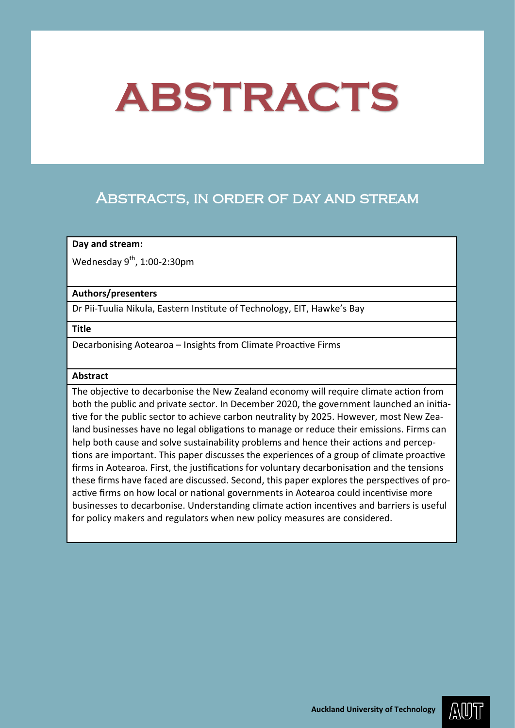# ABSTRACTS

## Abstracts, in order of day and stream

**Day and stream:**

Wednesday 9th, 1:00-2:30pm

**Authors/presenters**

Dr Pii-Tuulia Nikula, Eastern Institute of Technology, EIT, Hawke's Bay

**Title**

Decarbonising Aotearoa – Insights from Climate Proactive Firms

**Abstract**

The objective to decarbonise the New Zealand economy will require climate action from both the public and private sector. In December 2020, the government launched an initiative for the public sector to achieve carbon neutrality by 2025. However, most New Zealand businesses have no legal obligations to manage or reduce their emissions. Firms can help both cause and solve sustainability problems and hence their actions and perceptions are important. This paper discusses the experiences of a group of climate proactive firms in Aotearoa. First, the justifications for voluntary decarbonisation and the tensions these firms have faced are discussed. Second, this paper explores the perspectives of proactive firms on how local or national governments in Aotearoa could incentivise more businesses to decarbonise. Understanding climate action incentives and barriers is useful for policy makers and regulators when new policy measures are considered.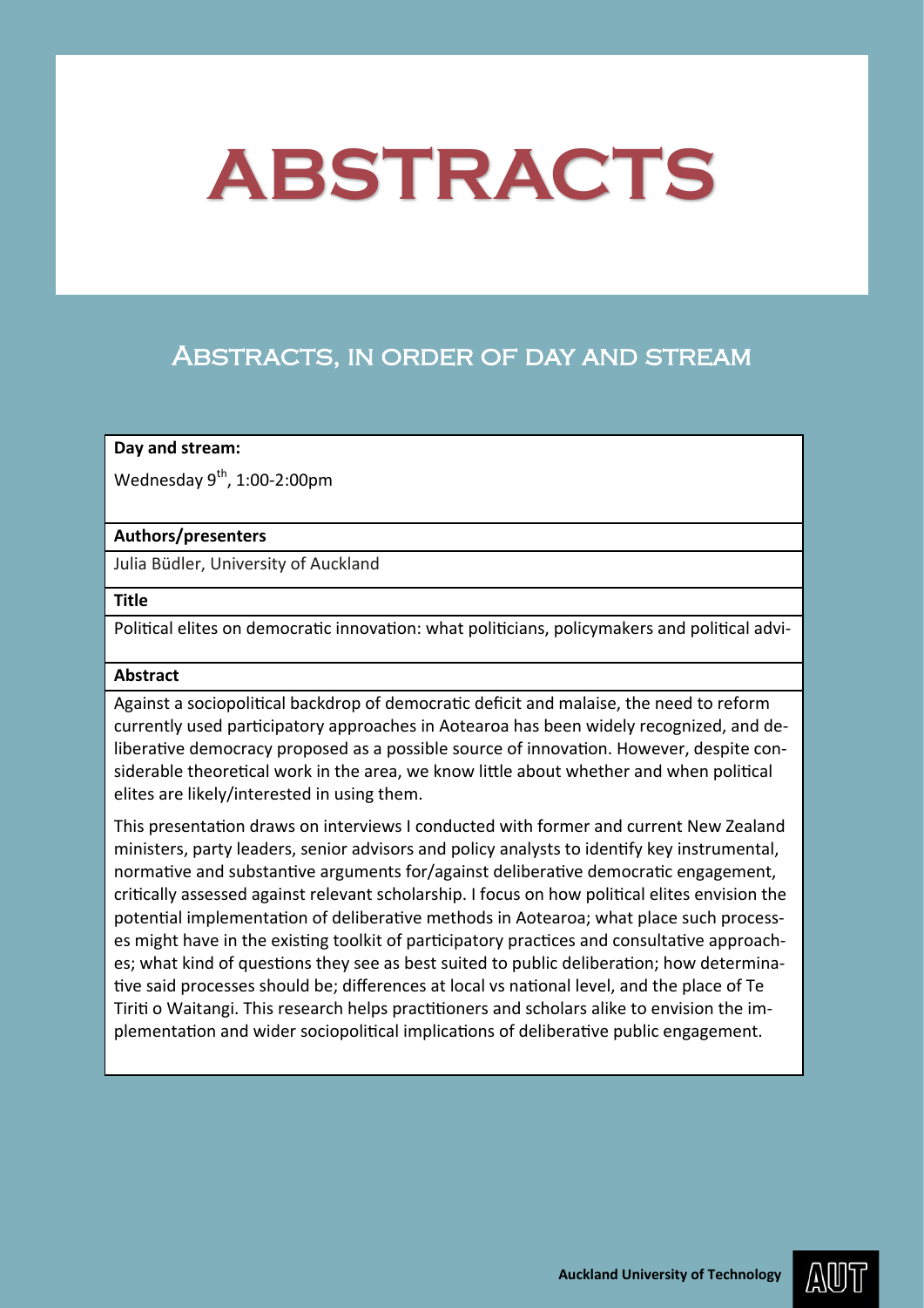# ABSTRACTS

## Abstracts, in order of day and stream

| **Day and stream:** |
|---|
| Wednesday 9th, 1:00-2:00pm |
| **Authors/presenters** |
| Julia Büdler, University of Auckland |
| **Title** |
| Political elites on democratic innovation: what politicians, policymakers and political advi- |
| **Abstract** |
| Against a sociopolitical backdrop of democratic deficit and malaise, the need to reform currently used participatory approaches in Aotearoa has been widely recognized, and deliberative democracy proposed as a possible source of innovation. However, despite considerable theoretical work in the area, we know little about whether and when political elites are likely/interested in using them.<br><br>This presentation draws on interviews I conducted with former and current New Zealand ministers, party leaders, senior advisors and policy analysts to identify key instrumental, normative and substantive arguments for/against deliberative democratic engagement, critically assessed against relevant scholarship. I focus on how political elites envision the potential implementation of deliberative methods in Aotearoa; what place such processes might have in the existing toolkit of participatory practices and consultative approaches; what kind of questions they see as best suited to public deliberation; how determinative said processes should be; differences at local vs national level, and the place of Te Tiriti o Waitangi. This research helps practitioners and scholars alike to envision the implementation and wider sociopolitical implications of deliberative public engagement. |

Auckland University of Technology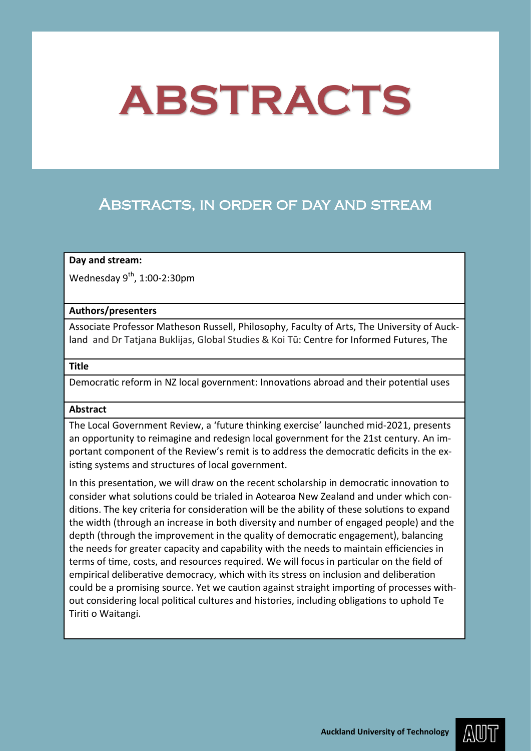# ABSTRACTS

## Abstracts, in order of day and stream

**Day and stream:**

Wednesday 9th, 1:00-2:30pm

**Authors/presenters**

Associate Professor Matheson Russell, Philosophy, Faculty of Arts, The University of Auckland and Dr Tatjana Buklijas, Global Studies & Koi Tū: Centre for Informed Futures, The

**Title**

Democratic reform in NZ local government: Innovations abroad and their potential uses

**Abstract**

The Local Government Review, a 'future thinking exercise' launched mid-2021, presents an opportunity to reimagine and redesign local government for the 21st century. An important component of the Review's remit is to address the democratic deficits in the existing systems and structures of local government.

In this presentation, we will draw on the recent scholarship in democratic innovation to consider what solutions could be trialed in Aotearoa New Zealand and under which conditions. The key criteria for consideration will be the ability of these solutions to expand the width (through an increase in both diversity and number of engaged people) and the depth (through the improvement in the quality of democratic engagement), balancing the needs for greater capacity and capability with the needs to maintain efficiencies in terms of time, costs, and resources required. We will focus in particular on the field of empirical deliberative democracy, which with its stress on inclusion and deliberation could be a promising source. Yet we caution against straight importing of processes without considering local political cultures and histories, including obligations to uphold Te Tiriti o Waitangi.

Auckland University of Technology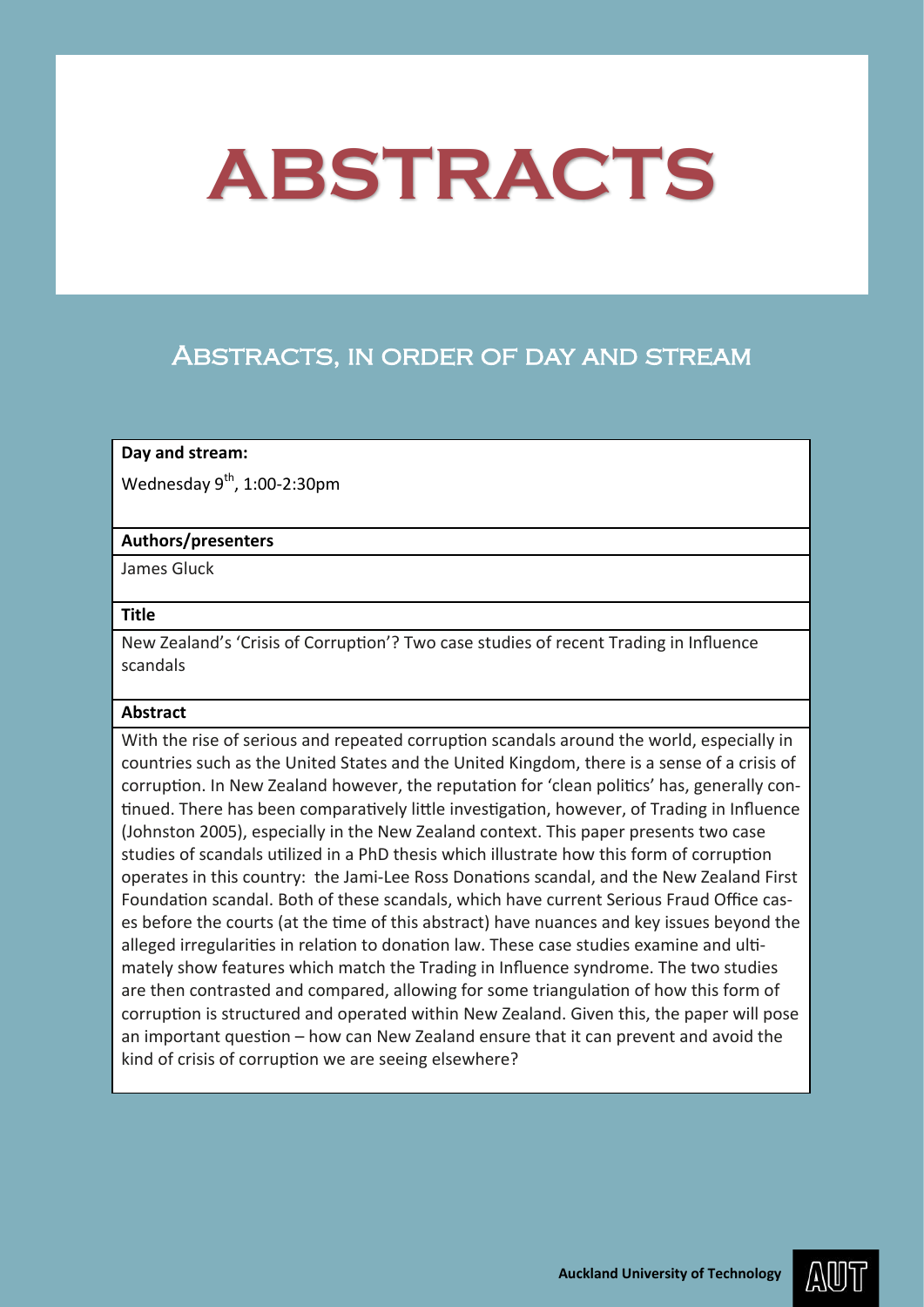# ABSTRACTS

## Abstracts, in order of day and stream

**Day and stream:**

Wednesday 9th, 1:00-2:30pm

**Authors/presenters**

James Gluck

**Title**

New Zealand's 'Crisis of Corruption'? Two case studies of recent Trading in Influence scandals

**Abstract**

With the rise of serious and repeated corruption scandals around the world, especially in countries such as the United States and the United Kingdom, there is a sense of a crisis of corruption. In New Zealand however, the reputation for 'clean politics' has, generally continued. There has been comparatively little investigation, however, of Trading in Influence (Johnston 2005), especially in the New Zealand context. This paper presents two case studies of scandals utilized in a PhD thesis which illustrate how this form of corruption operates in this country: the Jami-Lee Ross Donations scandal, and the New Zealand First Foundation scandal. Both of these scandals, which have current Serious Fraud Office cases before the courts (at the time of this abstract) have nuances and key issues beyond the alleged irregularities in relation to donation law. These case studies examine and ultimately show features which match the Trading in Influence syndrome. The two studies are then contrasted and compared, allowing for some triangulation of how this form of corruption is structured and operated within New Zealand. Given this, the paper will pose an important question – how can New Zealand ensure that it can prevent and avoid the kind of crisis of corruption we are seeing elsewhere?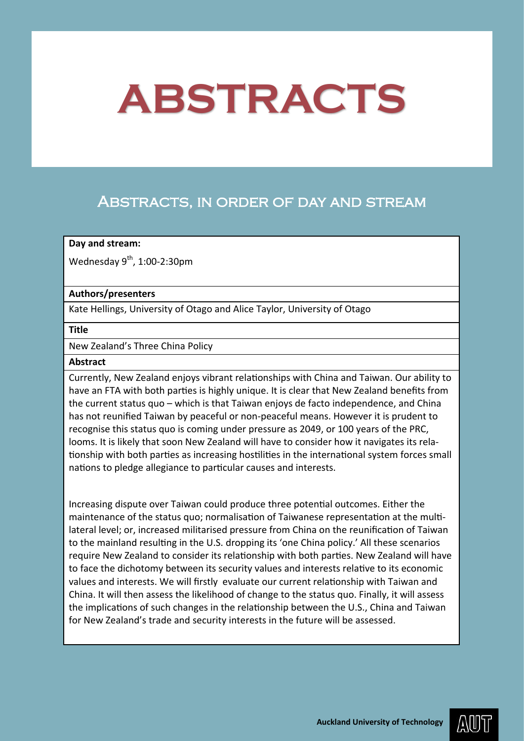# ABSTRACTS

## Abstracts, in order of day and stream

**Day and stream:**

Wednesday 9th, 1:00-2:30pm

**Authors/presenters**

Kate Hellings, University of Otago and Alice Taylor, University of Otago

**Title**

New Zealand's Three China Policy

**Abstract**

Currently, New Zealand enjoys vibrant relationships with China and Taiwan. Our ability to have an FTA with both parties is highly unique. It is clear that New Zealand benefits from the current status quo – which is that Taiwan enjoys de facto independence, and China has not reunified Taiwan by peaceful or non-peaceful means. However it is prudent to recognise this status quo is coming under pressure as 2049, or 100 years of the PRC, looms. It is likely that soon New Zealand will have to consider how it navigates its relationship with both parties as increasing hostilities in the international system forces small nations to pledge allegiance to particular causes and interests.

Increasing dispute over Taiwan could produce three potential outcomes. Either the maintenance of the status quo; normalisation of Taiwanese representation at the multilateral level; or, increased militarised pressure from China on the reunification of Taiwan to the mainland resulting in the U.S. dropping its 'one China policy.' All these scenarios require New Zealand to consider its relationship with both parties. New Zealand will have to face the dichotomy between its security values and interests relative to its economic values and interests. We will firstly evaluate our current relationship with Taiwan and China. It will then assess the likelihood of change to the status quo. Finally, it will assess the implications of such changes in the relationship between the U.S., China and Taiwan for New Zealand's trade and security interests in the future will be assessed.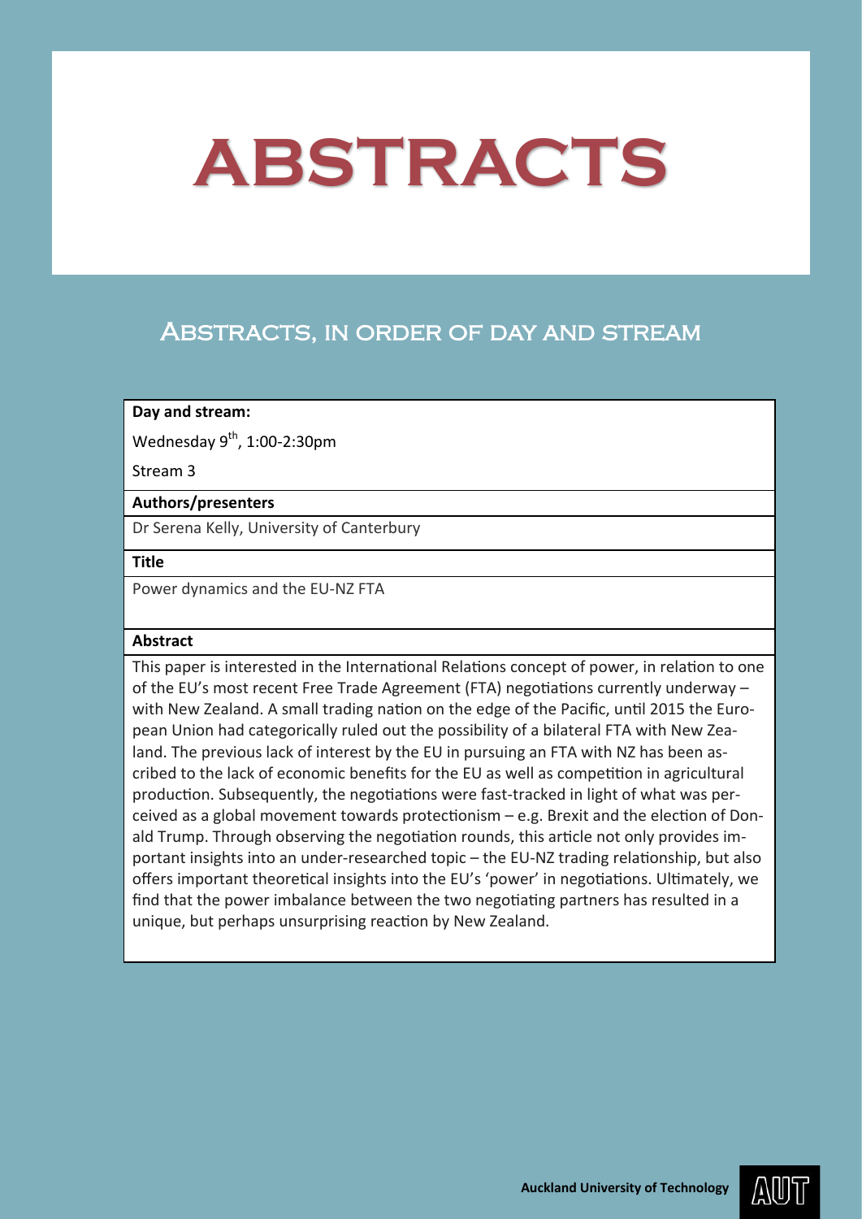# ABSTRACTS

## Abstracts, in order of day and stream

**Day and stream:**

Wednesday 9th, 1:00-2:30pm

Stream 3

**Authors/presenters**

Dr Serena Kelly, University of Canterbury

**Title**

Power dynamics and the EU-NZ FTA

**Abstract**

This paper is interested in the International Relations concept of power, in relation to one of the EU's most recent Free Trade Agreement (FTA) negotiations currently underway – with New Zealand. A small trading nation on the edge of the Pacific, until 2015 the European Union had categorically ruled out the possibility of a bilateral FTA with New Zealand. The previous lack of interest by the EU in pursuing an FTA with NZ has been ascribed to the lack of economic benefits for the EU as well as competition in agricultural production. Subsequently, the negotiations were fast-tracked in light of what was perceived as a global movement towards protectionism – e.g. Brexit and the election of Donald Trump. Through observing the negotiation rounds, this article not only provides important insights into an under-researched topic – the EU-NZ trading relationship, but also offers important theoretical insights into the EU's 'power' in negotiations. Ultimately, we find that the power imbalance between the two negotiating partners has resulted in a unique, but perhaps unsurprising reaction by New Zealand.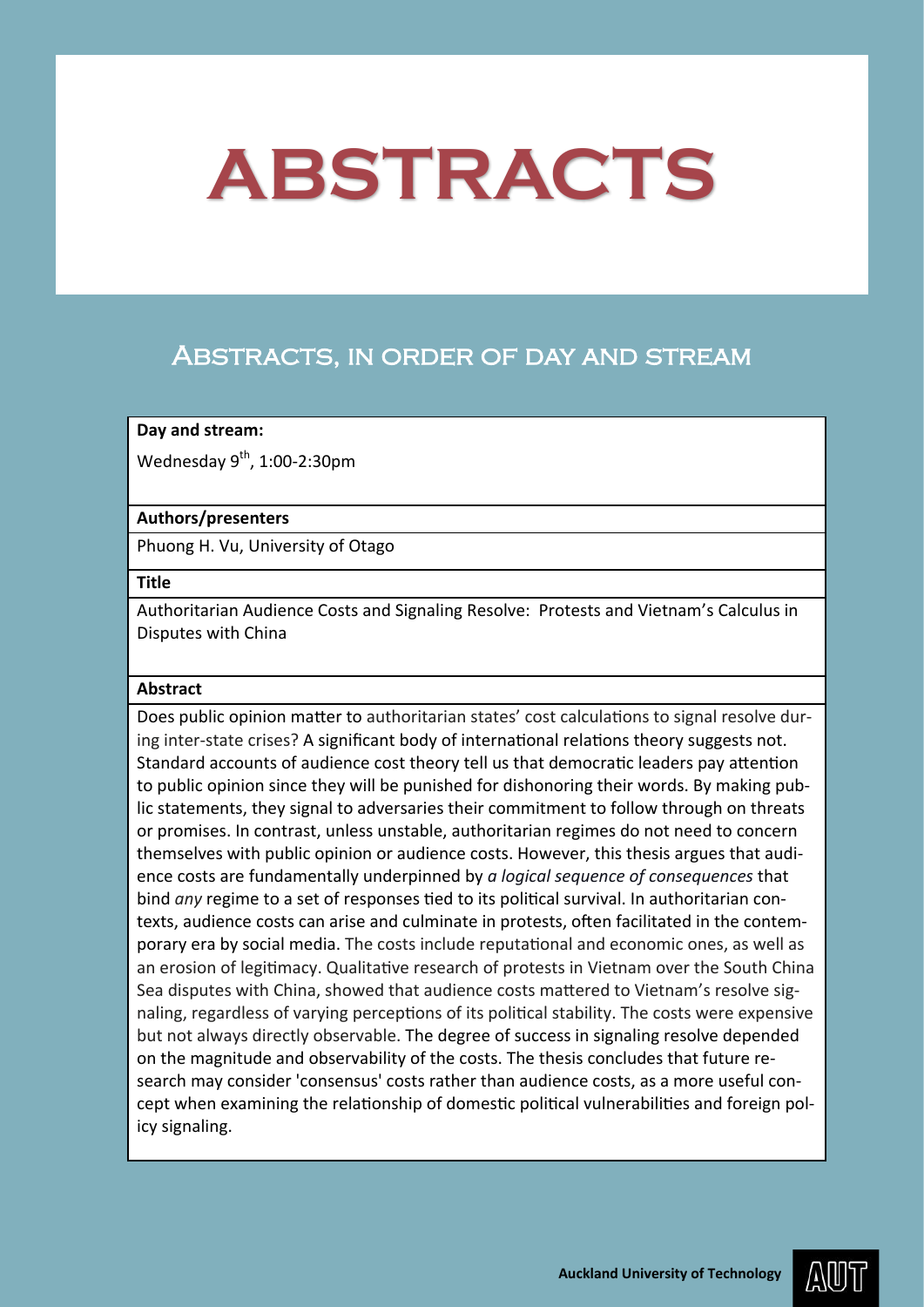# ABSTRACTS

## Abstracts, in order of day and stream

**Day and stream:**

Wednesday 9th, 1:00-2:30pm

**Authors/presenters**

Phuong H. Vu, University of Otago

**Title**

Authoritarian Audience Costs and Signaling Resolve: Protests and Vietnam's Calculus in Disputes with China

**Abstract**

Does public opinion matter to authoritarian states' cost calculations to signal resolve during inter-state crises? A significant body of international relations theory suggests not. Standard accounts of audience cost theory tell us that democratic leaders pay attention to public opinion since they will be punished for dishonoring their words. By making public statements, they signal to adversaries their commitment to follow through on threats or promises. In contrast, unless unstable, authoritarian regimes do not need to concern themselves with public opinion or audience costs. However, this thesis argues that audience costs are fundamentally underpinned by *a logical sequence of consequences* that bind *any* regime to a set of responses tied to its political survival. In authoritarian contexts, audience costs can arise and culminate in protests, often facilitated in the contemporary era by social media. The costs include reputational and economic ones, as well as an erosion of legitimacy. Qualitative research of protests in Vietnam over the South China Sea disputes with China, showed that audience costs mattered to Vietnam's resolve signaling, regardless of varying perceptions of its political stability. The costs were expensive but not always directly observable. The degree of success in signaling resolve depended on the magnitude and observability of the costs. The thesis concludes that future research may consider 'consensus' costs rather than audience costs, as a more useful concept when examining the relationship of domestic political vulnerabilities and foreign policy signaling.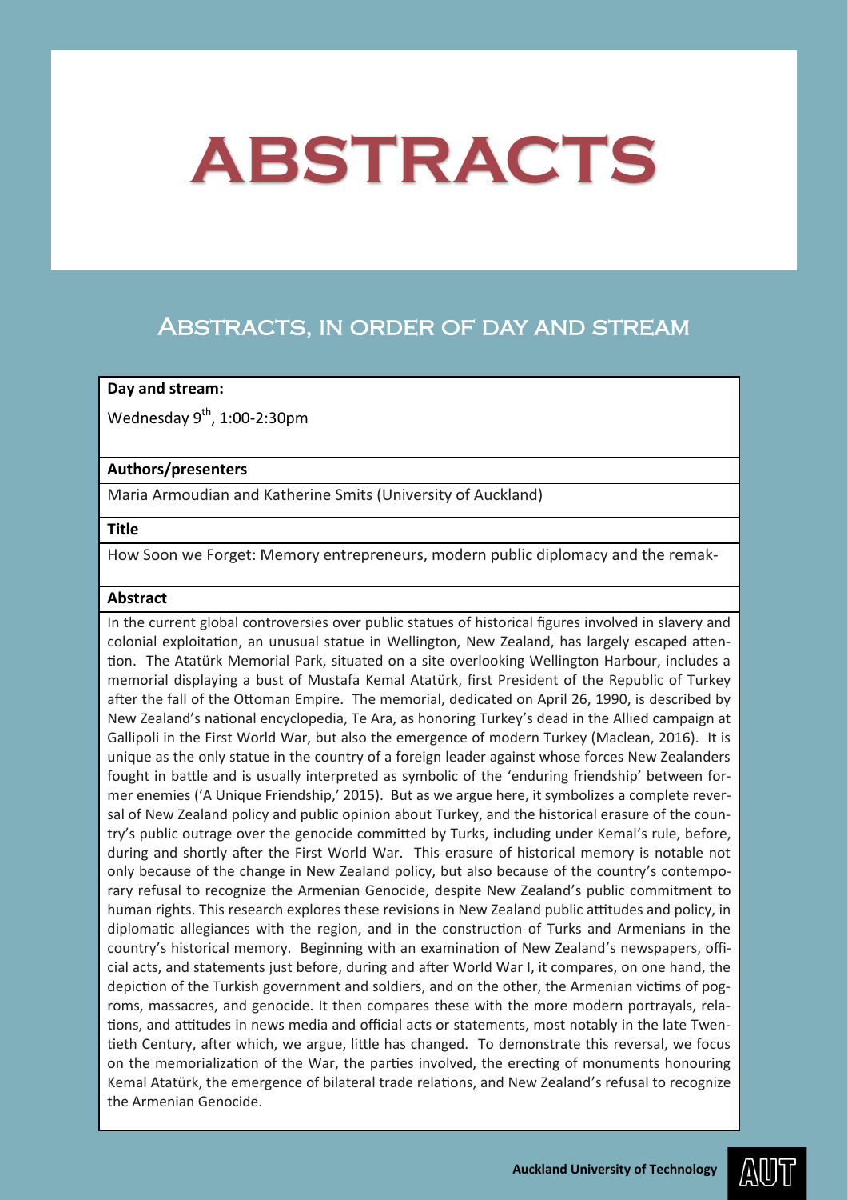# ABSTRACTS

## Abstracts, in order of day and stream

**Day and stream:**

Wednesday 9th, 1:00-2:30pm

**Authors/presenters**

Maria Armoudian and Katherine Smits (University of Auckland)

**Title**

How Soon we Forget: Memory entrepreneurs, modern public diplomacy and the remak-

**Abstract**

In the current global controversies over public statues of historical figures involved in slavery and colonial exploitation, an unusual statue in Wellington, New Zealand, has largely escaped attention. The Atatürk Memorial Park, situated on a site overlooking Wellington Harbour, includes a memorial displaying a bust of Mustafa Kemal Atatürk, first President of the Republic of Turkey after the fall of the Ottoman Empire. The memorial, dedicated on April 26, 1990, is described by New Zealand's national encyclopedia, Te Ara, as honoring Turkey's dead in the Allied campaign at Gallipoli in the First World War, but also the emergence of modern Turkey (Maclean, 2016). It is unique as the only statue in the country of a foreign leader against whose forces New Zealanders fought in battle and is usually interpreted as symbolic of the 'enduring friendship' between former enemies ('A Unique Friendship,' 2015). But as we argue here, it symbolizes a complete reversal of New Zealand policy and public opinion about Turkey, and the historical erasure of the country's public outrage over the genocide committed by Turks, including under Kemal's rule, before, during and shortly after the First World War. This erasure of historical memory is notable not only because of the change in New Zealand policy, but also because of the country's contemporary refusal to recognize the Armenian Genocide, despite New Zealand's public commitment to human rights. This research explores these revisions in New Zealand public attitudes and policy, in diplomatic allegiances with the region, and in the construction of Turks and Armenians in the country's historical memory. Beginning with an examination of New Zealand's newspapers, official acts, and statements just before, during and after World War I, it compares, on one hand, the depiction of the Turkish government and soldiers, and on the other, the Armenian victims of pogroms, massacres, and genocide. It then compares these with the more modern portrayals, relations, and attitudes in news media and official acts or statements, most notably in the late Twentieth Century, after which, we argue, little has changed. To demonstrate this reversal, we focus on the memorialization of the War, the parties involved, the erecting of monuments honouring Kemal Atatürk, the emergence of bilateral trade relations, and New Zealand's refusal to recognize the Armenian Genocide.

**Auckland University of Technology**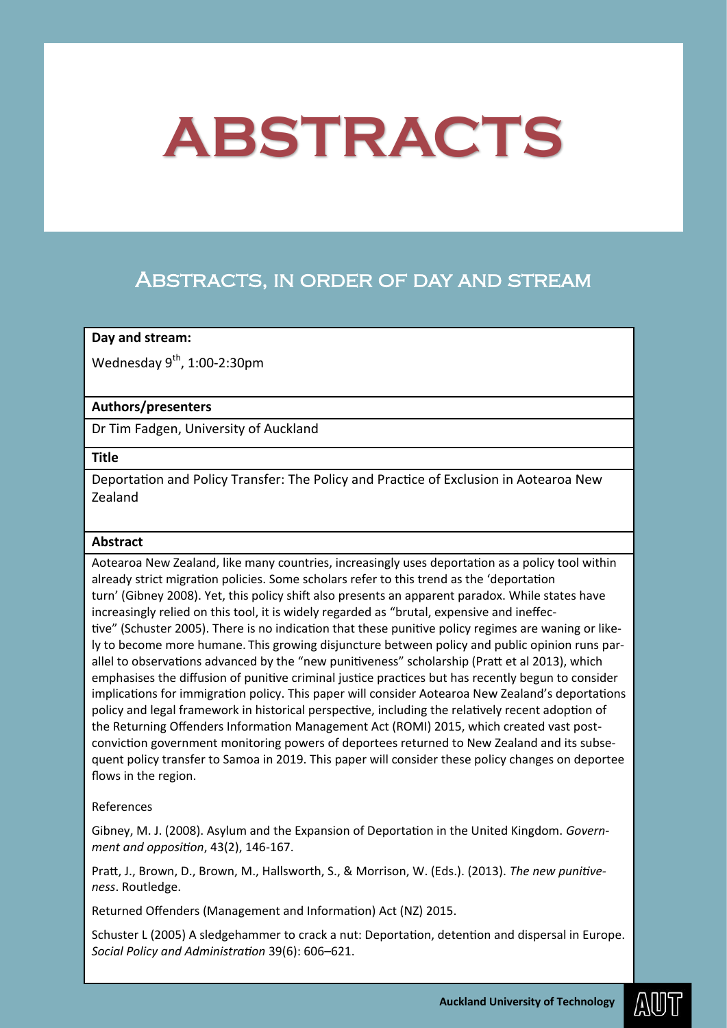# ABSTRACTS

## Abstracts, in order of day and stream

**Day and stream:**

Wednesday 9th, 1:00-2:30pm

**Authors/presenters**

Dr Tim Fadgen, University of Auckland

**Title**

Deportation and Policy Transfer: The Policy and Practice of Exclusion in Aotearoa New Zealand

**Abstract**

Aotearoa New Zealand, like many countries, increasingly uses deportation as a policy tool within already strict migration policies. Some scholars refer to this trend as the 'deportation turn' (Gibney 2008). Yet, this policy shift also presents an apparent paradox. While states have increasingly relied on this tool, it is widely regarded as "brutal, expensive and ineffective" (Schuster 2005). There is no indication that these punitive policy regimes are waning or likely to become more humane. This growing disjuncture between policy and public opinion runs parallel to observations advanced by the "new punitiveness" scholarship (Pratt et al 2013), which emphasises the diffusion of punitive criminal justice practices but has recently begun to consider implications for immigration policy. This paper will consider Aotearoa New Zealand's deportations policy and legal framework in historical perspective, including the relatively recent adoption of the Returning Offenders Information Management Act (ROMI) 2015, which created vast post-conviction government monitoring powers of deportees returned to New Zealand and its subsequent policy transfer to Samoa in 2019. This paper will consider these policy changes on deportee flows in the region.

References

Gibney, M. J. (2008). Asylum and the Expansion of Deportation in the United Kingdom. *Government and opposition*, 43(2), 146-167.

Pratt, J., Brown, D., Brown, M., Hallsworth, S., & Morrison, W. (Eds.). (2013). *The new punitiveness*. Routledge.

Returned Offenders (Management and Information) Act (NZ) 2015.

Schuster L (2005) A sledgehammer to crack a nut: Deportation, detention and dispersal in Europe. *Social Policy and Administration* 39(6): 606–621.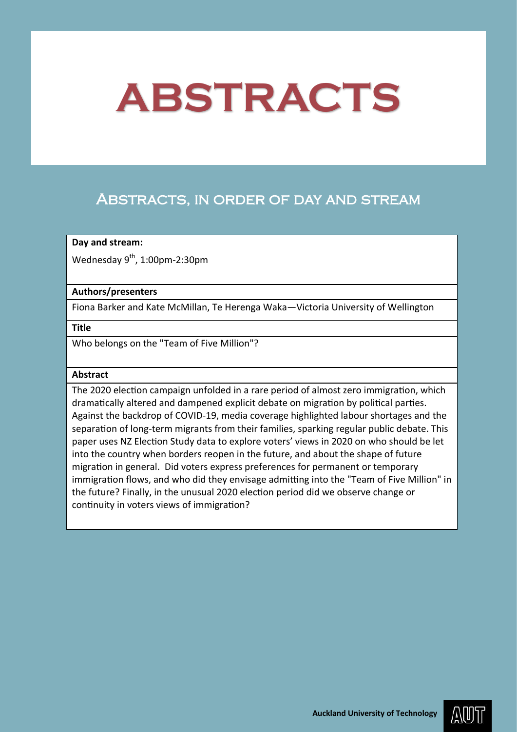# ABSTRACTS

## Abstracts, in order of day and stream

**Day and stream:**

Wednesday 9th, 1:00pm-2:30pm

**Authors/presenters**

Fiona Barker and Kate McMillan, Te Herenga Waka—Victoria University of Wellington

**Title**

Who belongs on the "Team of Five Million"?

**Abstract**

The 2020 election campaign unfolded in a rare period of almost zero immigration, which dramatically altered and dampened explicit debate on migration by political parties. Against the backdrop of COVID-19, media coverage highlighted labour shortages and the separation of long-term migrants from their families, sparking regular public debate. This paper uses NZ Election Study data to explore voters' views in 2020 on who should be let into the country when borders reopen in the future, and about the shape of future migration in general. Did voters express preferences for permanent or temporary immigration flows, and who did they envisage admitting into the "Team of Five Million" in the future? Finally, in the unusual 2020 election period did we observe change or continuity in voters views of immigration?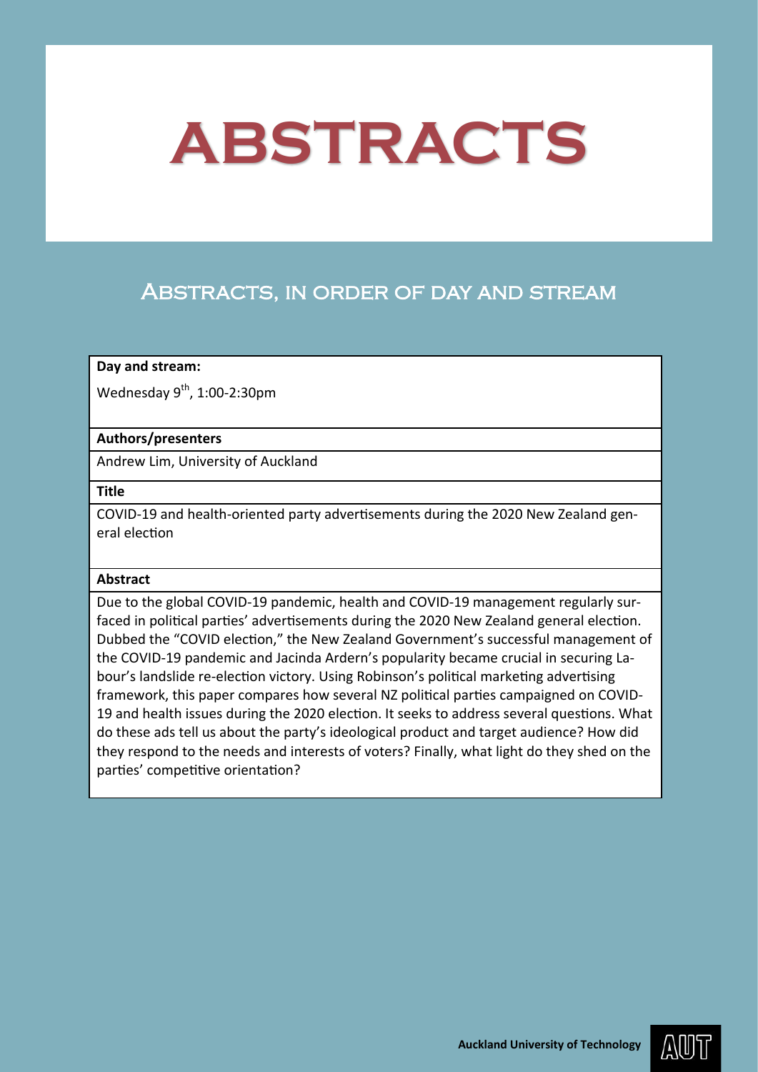# ABSTRACTS

## Abstracts, in order of day and stream

| **Day and stream:** |
|---|
| Wednesday 9th, 1:00-2:30pm |
| **Authors/presenters** |
| Andrew Lim, University of Auckland |
| **Title** |
| COVID-19 and health-oriented party advertisements during the 2020 New Zealand general election |
| **Abstract** |
| Due to the global COVID-19 pandemic, health and COVID-19 management regularly surfaced in political parties' advertisements during the 2020 New Zealand general election. Dubbed the "COVID election," the New Zealand Government's successful management of the COVID-19 pandemic and Jacinda Ardern's popularity became crucial in securing Labour's landslide re-election victory. Using Robinson's political marketing advertising framework, this paper compares how several NZ political parties campaigned on COVID-19 and health issues during the 2020 election. It seeks to address several questions. What do these ads tell us about the party's ideological product and target audience? How did they respond to the needs and interests of voters? Finally, what light do they shed on the parties' competitive orientation? |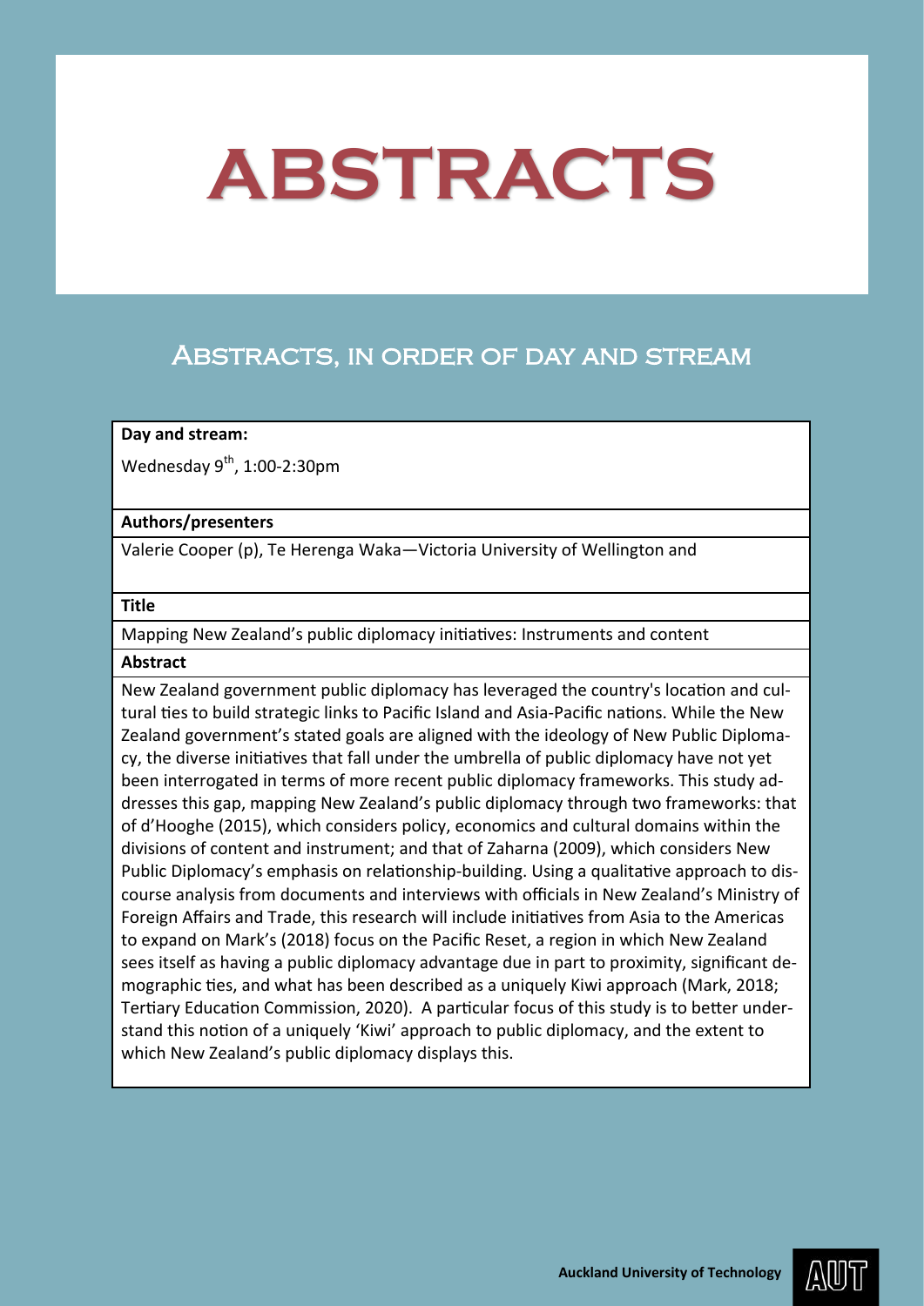# ABSTRACTS

## Abstracts, in order of day and stream

**Day and stream:**

Wednesday 9th, 1:00-2:30pm

**Authors/presenters**

Valerie Cooper (p), Te Herenga Waka—Victoria University of Wellington and

**Title**

Mapping New Zealand's public diplomacy initiatives: Instruments and content

**Abstract**

New Zealand government public diplomacy has leveraged the country's location and cultural ties to build strategic links to Pacific Island and Asia-Pacific nations. While the New Zealand government's stated goals are aligned with the ideology of New Public Diplomacy, the diverse initiatives that fall under the umbrella of public diplomacy have not yet been interrogated in terms of more recent public diplomacy frameworks. This study addresses this gap, mapping New Zealand's public diplomacy through two frameworks: that of d'Hooghe (2015), which considers policy, economics and cultural domains within the divisions of content and instrument; and that of Zaharna (2009), which considers New Public Diplomacy's emphasis on relationship-building. Using a qualitative approach to discourse analysis from documents and interviews with officials in New Zealand's Ministry of Foreign Affairs and Trade, this research will include initiatives from Asia to the Americas to expand on Mark's (2018) focus on the Pacific Reset, a region in which New Zealand sees itself as having a public diplomacy advantage due in part to proximity, significant demographic ties, and what has been described as a uniquely Kiwi approach (Mark, 2018; Tertiary Education Commission, 2020). A particular focus of this study is to better understand this notion of a uniquely 'Kiwi' approach to public diplomacy, and the extent to which New Zealand's public diplomacy displays this.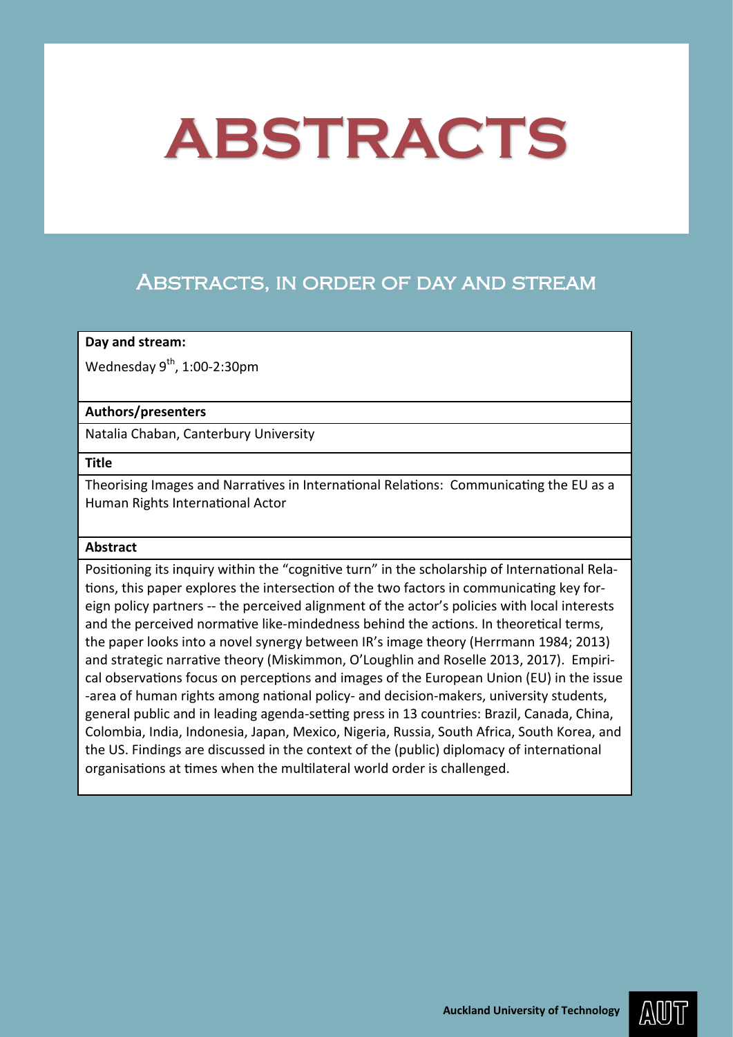# ABSTRACTS

## Abstracts, in order of day and stream

**Day and stream:**

Wednesday 9th, 1:00-2:30pm

**Authors/presenters**

Natalia Chaban, Canterbury University

**Title**

Theorising Images and Narratives in International Relations: Communicating the EU as a Human Rights International Actor

**Abstract**

Positioning its inquiry within the "cognitive turn" in the scholarship of International Relations, this paper explores the intersection of the two factors in communicating key foreign policy partners -- the perceived alignment of the actor's policies with local interests and the perceived normative like-mindedness behind the actions. In theoretical terms, the paper looks into a novel synergy between IR's image theory (Herrmann 1984; 2013) and strategic narrative theory (Miskimmon, O'Loughlin and Roselle 2013, 2017). Empirical observations focus on perceptions and images of the European Union (EU) in the issue-area of human rights among national policy- and decision-makers, university students, general public and in leading agenda-setting press in 13 countries: Brazil, Canada, China, Colombia, India, Indonesia, Japan, Mexico, Nigeria, Russia, South Africa, South Korea, and the US. Findings are discussed in the context of the (public) diplomacy of international organisations at times when the multilateral world order is challenged.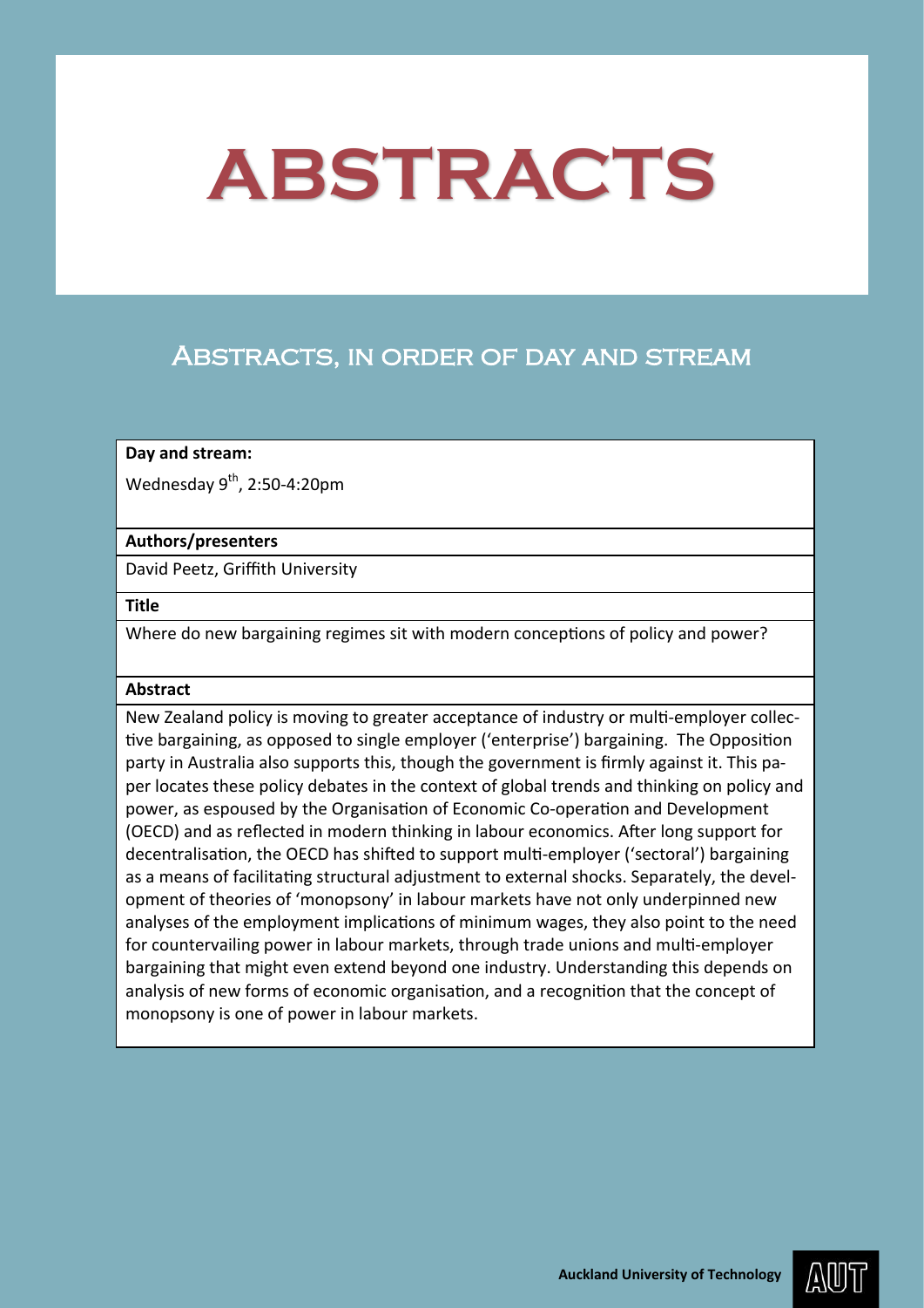# ABSTRACTS

## Abstracts, in order of day and stream

| **Day and stream:** |
|---|
| Wednesday 9th, 2:50-4:20pm |
| **Authors/presenters** |
| David Peetz, Griffith University |
| **Title** |
| Where do new bargaining regimes sit with modern conceptions of policy and power? |
| **Abstract** |
| New Zealand policy is moving to greater acceptance of industry or multi-employer collective bargaining, as opposed to single employer ('enterprise') bargaining. The Opposition party in Australia also supports this, though the government is firmly against it. This paper locates these policy debates in the context of global trends and thinking on policy and power, as espoused by the Organisation of Economic Co-operation and Development (OECD) and as reflected in modern thinking in labour economics. After long support for decentralisation, the OECD has shifted to support multi-employer ('sectoral') bargaining as a means of facilitating structural adjustment to external shocks. Separately, the development of theories of 'monopsony' in labour markets have not only underpinned new analyses of the employment implications of minimum wages, they also point to the need for countervailing power in labour markets, through trade unions and multi-employer bargaining that might even extend beyond one industry. Understanding this depends on analysis of new forms of economic organisation, and a recognition that the concept of monopsony is one of power in labour markets. |

Auckland University of Technology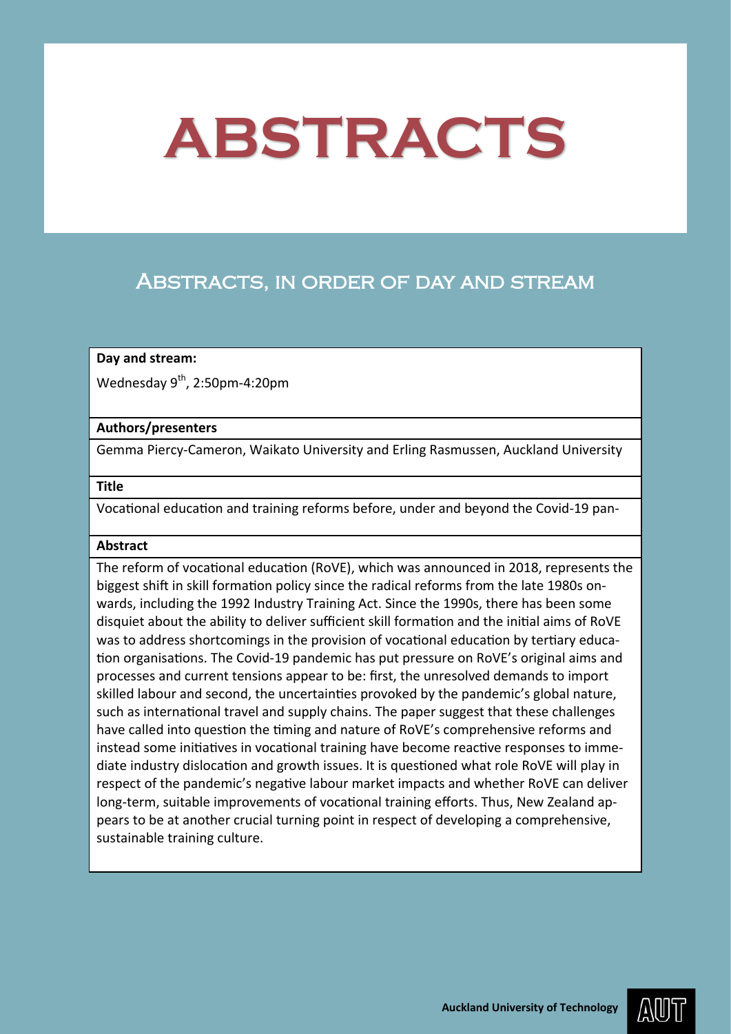# ABSTRACTS

## Abstracts, in order of day and stream

**Day and stream:**

Wednesday 9th, 2:50pm-4:20pm

**Authors/presenters**

Gemma Piercy-Cameron, Waikato University and Erling Rasmussen, Auckland University

**Title**

Vocational education and training reforms before, under and beyond the Covid-19 pan-

**Abstract**

The reform of vocational education (RoVE), which was announced in 2018, represents the biggest shift in skill formation policy since the radical reforms from the late 1980s onwards, including the 1992 Industry Training Act. Since the 1990s, there has been some disquiet about the ability to deliver sufficient skill formation and the initial aims of RoVE was to address shortcomings in the provision of vocational education by tertiary education organisations. The Covid-19 pandemic has put pressure on RoVE's original aims and processes and current tensions appear to be: first, the unresolved demands to import skilled labour and second, the uncertainties provoked by the pandemic's global nature, such as international travel and supply chains. The paper suggest that these challenges have called into question the timing and nature of RoVE's comprehensive reforms and instead some initiatives in vocational training have become reactive responses to immediate industry dislocation and growth issues. It is questioned what role RoVE will play in respect of the pandemic's negative labour market impacts and whether RoVE can deliver long-term, suitable improvements of vocational training efforts. Thus, New Zealand appears to be at another crucial turning point in respect of developing a comprehensive, sustainable training culture.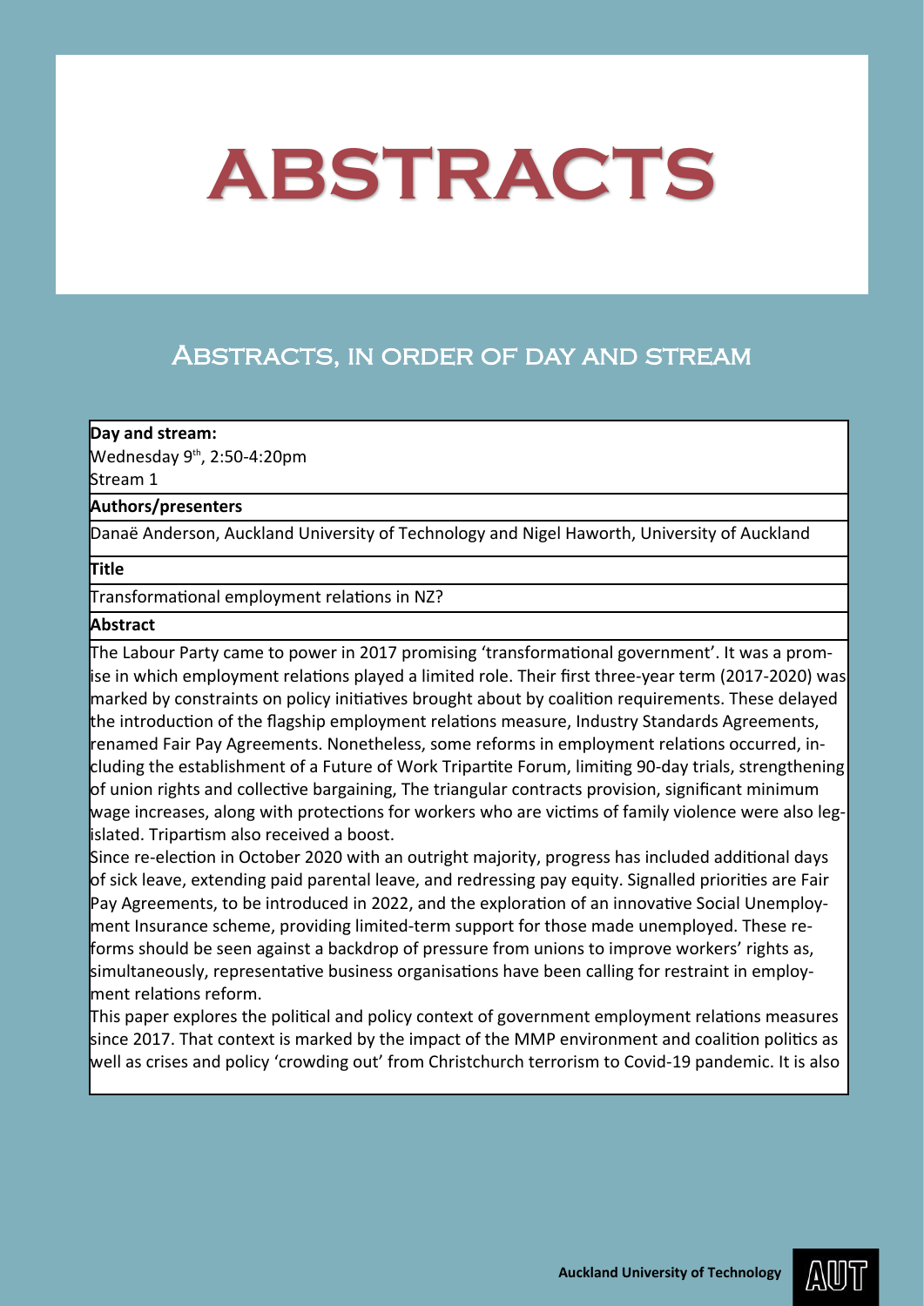# ABSTRACTS

## Abstracts, in order of day and stream

**Day and stream:**

Wednesday 9th, 2:50-4:20pm

Stream 1

**Authors/presenters**

Danaë Anderson, Auckland University of Technology and Nigel Haworth, University of Auckland

**Title**

Transformational employment relations in NZ?

**Abstract**

The Labour Party came to power in 2017 promising 'transformational government'. It was a promise in which employment relations played a limited role. Their first three-year term (2017-2020) was marked by constraints on policy initiatives brought about by coalition requirements. These delayed the introduction of the flagship employment relations measure, Industry Standards Agreements, renamed Fair Pay Agreements. Nonetheless, some reforms in employment relations occurred, including the establishment of a Future of Work Tripartite Forum, limiting 90-day trials, strengthening of union rights and collective bargaining, The triangular contracts provision, significant minimum wage increases, along with protections for workers who are victims of family violence were also legislated. Tripartism also received a boost.

Since re-election in October 2020 with an outright majority, progress has included additional days of sick leave, extending paid parental leave, and redressing pay equity. Signalled priorities are Fair Pay Agreements, to be introduced in 2022, and the exploration of an innovative Social Unemployment Insurance scheme, providing limited-term support for those made unemployed. These reforms should be seen against a backdrop of pressure from unions to improve workers' rights as, simultaneously, representative business organisations have been calling for restraint in employment relations reform.

This paper explores the political and policy context of government employment relations measures since 2017. That context is marked by the impact of the MMP environment and coalition politics as well as crises and policy 'crowding out' from Christchurch terrorism to Covid-19 pandemic. It is also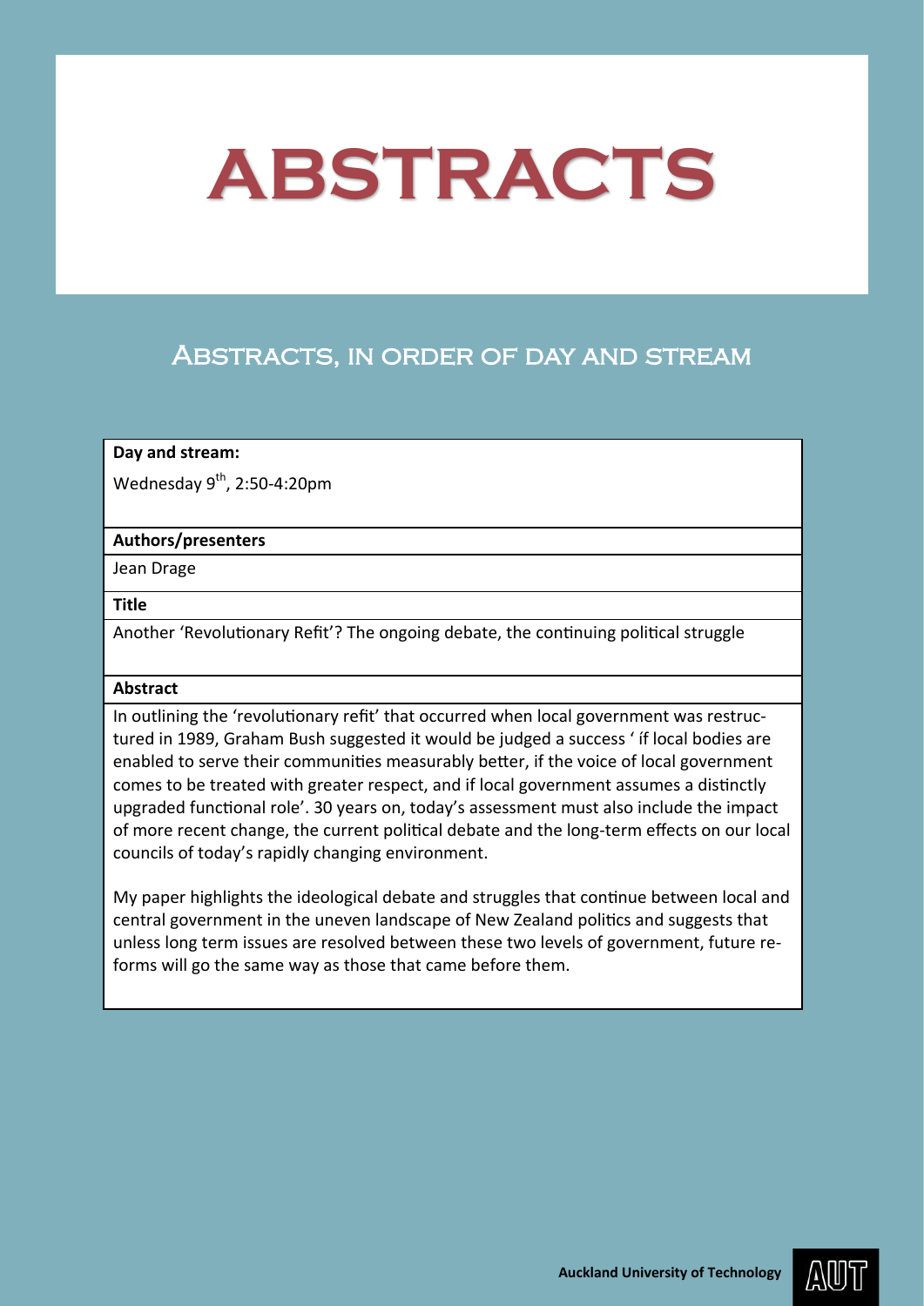# ABSTRACTS

## Abstracts, in order of day and stream

| **Day and stream:** |
| --- |
| Wednesday 9th, 2:50-4:20pm |
| **Authors/presenters** |
| Jean Drage |
| **Title** |
| Another 'Revolutionary Refit'? The ongoing debate, the continuing political struggle |
| **Abstract** |
| In outlining the 'revolutionary refit' that occurred when local government was restructured in 1989, Graham Bush suggested it would be judged a success ' if local bodies are enabled to serve their communities measurably better, if the voice of local government comes to be treated with greater respect, and if local government assumes a distinctly upgraded functional role'. 30 years on, today's assessment must also include the impact of more recent change, the current political debate and the long-term effects on our local councils of today's rapidly changing environment.<br><br>My paper highlights the ideological debate and struggles that continue between local and central government in the uneven landscape of New Zealand politics and suggests that unless long term issues are resolved between these two levels of government, future reforms will go the same way as those that came before them. |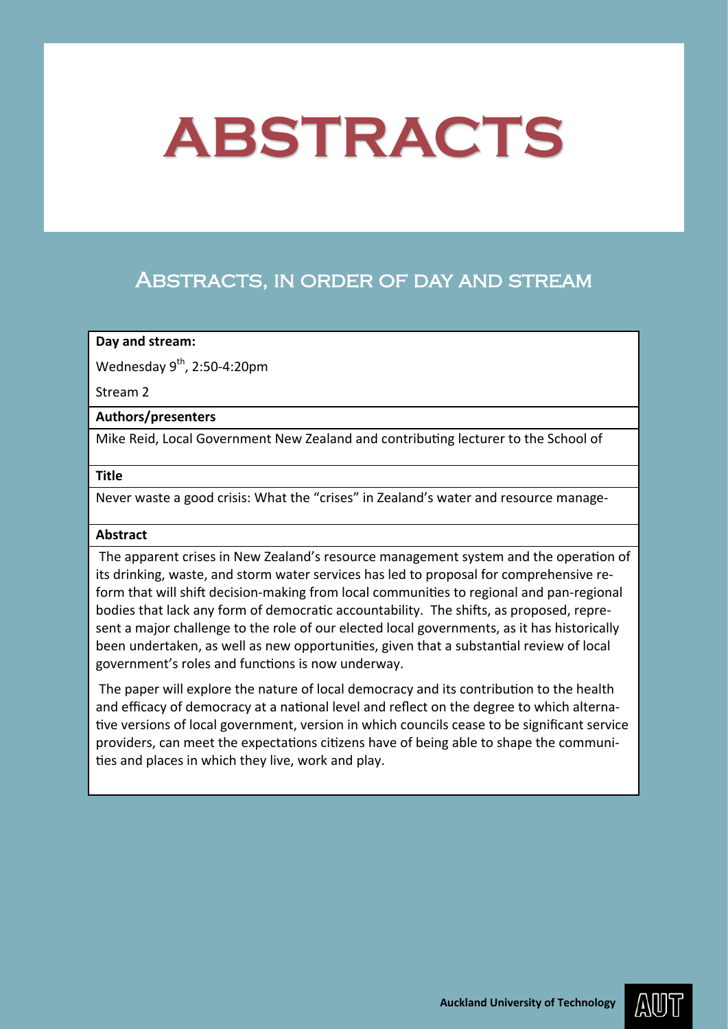# ABSTRACTS

## Abstracts, in order of day and stream

**Day and stream:**

Wednesday 9th, 2:50-4:20pm

Stream 2

**Authors/presenters**

Mike Reid, Local Government New Zealand and contributing lecturer to the School of

**Title**

Never waste a good crisis: What the "crises" in Zealand's water and resource manage-

**Abstract**

The apparent crises in New Zealand's resource management system and the operation of its drinking, waste, and storm water services has led to proposal for comprehensive reform that will shift decision-making from local communities to regional and pan-regional bodies that lack any form of democratic accountability. The shifts, as proposed, represent a major challenge to the role of our elected local governments, as it has historically been undertaken, as well as new opportunities, given that a substantial review of local government's roles and functions is now underway.

The paper will explore the nature of local democracy and its contribution to the health and efficacy of democracy at a national level and reflect on the degree to which alternative versions of local government, version in which councils cease to be significant service providers, can meet the expectations citizens have of being able to shape the communities and places in which they live, work and play.

Auckland University of Technology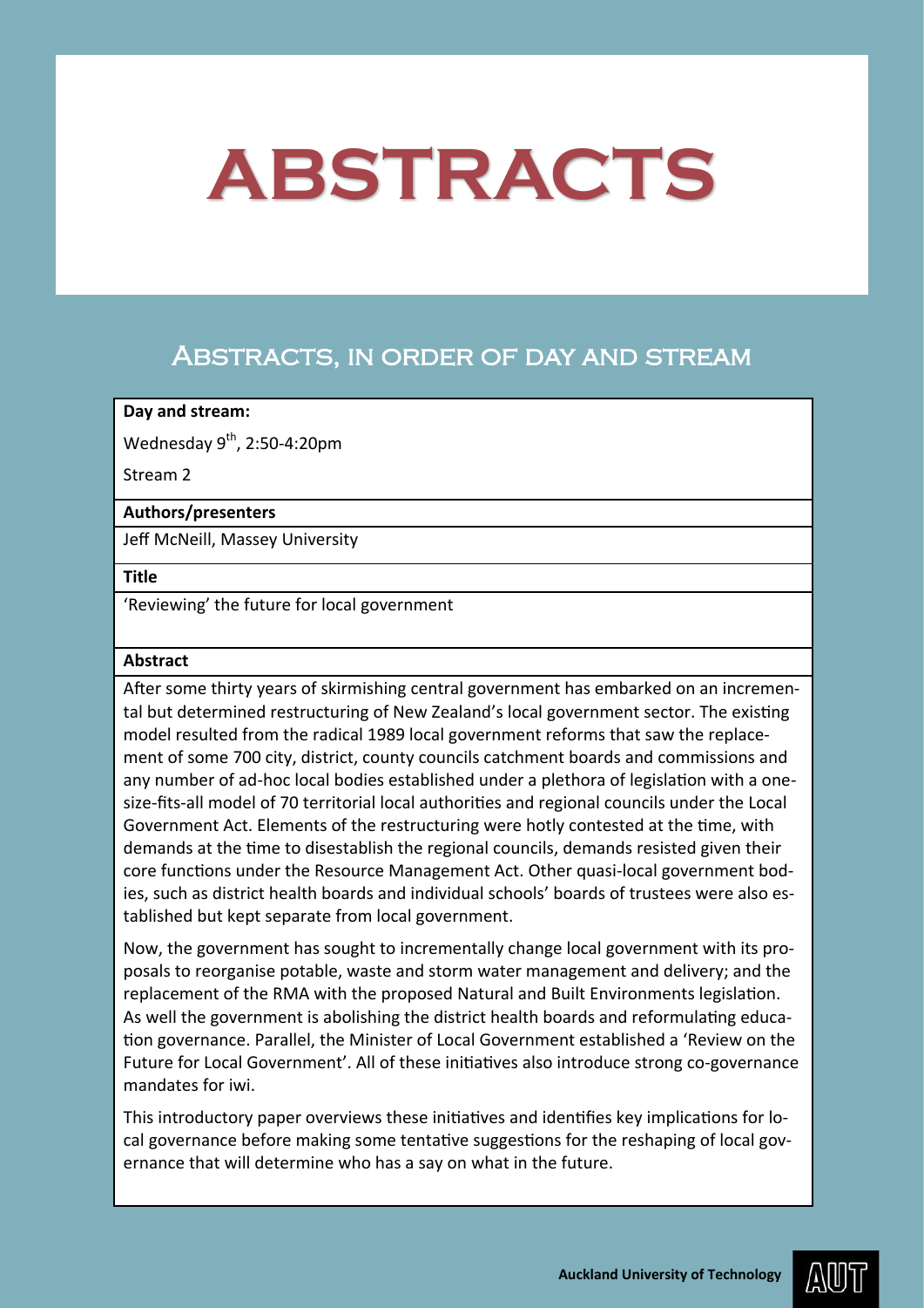# ABSTRACTS

## Abstracts, in order of day and stream

**Day and stream:**

Wednesday 9th, 2:50-4:20pm

Stream 2

**Authors/presenters**

Jeff McNeill, Massey University

**Title**

'Reviewing' the future for local government

**Abstract**

After some thirty years of skirmishing central government has embarked on an incremental but determined restructuring of New Zealand's local government sector. The existing model resulted from the radical 1989 local government reforms that saw the replacement of some 700 city, district, county councils catchment boards and commissions and any number of ad-hoc local bodies established under a plethora of legislation with a one-size-fits-all model of 70 territorial local authorities and regional councils under the Local Government Act. Elements of the restructuring were hotly contested at the time, with demands at the time to disestablish the regional councils, demands resisted given their core functions under the Resource Management Act. Other quasi-local government bodies, such as district health boards and individual schools' boards of trustees were also established but kept separate from local government.

Now, the government has sought to incrementally change local government with its proposals to reorganise potable, waste and storm water management and delivery; and the replacement of the RMA with the proposed Natural and Built Environments legislation. As well the government is abolishing the district health boards and reformulating education governance. Parallel, the Minister of Local Government established a 'Review on the Future for Local Government'. All of these initiatives also introduce strong co-governance mandates for iwi.

This introductory paper overviews these initiatives and identifies key implications for local governance before making some tentative suggestions for the reshaping of local governance that will determine who has a say on what in the future.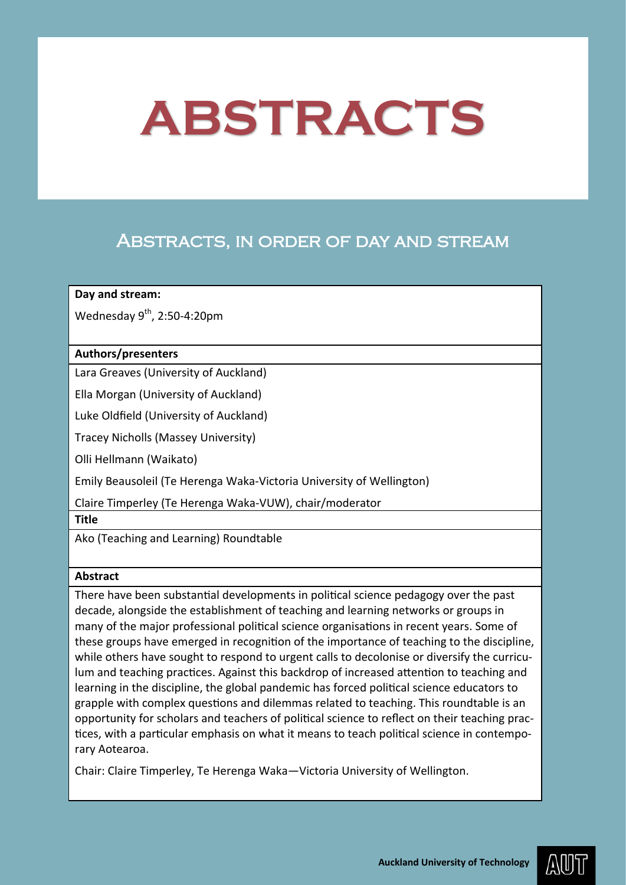# ABSTRACTS

## Abstracts, in order of day and stream

**Day and stream:**

Wednesday 9th, 2:50-4:20pm

**Authors/presenters**

Lara Greaves (University of Auckland)

Ella Morgan (University of Auckland)

Luke Oldfield (University of Auckland)

Tracey Nicholls (Massey University)

Olli Hellmann (Waikato)

Emily Beausoleil (Te Herenga Waka-Victoria University of Wellington)

Claire Timperley (Te Herenga Waka-VUW), chair/moderator

**Title**

Ako (Teaching and Learning) Roundtable

**Abstract**

There have been substantial developments in political science pedagogy over the past decade, alongside the establishment of teaching and learning networks or groups in many of the major professional political science organisations in recent years. Some of these groups have emerged in recognition of the importance of teaching to the discipline, while others have sought to respond to urgent calls to decolonise or diversify the curriculum and teaching practices. Against this backdrop of increased attention to teaching and learning in the discipline, the global pandemic has forced political science educators to grapple with complex questions and dilemmas related to teaching. This roundtable is an opportunity for scholars and teachers of political science to reflect on their teaching practices, with a particular emphasis on what it means to teach political science in contemporary Aotearoa.

Chair: Claire Timperley, Te Herenga Waka—Victoria University of Wellington.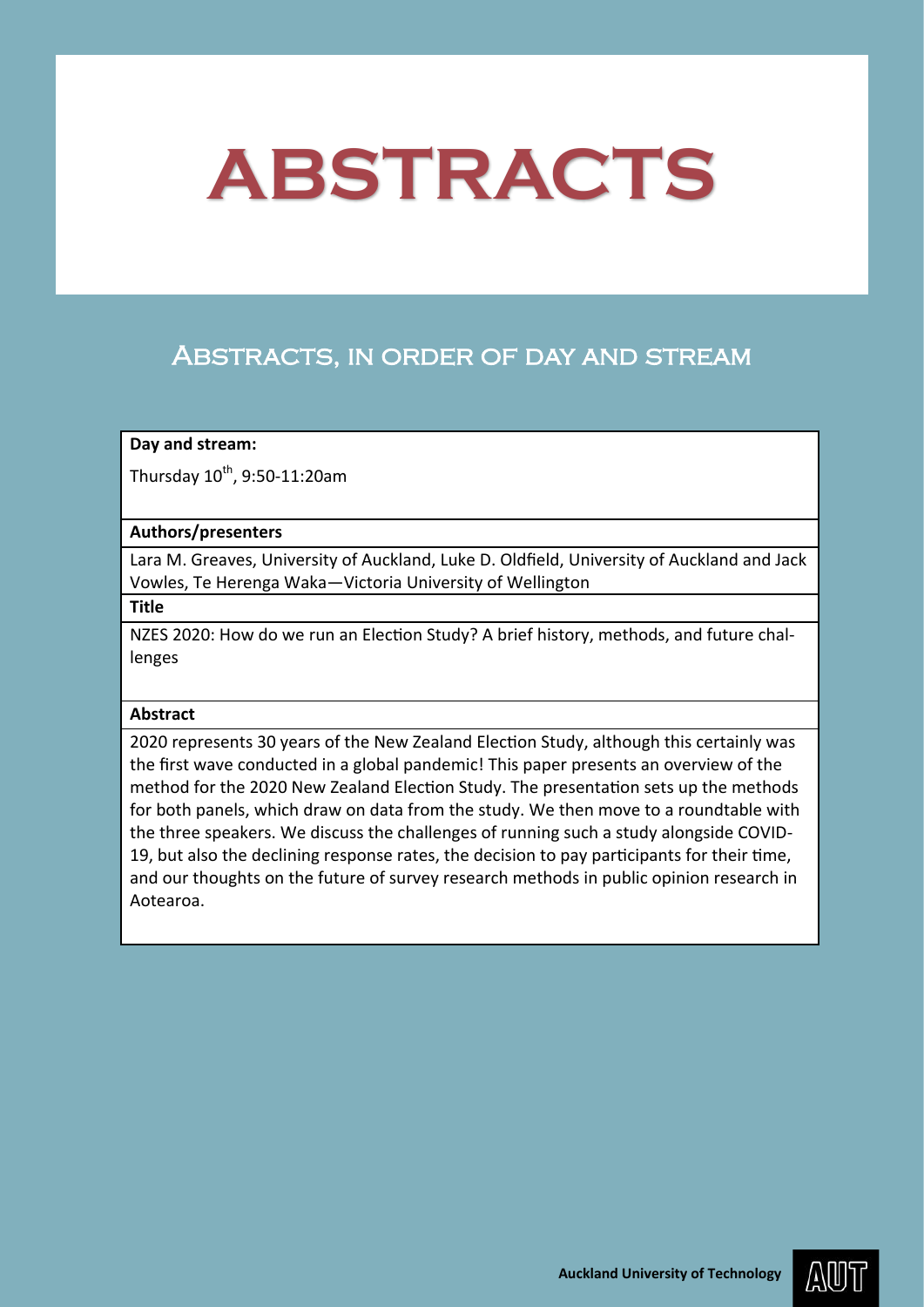# ABSTRACTS

## Abstracts, in order of day and stream

**Day and stream:**

Thursday 10th, 9:50-11:20am

**Authors/presenters**

Lara M. Greaves, University of Auckland, Luke D. Oldfield, University of Auckland and Jack Vowles, Te Herenga Waka—Victoria University of Wellington

**Title**

NZES 2020: How do we run an Election Study? A brief history, methods, and future challenges

**Abstract**

2020 represents 30 years of the New Zealand Election Study, although this certainly was the first wave conducted in a global pandemic! This paper presents an overview of the method for the 2020 New Zealand Election Study. The presentation sets up the methods for both panels, which draw on data from the study. We then move to a roundtable with the three speakers. We discuss the challenges of running such a study alongside COVID-19, but also the declining response rates, the decision to pay participants for their time, and our thoughts on the future of survey research methods in public opinion research in Aotearoa.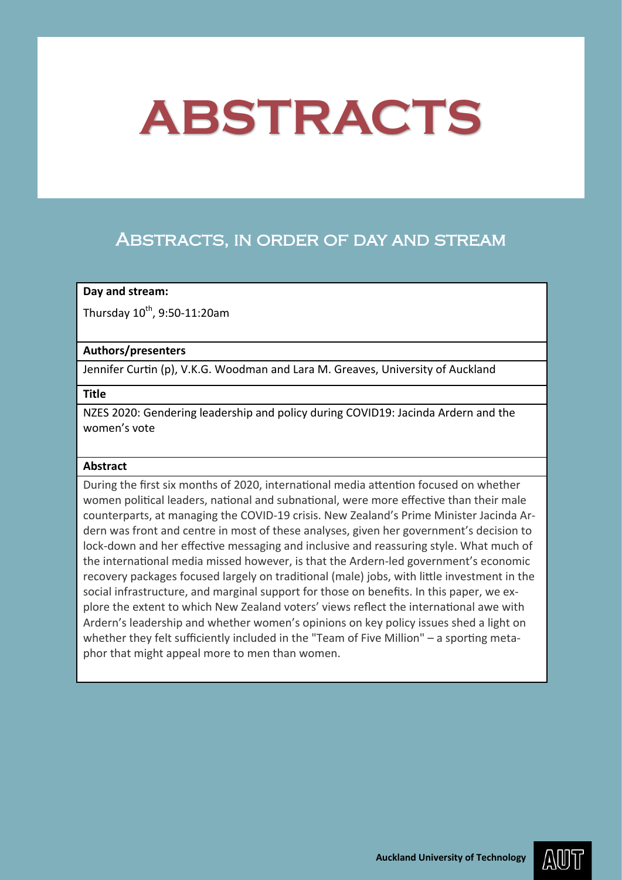# ABSTRACTS

## Abstracts, in order of day and stream

**Day and stream:**

Thursday 10th, 9:50-11:20am

**Authors/presenters**

Jennifer Curtin (p), V.K.G. Woodman and Lara M. Greaves, University of Auckland

**Title**

NZES 2020: Gendering leadership and policy during COVID19: Jacinda Ardern and the women's vote

**Abstract**

During the first six months of 2020, international media attention focused on whether women political leaders, national and subnational, were more effective than their male counterparts, at managing the COVID-19 crisis. New Zealand's Prime Minister Jacinda Ardern was front and centre in most of these analyses, given her government's decision to lock-down and her effective messaging and inclusive and reassuring style. What much of the international media missed however, is that the Ardern-led government's economic recovery packages focused largely on traditional (male) jobs, with little investment in the social infrastructure, and marginal support for those on benefits. In this paper, we explore the extent to which New Zealand voters' views reflect the international awe with Ardern's leadership and whether women's opinions on key policy issues shed a light on whether they felt sufficiently included in the "Team of Five Million" – a sporting metaphor that might appeal more to men than women.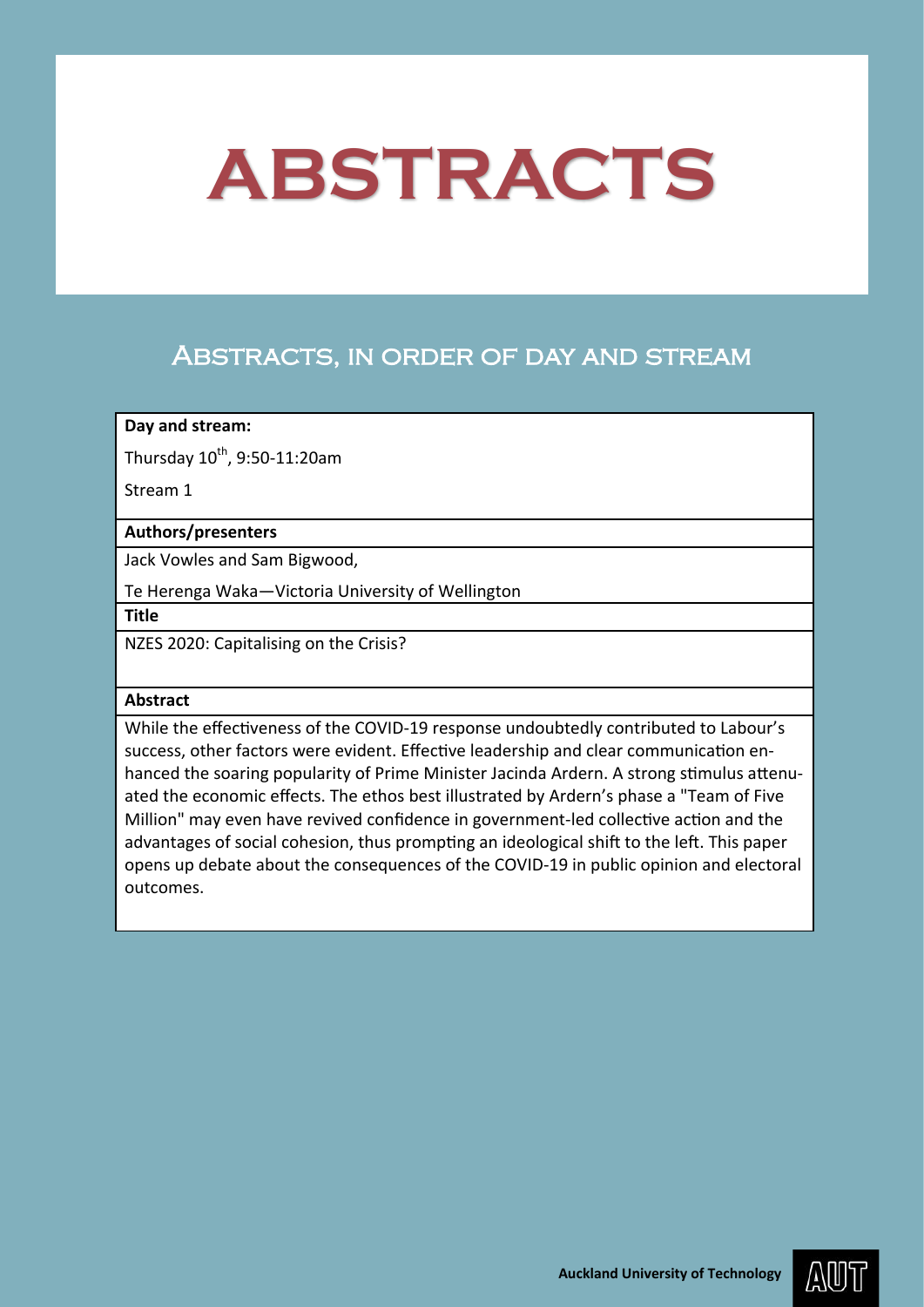# ABSTRACTS

## Abstracts, in order of day and stream

| **Day and stream:** |
| --- |
| Thursday 10th, 9:50-11:20am<br>Stream 1 |
| **Authors/presenters** |
| Jack Vowles and Sam Bigwood,<br>Te Herenga Waka—Victoria University of Wellington |
| **Title** |
| NZES 2020: Capitalising on the Crisis? |
| **Abstract** |
| While the effectiveness of the COVID-19 response undoubtedly contributed to Labour's success, other factors were evident. Effective leadership and clear communication enhanced the soaring popularity of Prime Minister Jacinda Ardern. A strong stimulus attenuated the economic effects. The ethos best illustrated by Ardern's phase a "Team of Five Million" may even have revived confidence in government-led collective action and the advantages of social cohesion, thus prompting an ideological shift to the left. This paper opens up debate about the consequences of the COVID-19 in public opinion and electoral outcomes. |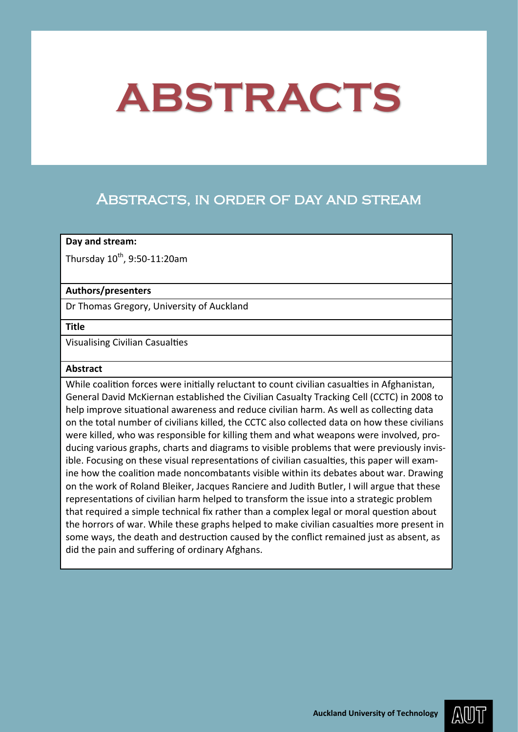# ABSTRACTS

## Abstracts, in order of day and stream

**Day and stream:**

Thursday 10th, 9:50-11:20am

**Authors/presenters**

Dr Thomas Gregory, University of Auckland

**Title**

Visualising Civilian Casualties

**Abstract**

While coalition forces were initially reluctant to count civilian casualties in Afghanistan, General David McKiernan established the Civilian Casualty Tracking Cell (CCTC) in 2008 to help improve situational awareness and reduce civilian harm. As well as collecting data on the total number of civilians killed, the CCTC also collected data on how these civilians were killed, who was responsible for killing them and what weapons were involved, producing various graphs, charts and diagrams to visible problems that were previously invisible. Focusing on these visual representations of civilian casualties, this paper will examine how the coalition made noncombatants visible within its debates about war. Drawing on the work of Roland Bleiker, Jacques Ranciere and Judith Butler, I will argue that these representations of civilian harm helped to transform the issue into a strategic problem that required a simple technical fix rather than a complex legal or moral question about the horrors of war. While these graphs helped to make civilian casualties more present in some ways, the death and destruction caused by the conflict remained just as absent, as did the pain and suffering of ordinary Afghans.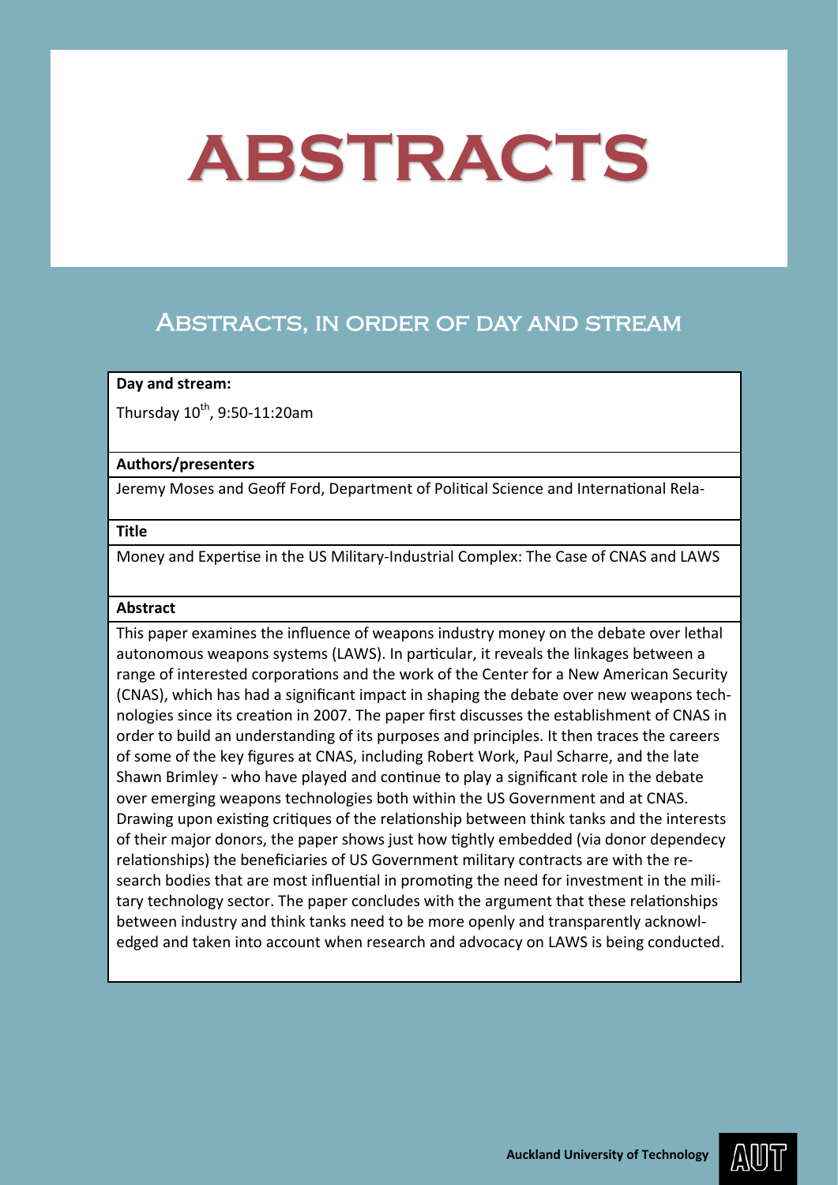# ABSTRACTS

## Abstracts, in order of day and stream

| **Day and stream:** |
| --- |
| Thursday 10th, 9:50-11:20am |
| **Authors/presenters** |
| Jeremy Moses and Geoff Ford, Department of Political Science and International Rela- |
| **Title** |
| Money and Expertise in the US Military-Industrial Complex: The Case of CNAS and LAWS |
| **Abstract** |
| This paper examines the influence of weapons industry money on the debate over lethal autonomous weapons systems (LAWS). In particular, it reveals the linkages between a range of interested corporations and the work of the Center for a New American Security (CNAS), which has had a significant impact in shaping the debate over new weapons technologies since its creation in 2007. The paper first discusses the establishment of CNAS in order to build an understanding of its purposes and principles. It then traces the careers of some of the key figures at CNAS, including Robert Work, Paul Scharre, and the late Shawn Brimley - who have played and continue to play a significant role in the debate over emerging weapons technologies both within the US Government and at CNAS. Drawing upon existing critiques of the relationship between think tanks and the interests of their major donors, the paper shows just how tightly embedded (via donor dependecy relationships) the beneficiaries of US Government military contracts are with the research bodies that are most influential in promoting the need for investment in the military technology sector. The paper concludes with the argument that these relationships between industry and think tanks need to be more openly and transparently acknowledged and taken into account when research and advocacy on LAWS is being conducted. |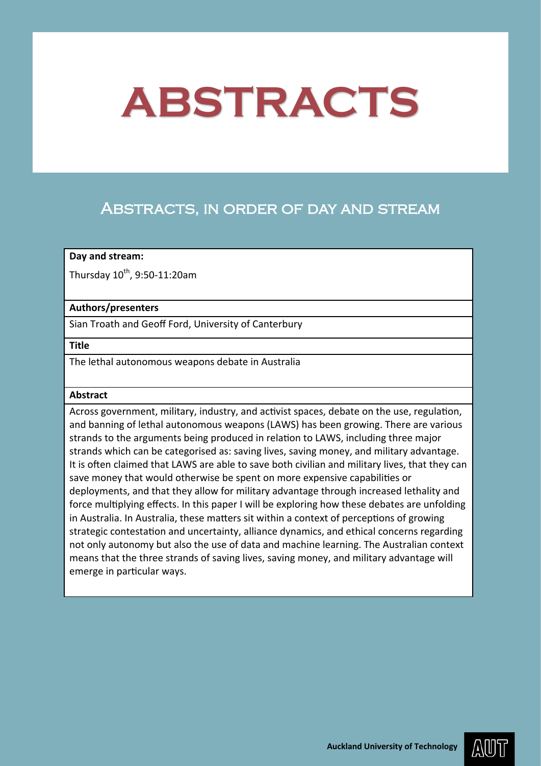# ABSTRACTS

## Abstracts, in order of day and stream

**Day and stream:**

Thursday 10th, 9:50-11:20am

**Authors/presenters**

Sian Troath and Geoff Ford, University of Canterbury

**Title**

The lethal autonomous weapons debate in Australia

**Abstract**

Across government, military, industry, and activist spaces, debate on the use, regulation, and banning of lethal autonomous weapons (LAWS) has been growing. There are various strands to the arguments being produced in relation to LAWS, including three major strands which can be categorised as: saving lives, saving money, and military advantage. It is often claimed that LAWS are able to save both civilian and military lives, that they can save money that would otherwise be spent on more expensive capabilities or deployments, and that they allow for military advantage through increased lethality and force multiplying effects. In this paper I will be exploring how these debates are unfolding in Australia. In Australia, these matters sit within a context of perceptions of growing strategic contestation and uncertainty, alliance dynamics, and ethical concerns regarding not only autonomy but also the use of data and machine learning. The Australian context means that the three strands of saving lives, saving money, and military advantage will emerge in particular ways.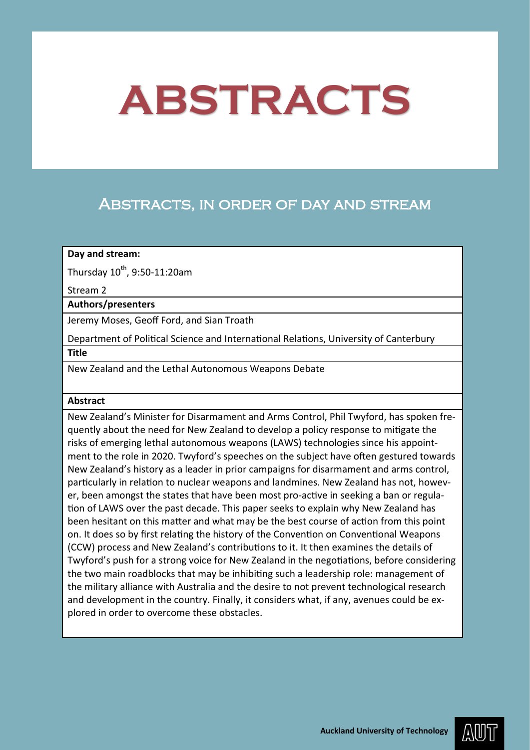# ABSTRACTS

## Abstracts, in order of day and stream

| **Day and stream:** |
| --- |
| Thursday 10th, 9:50-11:20am<br>Stream 2 |
| **Authors/presenters** |
| Jeremy Moses, Geoff Ford, and Sian Troath<br>Department of Political Science and International Relations, University of Canterbury |
| **Title** |
| New Zealand and the Lethal Autonomous Weapons Debate |
| **Abstract** |
| New Zealand's Minister for Disarmament and Arms Control, Phil Twyford, has spoken frequently about the need for New Zealand to develop a policy response to mitigate the risks of emerging lethal autonomous weapons (LAWS) technologies since his appointment to the role in 2020. Twyford's speeches on the subject have often gestured towards New Zealand's history as a leader in prior campaigns for disarmament and arms control, particularly in relation to nuclear weapons and landmines. New Zealand has not, however, been amongst the states that have been most pro-active in seeking a ban or regulation of LAWS over the past decade. This paper seeks to explain why New Zealand has been hesitant on this matter and what may be the best course of action from this point on. It does so by first relating the history of the Convention on Conventional Weapons (CCW) process and New Zealand's contributions to it. It then examines the details of Twyford's push for a strong voice for New Zealand in the negotiations, before considering the two main roadblocks that may be inhibiting such a leadership role: management of the military alliance with Australia and the desire to not prevent technological research and development in the country. Finally, it considers what, if any, avenues could be explored in order to overcome these obstacles. |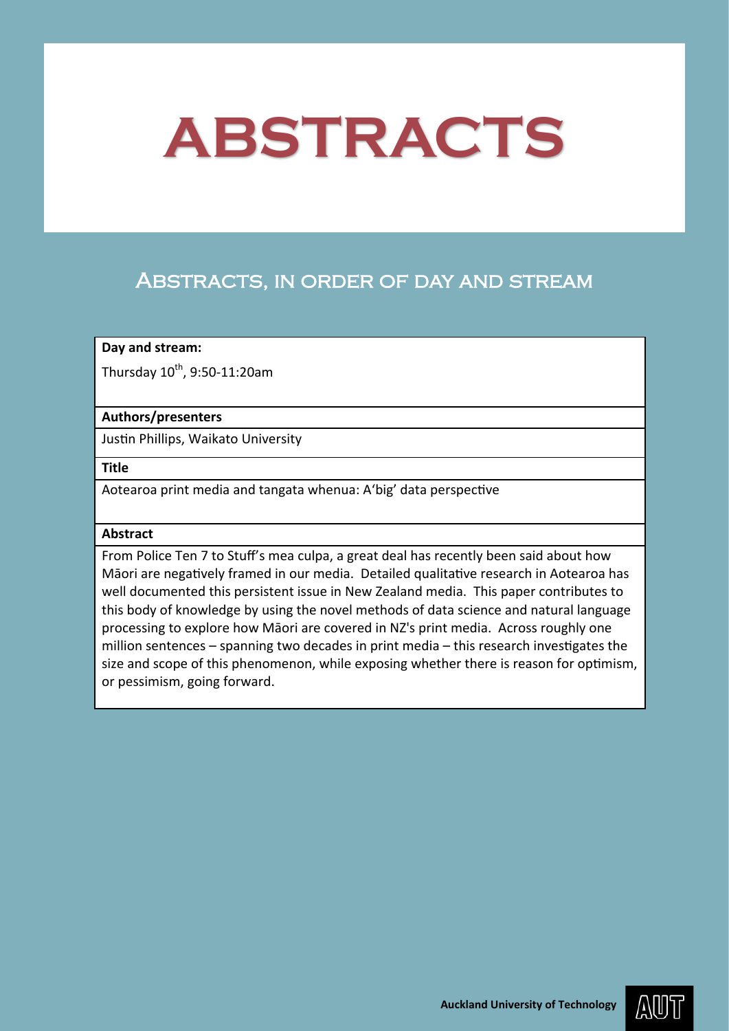# ABSTRACTS

## Abstracts, in order of day and stream

| **Day and stream:** |
| --- |
| Thursday 10th, 9:50-11:20am |
| **Authors/presenters** |
| Justin Phillips, Waikato University |
| **Title** |
| Aotearoa print media and tangata whenua: A'big' data perspective |
| **Abstract** |
| From Police Ten 7 to Stuff's mea culpa, a great deal has recently been said about how Māori are negatively framed in our media. Detailed qualitative research in Aotearoa has well documented this persistent issue in New Zealand media. This paper contributes to this body of knowledge by using the novel methods of data science and natural language processing to explore how Māori are covered in NZ's print media. Across roughly one million sentences – spanning two decades in print media – this research investigates the size and scope of this phenomenon, while exposing whether there is reason for optimism, or pessimism, going forward. |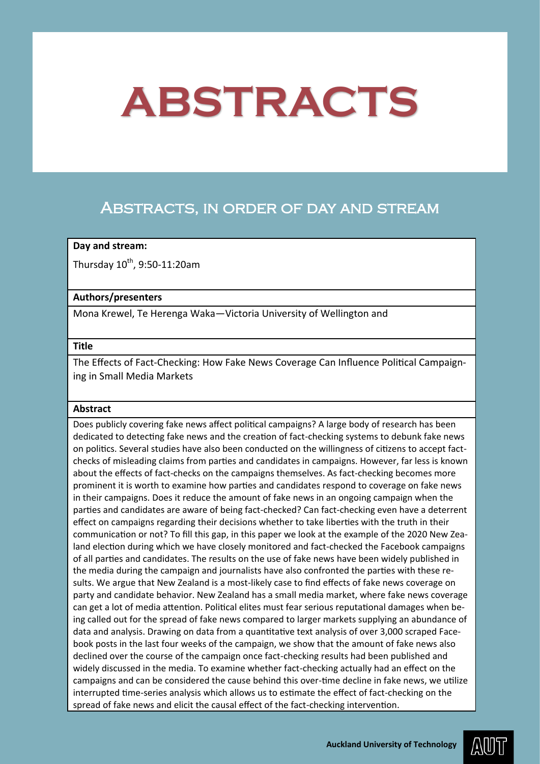# ABSTRACTS

## Abstracts, in order of day and stream

**Day and stream:**

Thursday 10th, 9:50-11:20am

**Authors/presenters**

Mona Krewel, Te Herenga Waka—Victoria University of Wellington and

**Title**

The Effects of Fact-Checking: How Fake News Coverage Can Influence Political Campaigning in Small Media Markets

**Abstract**

Does publicly covering fake news affect political campaigns? A large body of research has been dedicated to detecting fake news and the creation of fact-checking systems to debunk fake news on politics. Several studies have also been conducted on the willingness of citizens to accept fact-checks of misleading claims from parties and candidates in campaigns. However, far less is known about the effects of fact-checks on the campaigns themselves. As fact-checking becomes more prominent it is worth to examine how parties and candidates respond to coverage on fake news in their campaigns. Does it reduce the amount of fake news in an ongoing campaign when the parties and candidates are aware of being fact-checked? Can fact-checking even have a deterrent effect on campaigns regarding their decisions whether to take liberties with the truth in their communication or not? To fill this gap, in this paper we look at the example of the 2020 New Zealand election during which we have closely monitored and fact-checked the Facebook campaigns of all parties and candidates. The results on the use of fake news have been widely published in the media during the campaign and journalists have also confronted the parties with these results. We argue that New Zealand is a most-likely case to find effects of fake news coverage on party and candidate behavior. New Zealand has a small media market, where fake news coverage can get a lot of media attention. Political elites must fear serious reputational damages when being called out for the spread of fake news compared to larger markets supplying an abundance of data and analysis. Drawing on data from a quantitative text analysis of over 3,000 scraped Facebook posts in the last four weeks of the campaign, we show that the amount of fake news also declined over the course of the campaign once fact-checking results had been published and widely discussed in the media. To examine whether fact-checking actually had an effect on the campaigns and can be considered the cause behind this over-time decline in fake news, we utilize interrupted time-series analysis which allows us to estimate the effect of fact-checking on the spread of fake news and elicit the causal effect of the fact-checking intervention.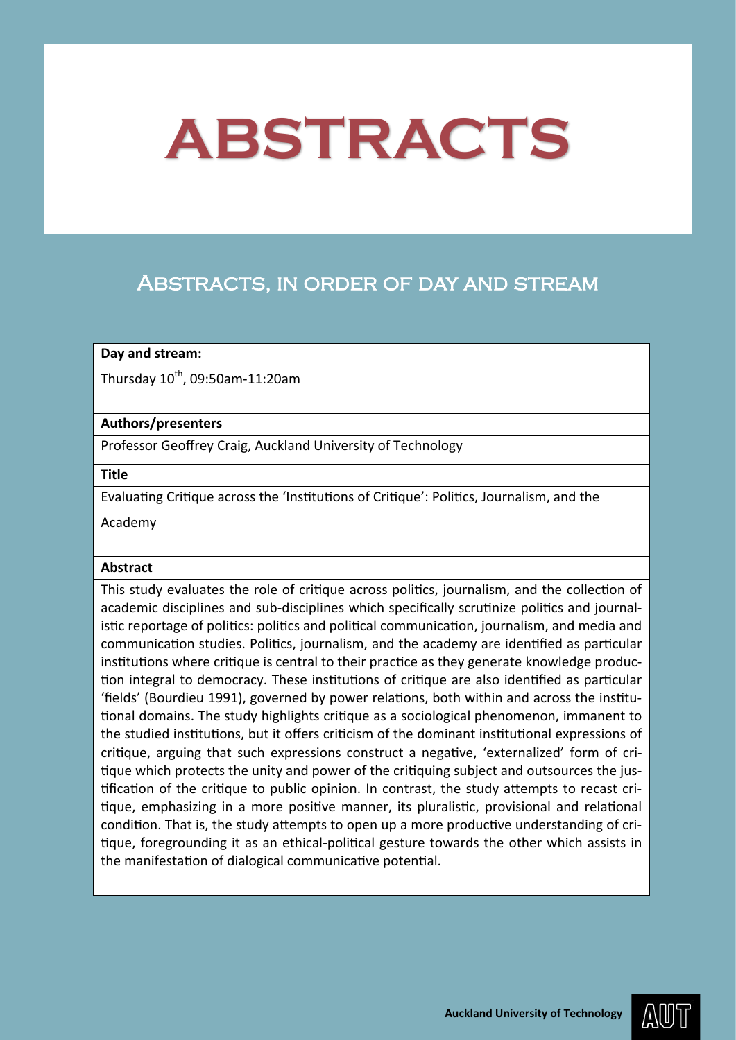# ABSTRACTS

## Abstracts, in order of day and stream

| **Day and stream:** |
| --- |
| Thursday 10th, 09:50am-11:20am |
| **Authors/presenters** |
| Professor Geoffrey Craig, Auckland University of Technology |
| **Title** |
| Evaluating Critique across the 'Institutions of Critique': Politics, Journalism, and the Academy |
| **Abstract** |
| This study evaluates the role of critique across politics, journalism, and the collection of academic disciplines and sub-disciplines which specifically scrutinize politics and journalistic reportage of politics: politics and political communication, journalism, and media and communication studies. Politics, journalism, and the academy are identified as particular institutions where critique is central to their practice as they generate knowledge production integral to democracy. These institutions of critique are also identified as particular 'fields' (Bourdieu 1991), governed by power relations, both within and across the institutional domains. The study highlights critique as a sociological phenomenon, immanent to the studied institutions, but it offers criticism of the dominant institutional expressions of critique, arguing that such expressions construct a negative, 'externalized' form of critique which protects the unity and power of the critiquing subject and outsources the justification of the critique to public opinion. In contrast, the study attempts to recast critique, emphasizing in a more positive manner, its pluralistic, provisional and relational condition. That is, the study attempts to open up a more productive understanding of critique, foregrounding it as an ethical-political gesture towards the other which assists in the manifestation of dialogical communicative potential. |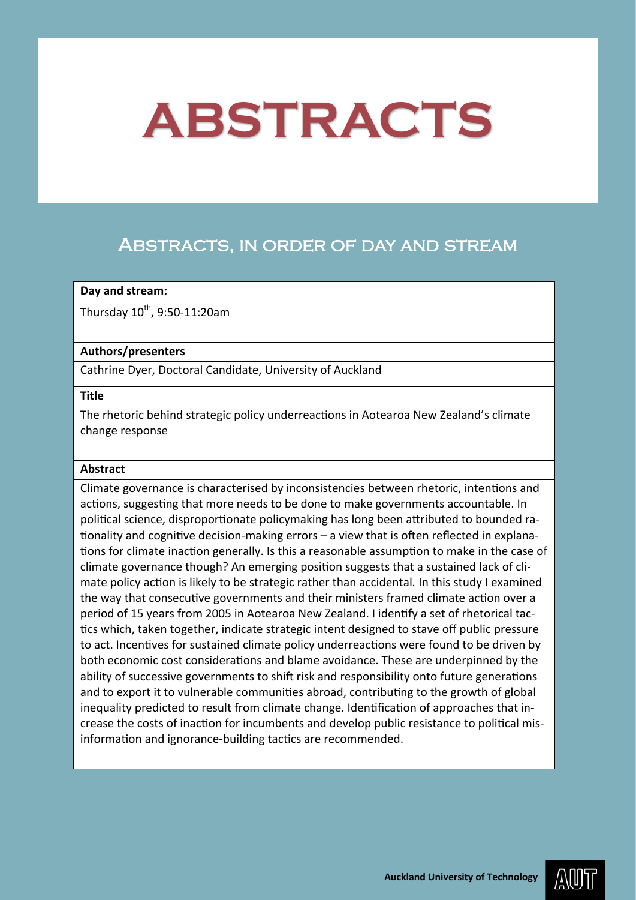# ABSTRACTS

## Abstracts, in order of day and stream

**Day and stream:**

Thursday 10th, 9:50-11:20am

**Authors/presenters**

Cathrine Dyer, Doctoral Candidate, University of Auckland

**Title**

The rhetoric behind strategic policy underreactions in Aotearoa New Zealand's climate change response

**Abstract**

Climate governance is characterised by inconsistencies between rhetoric, intentions and actions, suggesting that more needs to be done to make governments accountable. In political science, disproportionate policymaking has long been attributed to bounded rationality and cognitive decision-making errors – a view that is often reflected in explanations for climate inaction generally. Is this a reasonable assumption to make in the case of climate governance though? An emerging position suggests that a sustained lack of climate policy action is likely to be strategic rather than accidental. In this study I examined the way that consecutive governments and their ministers framed climate action over a period of 15 years from 2005 in Aotearoa New Zealand. I identify a set of rhetorical tactics which, taken together, indicate strategic intent designed to stave off public pressure to act. Incentives for sustained climate policy underreactions were found to be driven by both economic cost considerations and blame avoidance. These are underpinned by the ability of successive governments to shift risk and responsibility onto future generations and to export it to vulnerable communities abroad, contributing to the growth of global inequality predicted to result from climate change. Identification of approaches that increase the costs of inaction for incumbents and develop public resistance to political misinformation and ignorance-building tactics are recommended.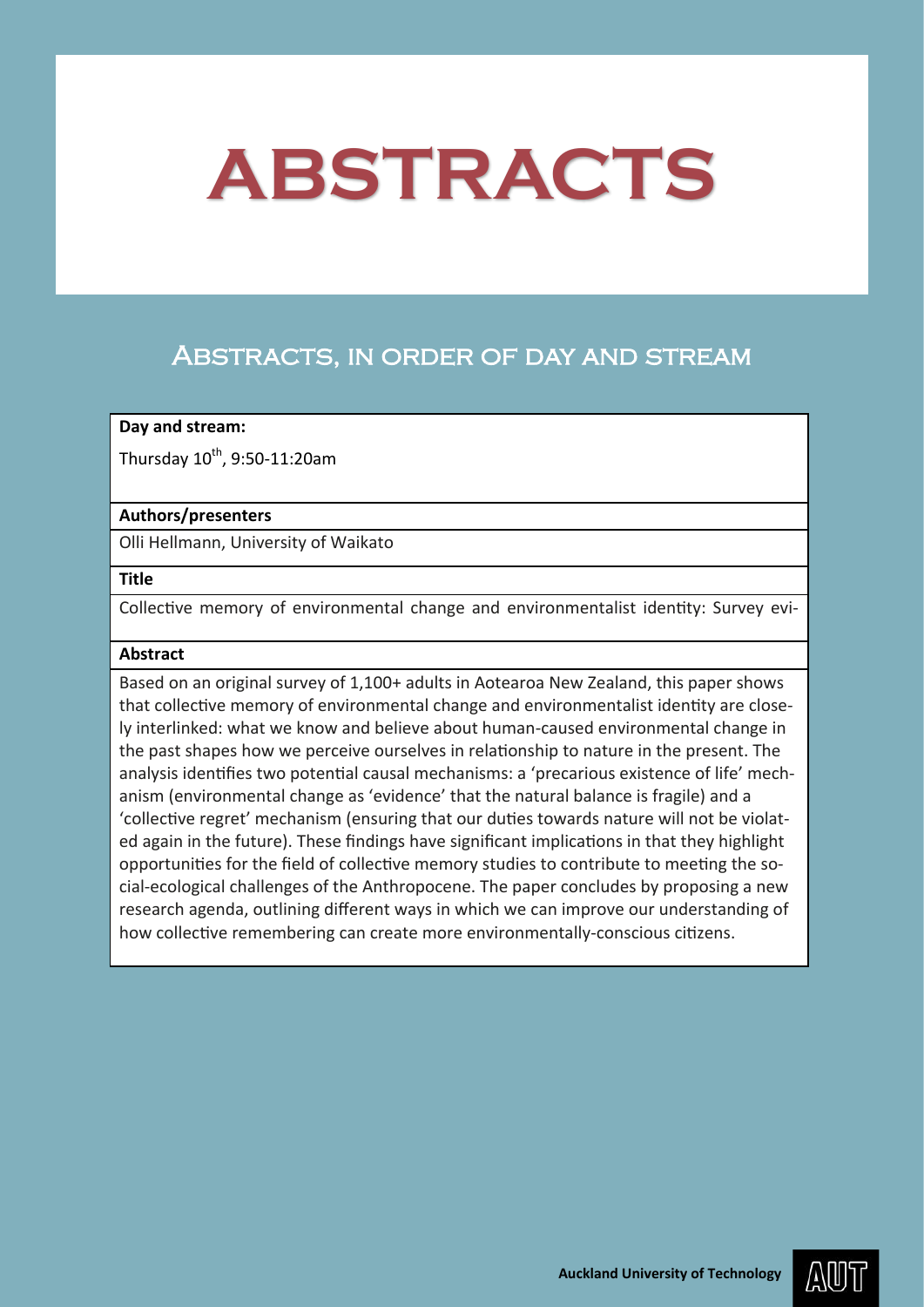# ABSTRACTS

## Abstracts, in order of day and stream

| **Day and stream:** |
| --- |
| Thursday 10th, 9:50-11:20am |
| **Authors/presenters** |
| Olli Hellmann, University of Waikato |
| **Title** |
| Collective memory of environmental change and environmentalist identity: Survey evi- |
| **Abstract** |
| Based on an original survey of 1,100+ adults in Aotearoa New Zealand, this paper shows that collective memory of environmental change and environmentalist identity are closely interlinked: what we know and believe about human-caused environmental change in the past shapes how we perceive ourselves in relationship to nature in the present. The analysis identifies two potential causal mechanisms: a 'precarious existence of life' mechanism (environmental change as 'evidence' that the natural balance is fragile) and a 'collective regret' mechanism (ensuring that our duties towards nature will not be violated again in the future). These findings have significant implications in that they highlight opportunities for the field of collective memory studies to contribute to meeting the social-ecological challenges of the Anthropocene. The paper concludes by proposing a new research agenda, outlining different ways in which we can improve our understanding of how collective remembering can create more environmentally-conscious citizens. |

Auckland University of Technology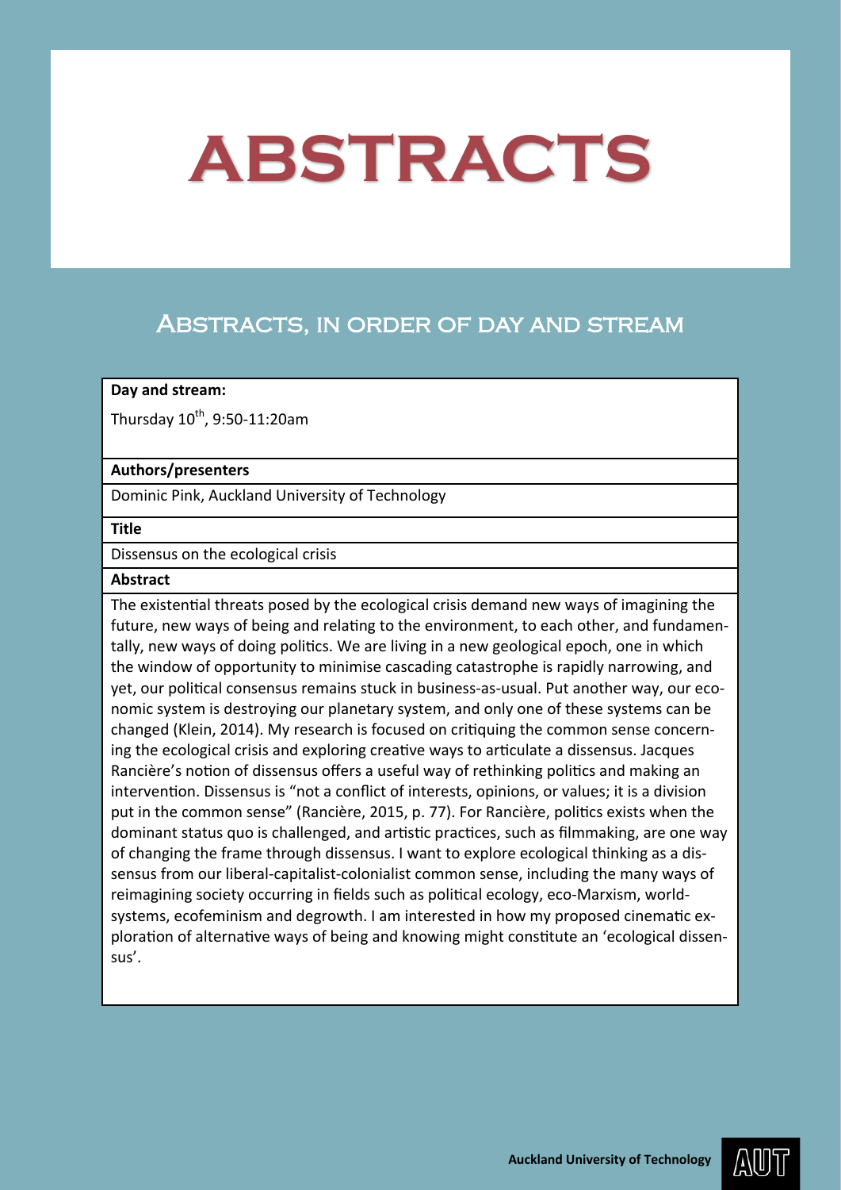# ABSTRACTS

## Abstracts, in order of day and stream

| **Day and stream:** |
| --- |
| Thursday 10th, 9:50-11:20am |
| **Authors/presenters** |
| Dominic Pink, Auckland University of Technology |
| **Title** |
| Dissensus on the ecological crisis |
| **Abstract** |
| The existential threats posed by the ecological crisis demand new ways of imagining the future, new ways of being and relating to the environment, to each other, and fundamentally, new ways of doing politics. We are living in a new geological epoch, one in which the window of opportunity to minimise cascading catastrophe is rapidly narrowing, and yet, our political consensus remains stuck in business-as-usual. Put another way, our economic system is destroying our planetary system, and only one of these systems can be changed (Klein, 2014). My research is focused on critiquing the common sense concerning the ecological crisis and exploring creative ways to articulate a dissensus. Jacques Rancière's notion of dissensus offers a useful way of rethinking politics and making an intervention. Dissensus is "not a conflict of interests, opinions, or values; it is a division put in the common sense" (Rancière, 2015, p. 77). For Rancière, politics exists when the dominant status quo is challenged, and artistic practices, such as filmmaking, are one way of changing the frame through dissensus. I want to explore ecological thinking as a dissensus from our liberal-capitalist-colonialist common sense, including the many ways of reimagining society occurring in fields such as political ecology, eco-Marxism, world-systems, ecofeminism and degrowth. I am interested in how my proposed cinematic exploration of alternative ways of being and knowing might constitute an 'ecological dissensus'. |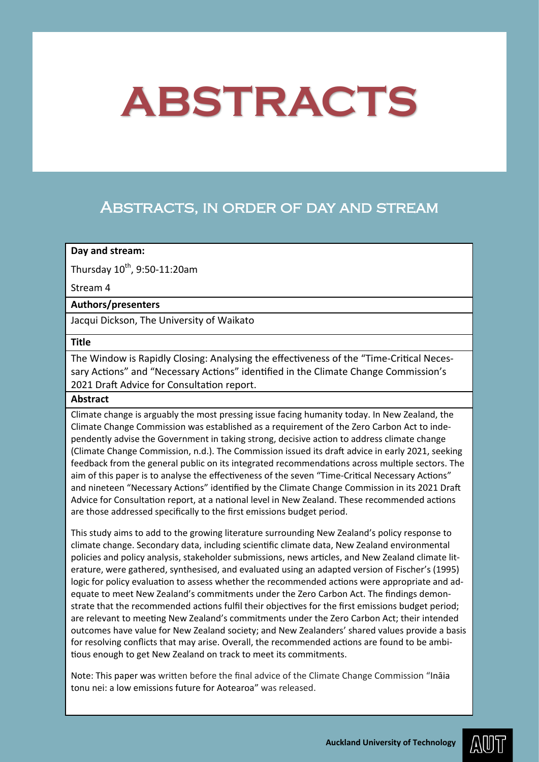# ABSTRACTS

## Abstracts, in order of day and stream

**Day and stream:**

Thursday 10th, 9:50-11:20am

Stream 4

**Authors/presenters**

Jacqui Dickson, The University of Waikato

**Title**

The Window is Rapidly Closing: Analysing the effectiveness of the "Time-Critical Necessary Actions" and "Necessary Actions" identified in the Climate Change Commission's 2021 Draft Advice for Consultation report.

**Abstract**

Climate change is arguably the most pressing issue facing humanity today. In New Zealand, the Climate Change Commission was established as a requirement of the Zero Carbon Act to independently advise the Government in taking strong, decisive action to address climate change (Climate Change Commission, n.d.). The Commission issued its draft advice in early 2021, seeking feedback from the general public on its integrated recommendations across multiple sectors. The aim of this paper is to analyse the effectiveness of the seven "Time-Critical Necessary Actions" and nineteen "Necessary Actions" identified by the Climate Change Commission in its 2021 Draft Advice for Consultation report, at a national level in New Zealand. These recommended actions are those addressed specifically to the first emissions budget period.

This study aims to add to the growing literature surrounding New Zealand's policy response to climate change. Secondary data, including scientific climate data, New Zealand environmental policies and policy analysis, stakeholder submissions, news articles, and New Zealand climate literature, were gathered, synthesised, and evaluated using an adapted version of Fischer's (1995) logic for policy evaluation to assess whether the recommended actions were appropriate and adequate to meet New Zealand's commitments under the Zero Carbon Act. The findings demonstrate that the recommended actions fulfil their objectives for the first emissions budget period; are relevant to meeting New Zealand's commitments under the Zero Carbon Act; their intended outcomes have value for New Zealand society; and New Zealanders' shared values provide a basis for resolving conflicts that may arise. Overall, the recommended actions are found to be ambitious enough to get New Zealand on track to meet its commitments.

Note: This paper was written before the final advice of the Climate Change Commission "Ināia tonu nei: a low emissions future for Aotearoa" was released.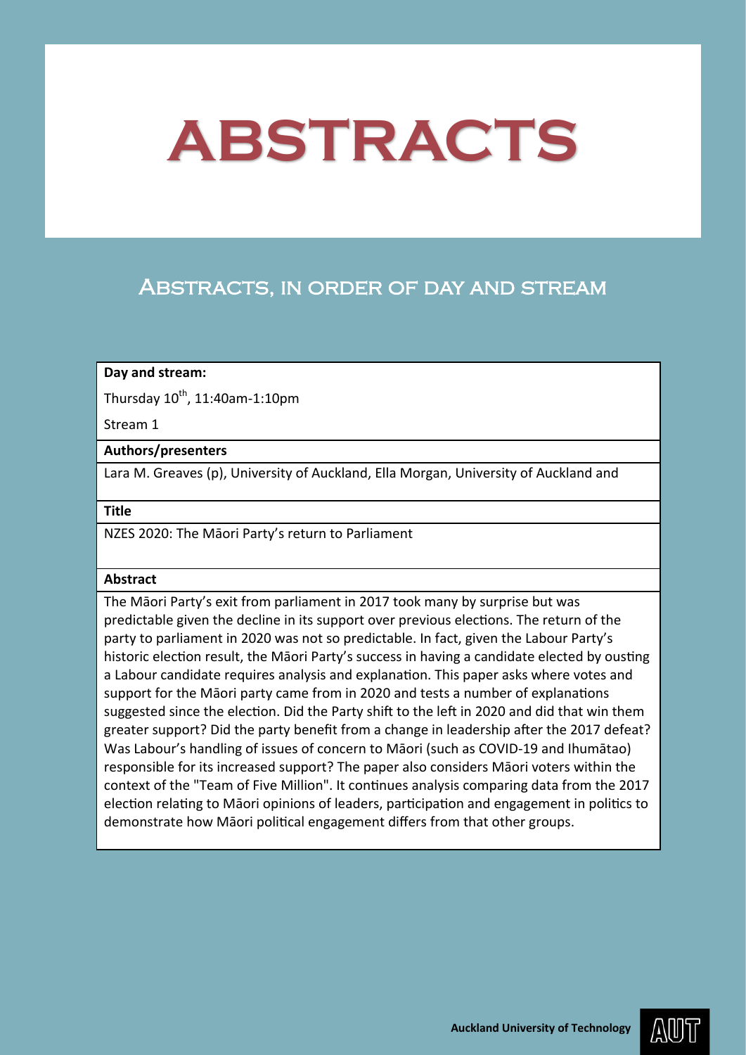# ABSTRACTS

## Abstracts, in order of day and stream

| **Day and stream:** |
| --- |
| Thursday 10th, 11:40am-1:10pm<br>Stream 1 |
| **Authors/presenters** |
| Lara M. Greaves (p), University of Auckland, Ella Morgan, University of Auckland and |
| **Title** |
| NZES 2020: The Māori Party's return to Parliament |
| **Abstract** |
| The Māori Party's exit from parliament in 2017 took many by surprise but was predictable given the decline in its support over previous elections. The return of the party to parliament in 2020 was not so predictable. In fact, given the Labour Party's historic election result, the Māori Party's success in having a candidate elected by ousting a Labour candidate requires analysis and explanation. This paper asks where votes and support for the Māori party came from in 2020 and tests a number of explanations suggested since the election. Did the Party shift to the left in 2020 and did that win them greater support? Did the party benefit from a change in leadership after the 2017 defeat? Was Labour's handling of issues of concern to Māori (such as COVID-19 and Ihumātao) responsible for its increased support? The paper also considers Māori voters within the context of the "Team of Five Million". It continues analysis comparing data from the 2017 election relating to Māori opinions of leaders, participation and engagement in politics to demonstrate how Māori political engagement differs from that other groups. |

Auckland University of Technology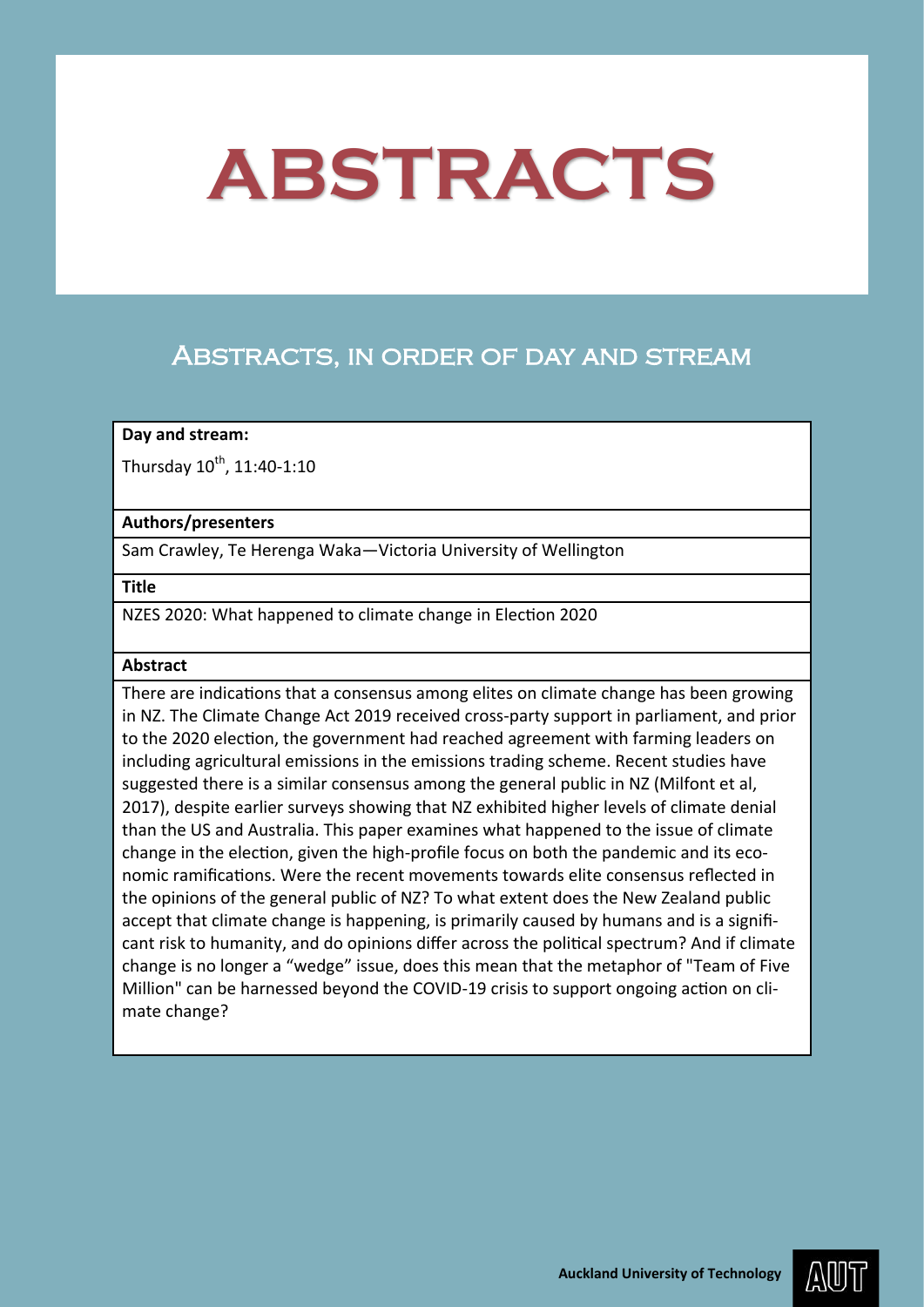# ABSTRACTS

## Abstracts, in order of day and stream

| **Day and stream:** |
|---|
| Thursday 10th, 11:40-1:10 |
| **Authors/presenters** |
| Sam Crawley, Te Herenga Waka—Victoria University of Wellington |
| **Title** |
| NZES 2020: What happened to climate change in Election 2020 |
| **Abstract** |
| There are indications that a consensus among elites on climate change has been growing in NZ. The Climate Change Act 2019 received cross-party support in parliament, and prior to the 2020 election, the government had reached agreement with farming leaders on including agricultural emissions in the emissions trading scheme. Recent studies have suggested there is a similar consensus among the general public in NZ (Milfont et al, 2017), despite earlier surveys showing that NZ exhibited higher levels of climate denial than the US and Australia. This paper examines what happened to the issue of climate change in the election, given the high-profile focus on both the pandemic and its economic ramifications. Were the recent movements towards elite consensus reflected in the opinions of the general public of NZ? To what extent does the New Zealand public accept that climate change is happening, is primarily caused by humans and is a significant risk to humanity, and do opinions differ across the political spectrum? And if climate change is no longer a "wedge" issue, does this mean that the metaphor of "Team of Five Million" can be harnessed beyond the COVID-19 crisis to support ongoing action on climate change? |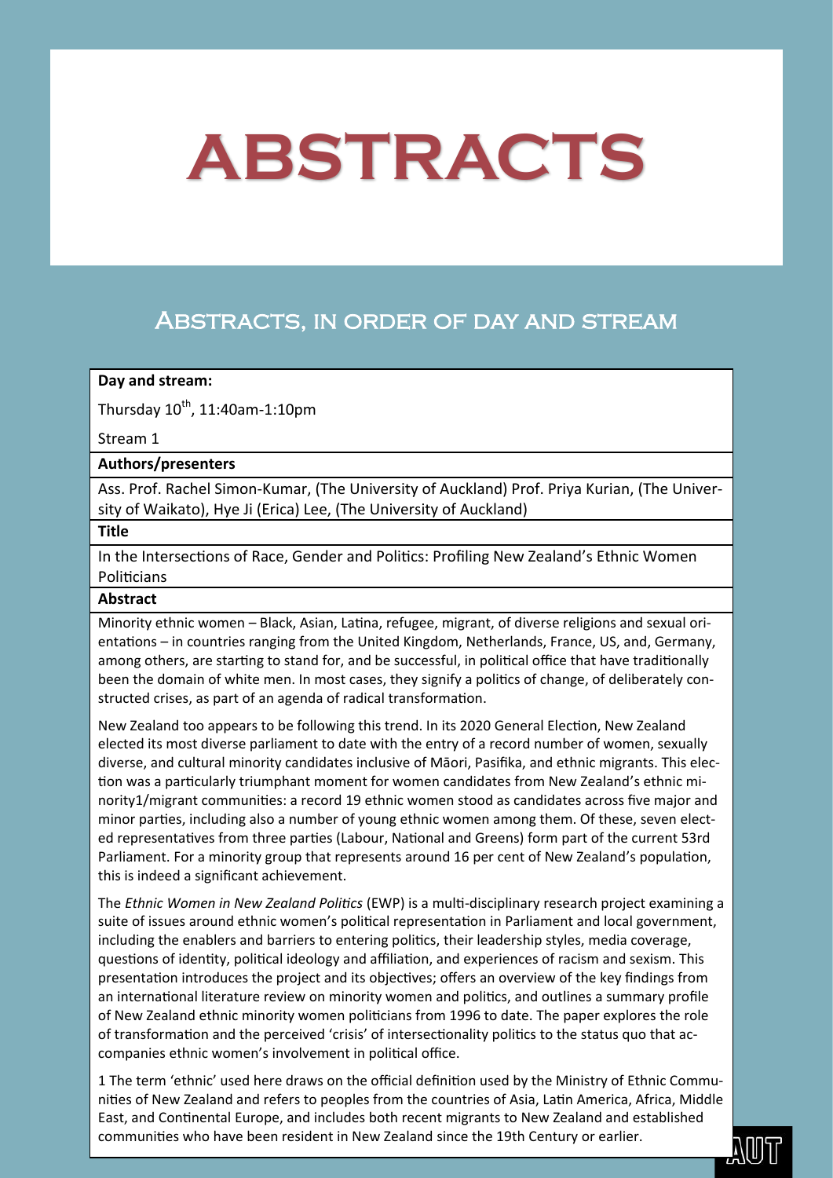# ABSTRACTS

## Abstracts, in order of day and stream

**Day and stream:**

Thursday 10th, 11:40am-1:10pm

Stream 1

**Authors/presenters**

Ass. Prof. Rachel Simon-Kumar, (The University of Auckland) Prof. Priya Kurian, (The University of Waikato), Hye Ji (Erica) Lee, (The University of Auckland)

**Title**

In the Intersections of Race, Gender and Politics: Profiling New Zealand's Ethnic Women Politicians

**Abstract**

Minority ethnic women – Black, Asian, Latina, refugee, migrant, of diverse religions and sexual orientations – in countries ranging from the United Kingdom, Netherlands, France, US, and, Germany, among others, are starting to stand for, and be successful, in political office that have traditionally been the domain of white men. In most cases, they signify a politics of change, of deliberately constructed crises, as part of an agenda of radical transformation.

New Zealand too appears to be following this trend. In its 2020 General Election, New Zealand elected its most diverse parliament to date with the entry of a record number of women, sexually diverse, and cultural minority candidates inclusive of Māori, Pasifika, and ethnic migrants. This election was a particularly triumphant moment for women candidates from New Zealand's ethnic minority[1]/migrant communities: a record 19 ethnic women stood as candidates across five major and minor parties, including also a number of young ethnic women among them. Of these, seven elected representatives from three parties (Labour, National and Greens) form part of the current 53rd Parliament. For a minority group that represents around 16 per cent of New Zealand's population, this is indeed a significant achievement.

The *Ethnic Women in New Zealand Politics* (EWP) is a multi-disciplinary research project examining a suite of issues around ethnic women's political representation in Parliament and local government, including the enablers and barriers to entering politics, their leadership styles, media coverage, questions of identity, political ideology and affiliation, and experiences of racism and sexism. This presentation introduces the project and its objectives; offers an overview of the key findings from an international literature review on minority women and politics, and outlines a summary profile of New Zealand ethnic minority women politicians from 1996 to date. The paper explores the role of transformation and the perceived 'crisis' of intersectionality politics to the status quo that accompanies ethnic women's involvement in political office.

1 The term 'ethnic' used here draws on the official definition used by the Ministry of Ethnic Communities of New Zealand and refers to peoples from the countries of Asia, Latin America, Africa, Middle East, and Continental Europe, and includes both recent migrants to New Zealand and established communities who have been resident in New Zealand since the 19th Century or earlier.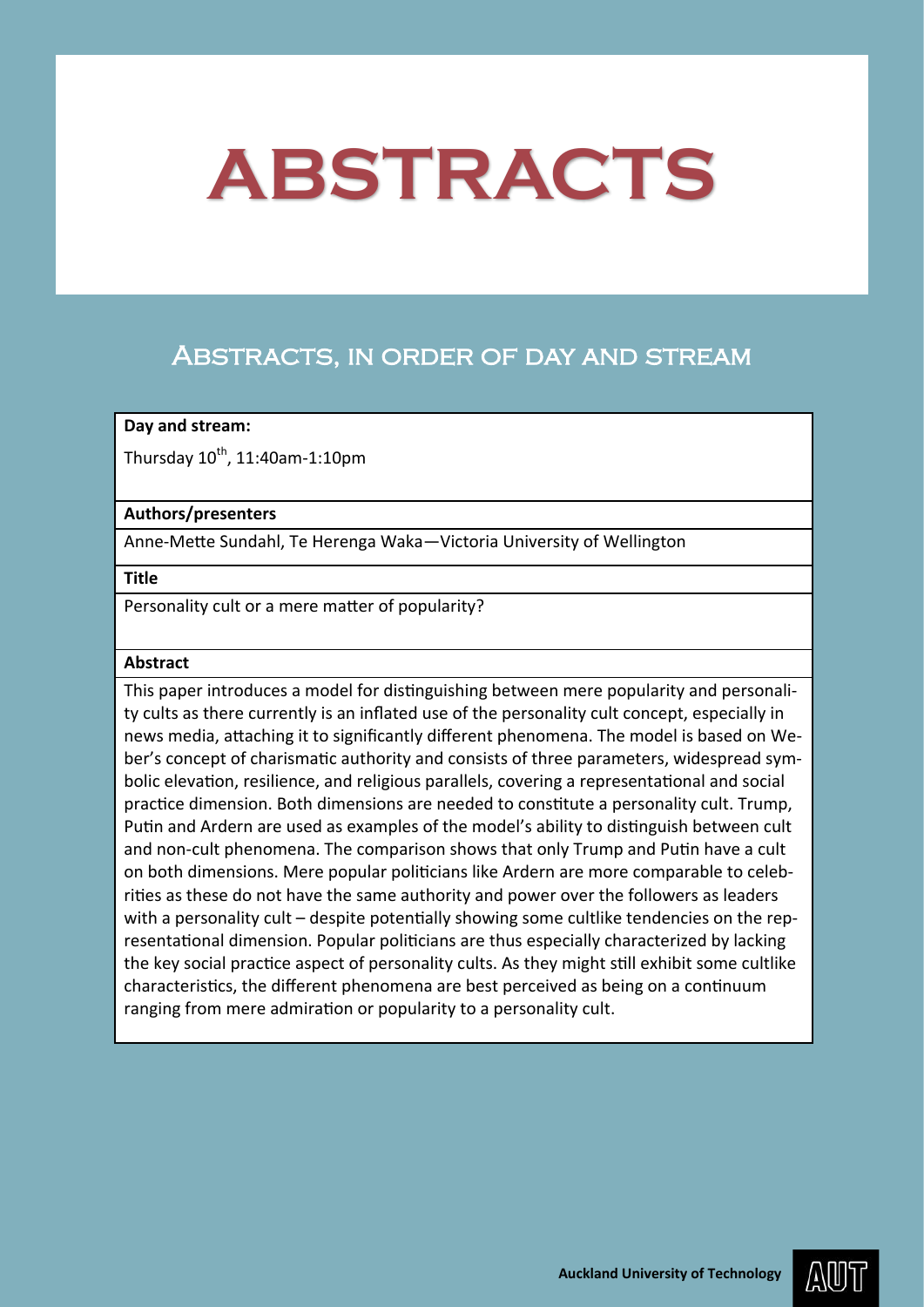# ABSTRACTS

## Abstracts, in order of day and stream

| **Day and stream:** |
|---|
| Thursday 10th, 11:40am-1:10pm |
| **Authors/presenters** |
| Anne-Mette Sundahl, Te Herenga Waka—Victoria University of Wellington |
| **Title** |
| Personality cult or a mere matter of popularity? |
| **Abstract** |
| This paper introduces a model for distinguishing between mere popularity and personality cults as there currently is an inflated use of the personality cult concept, especially in news media, attaching it to significantly different phenomena. The model is based on Weber's concept of charismatic authority and consists of three parameters, widespread symbolic elevation, resilience, and religious parallels, covering a representational and social practice dimension. Both dimensions are needed to constitute a personality cult. Trump, Putin and Ardern are used as examples of the model's ability to distinguish between cult and non-cult phenomena. The comparison shows that only Trump and Putin have a cult on both dimensions. Mere popular politicians like Ardern are more comparable to celebrities as these do not have the same authority and power over the followers as leaders with a personality cult – despite potentially showing some cultlike tendencies on the representational dimension. Popular politicians are thus especially characterized by lacking the key social practice aspect of personality cults. As they might still exhibit some cultlike characteristics, the different phenomena are best perceived as being on a continuum ranging from mere admiration or popularity to a personality cult. |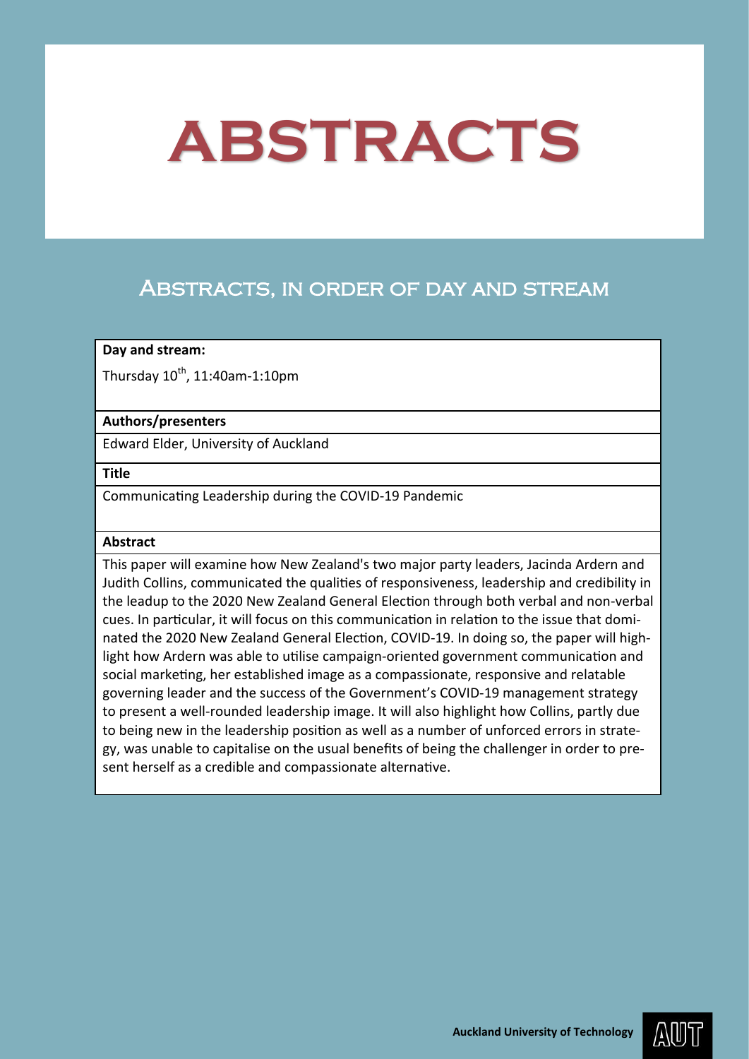# ABSTRACTS

## Abstracts, in order of day and stream

| **Day and stream:** |
| --- |
| Thursday 10th, 11:40am-1:10pm |
| **Authors/presenters** |
| Edward Elder, University of Auckland |
| **Title** |
| Communicating Leadership during the COVID-19 Pandemic |
| **Abstract** |
| This paper will examine how New Zealand's two major party leaders, Jacinda Ardern and Judith Collins, communicated the qualities of responsiveness, leadership and credibility in the leadup to the 2020 New Zealand General Election through both verbal and non-verbal cues. In particular, it will focus on this communication in relation to the issue that dominated the 2020 New Zealand General Election, COVID-19. In doing so, the paper will highlight how Ardern was able to utilise campaign-oriented government communication and social marketing, her established image as a compassionate, responsive and relatable governing leader and the success of the Government's COVID-19 management strategy to present a well-rounded leadership image. It will also highlight how Collins, partly due to being new in the leadership position as well as a number of unforced errors in strategy, was unable to capitalise on the usual benefits of being the challenger in order to present herself as a credible and compassionate alternative. |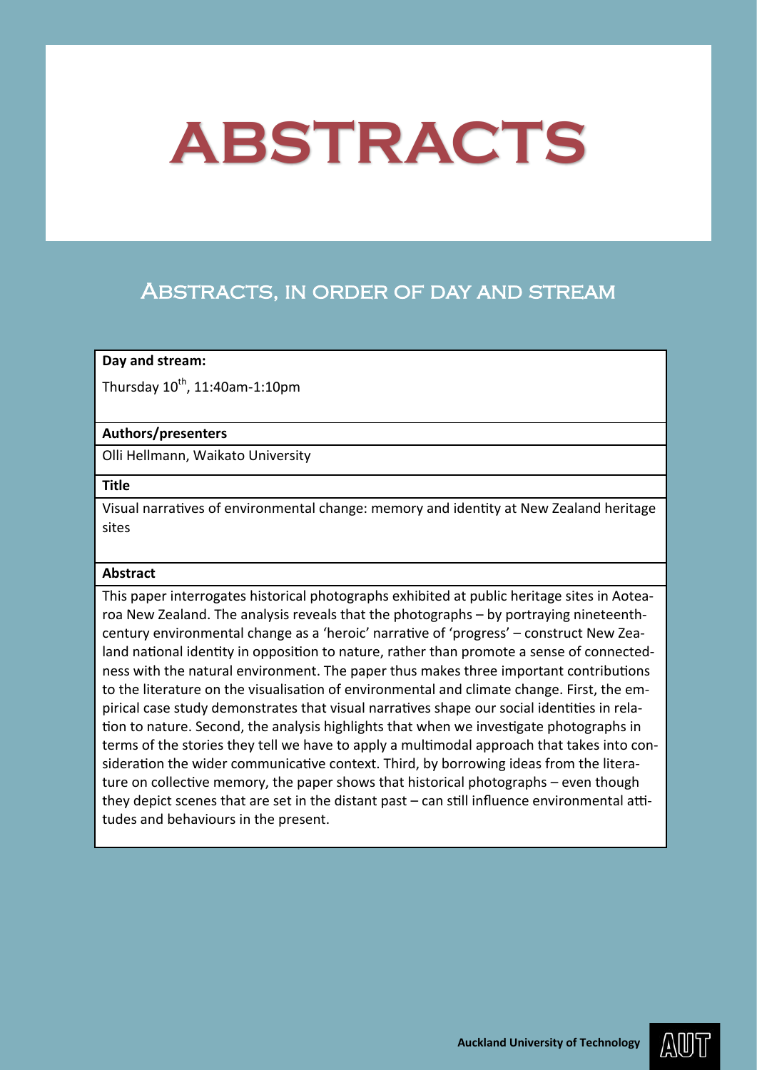# ABSTRACTS

## Abstracts, in order of day and stream

| **Day and stream:** |
|---|
| Thursday 10th, 11:40am-1:10pm |
| **Authors/presenters** |
| Olli Hellmann, Waikato University |
| **Title** |
| Visual narratives of environmental change: memory and identity at New Zealand heritage sites |
| **Abstract** |
| This paper interrogates historical photographs exhibited at public heritage sites in Aotearoa New Zealand. The analysis reveals that the photographs – by portraying nineteenth-century environmental change as a 'heroic' narrative of 'progress' – construct New Zealand national identity in opposition to nature, rather than promote a sense of connectedness with the natural environment. The paper thus makes three important contributions to the literature on the visualisation of environmental and climate change. First, the empirical case study demonstrates that visual narratives shape our social identities in relation to nature. Second, the analysis highlights that when we investigate photographs in terms of the stories they tell we have to apply a multimodal approach that takes into consideration the wider communicative context. Third, by borrowing ideas from the literature on collective memory, the paper shows that historical photographs – even though they depict scenes that are set in the distant past – can still influence environmental attitudes and behaviours in the present. |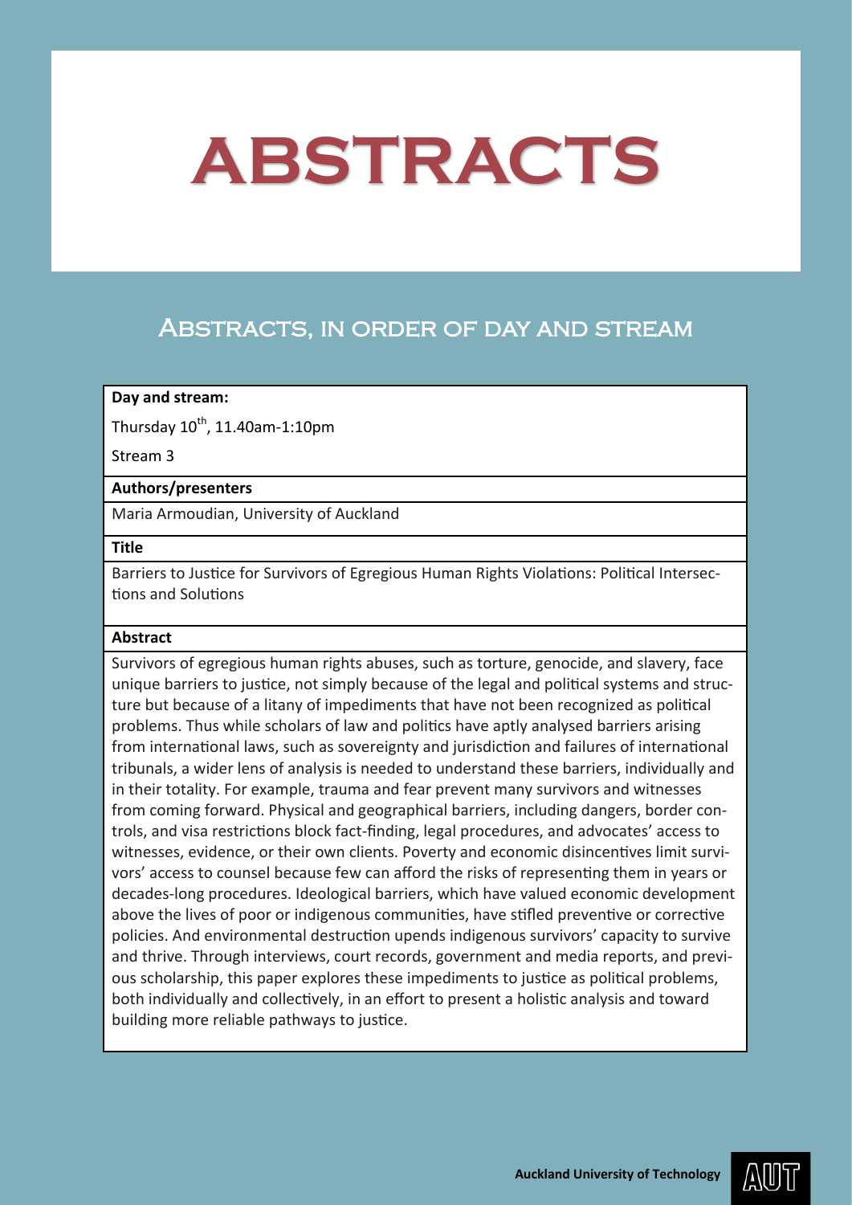# ABSTRACTS

## Abstracts, in order of day and stream

**Day and stream:**

Thursday 10th, 11.40am-1:10pm

Stream 3

**Authors/presenters**

Maria Armoudian, University of Auckland

**Title**

Barriers to Justice for Survivors of Egregious Human Rights Violations: Political Intersections and Solutions

**Abstract**

Survivors of egregious human rights abuses, such as torture, genocide, and slavery, face unique barriers to justice, not simply because of the legal and political systems and structure but because of a litany of impediments that have not been recognized as political problems. Thus while scholars of law and politics have aptly analysed barriers arising from international laws, such as sovereignty and jurisdiction and failures of international tribunals, a wider lens of analysis is needed to understand these barriers, individually and in their totality. For example, trauma and fear prevent many survivors and witnesses from coming forward. Physical and geographical barriers, including dangers, border controls, and visa restrictions block fact-finding, legal procedures, and advocates' access to witnesses, evidence, or their own clients. Poverty and economic disincentives limit survivors' access to counsel because few can afford the risks of representing them in years or decades-long procedures. Ideological barriers, which have valued economic development above the lives of poor or indigenous communities, have stifled preventive or corrective policies. And environmental destruction upends indigenous survivors' capacity to survive and thrive. Through interviews, court records, government and media reports, and previous scholarship, this paper explores these impediments to justice as political problems, both individually and collectively, in an effort to present a holistic analysis and toward building more reliable pathways to justice.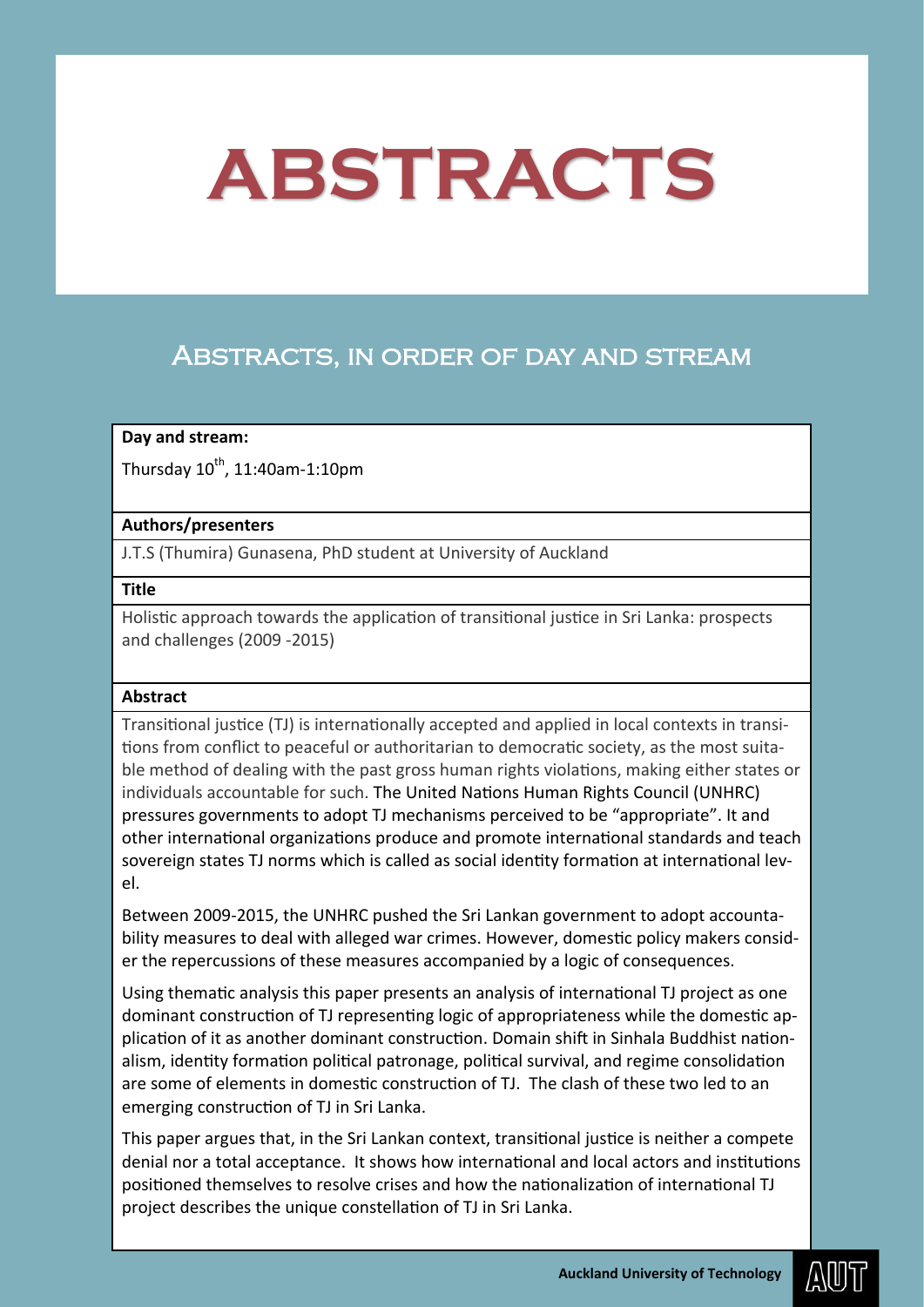# ABSTRACTS

## Abstracts, in order of day and stream

**Day and stream:**

Thursday 10th, 11:40am-1:10pm

**Authors/presenters**

J.T.S (Thumira) Gunasena, PhD student at University of Auckland

**Title**

Holistic approach towards the application of transitional justice in Sri Lanka: prospects and challenges (2009 -2015)

**Abstract**

Transitional justice (TJ) is internationally accepted and applied in local contexts in transitions from conflict to peaceful or authoritarian to democratic society, as the most suitable method of dealing with the past gross human rights violations, making either states or individuals accountable for such. The United Nations Human Rights Council (UNHRC) pressures governments to adopt TJ mechanisms perceived to be "appropriate". It and other international organizations produce and promote international standards and teach sovereign states TJ norms which is called as social identity formation at international level.

Between 2009-2015, the UNHRC pushed the Sri Lankan government to adopt accountability measures to deal with alleged war crimes. However, domestic policy makers consider the repercussions of these measures accompanied by a logic of consequences.

Using thematic analysis this paper presents an analysis of international TJ project as one dominant construction of TJ representing logic of appropriateness while the domestic application of it as another dominant construction. Domain shift in Sinhala Buddhist nationalism, identity formation political patronage, political survival, and regime consolidation are some of elements in domestic construction of TJ. The clash of these two led to an emerging construction of TJ in Sri Lanka.

This paper argues that, in the Sri Lankan context, transitional justice is neither a compete denial nor a total acceptance. It shows how international and local actors and institutions positioned themselves to resolve crises and how the nationalization of international TJ project describes the unique constellation of TJ in Sri Lanka.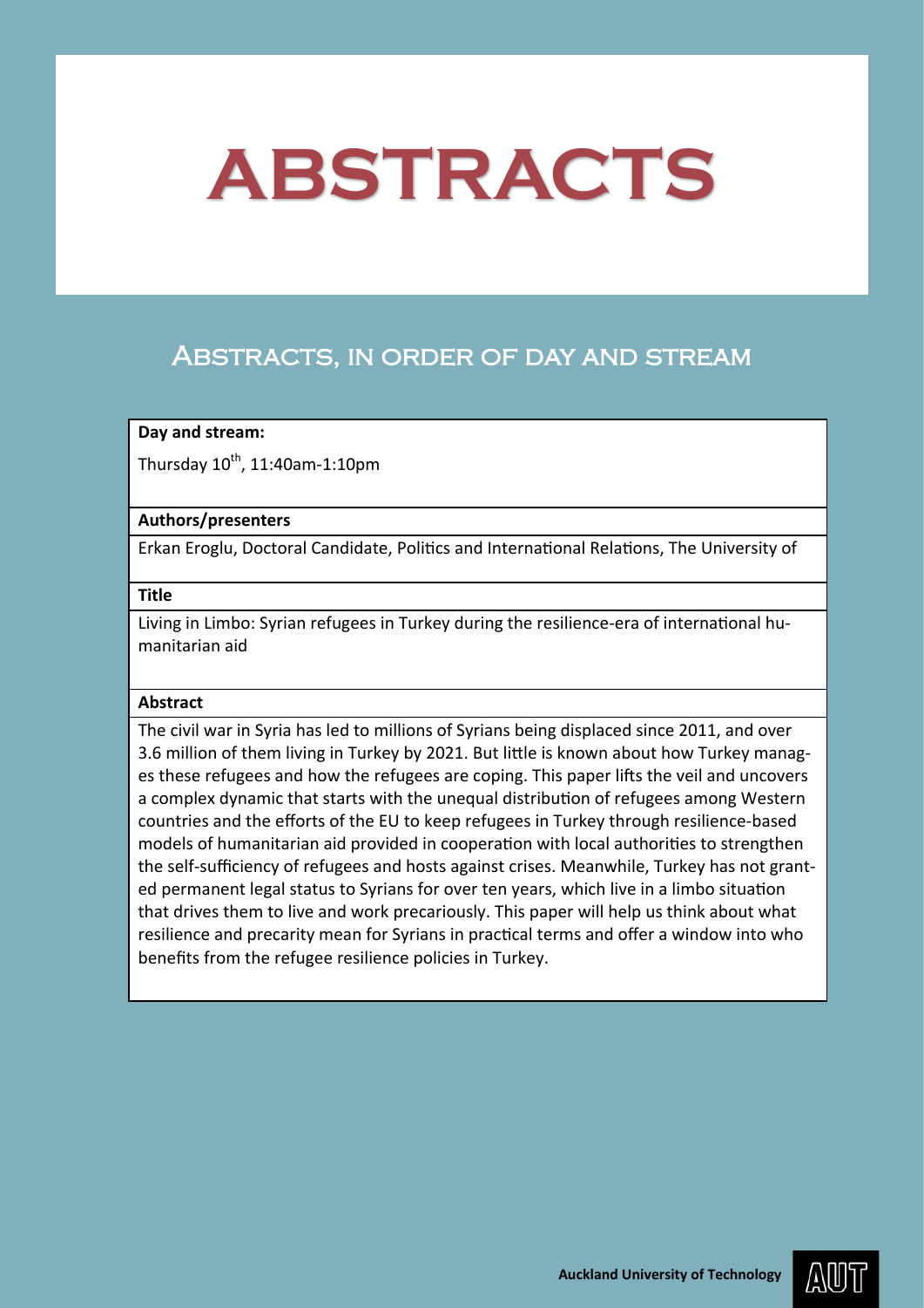# ABSTRACTS

## Abstracts, in order of day and stream

**Day and stream:**

Thursday 10th, 11:40am-1:10pm

**Authors/presenters**

Erkan Eroglu, Doctoral Candidate, Politics and International Relations, The University of

**Title**

Living in Limbo: Syrian refugees in Turkey during the resilience-era of international humanitarian aid

**Abstract**

The civil war in Syria has led to millions of Syrians being displaced since 2011, and over 3.6 million of them living in Turkey by 2021. But little is known about how Turkey manages these refugees and how the refugees are coping. This paper lifts the veil and uncovers a complex dynamic that starts with the unequal distribution of refugees among Western countries and the efforts of the EU to keep refugees in Turkey through resilience-based models of humanitarian aid provided in cooperation with local authorities to strengthen the self-sufficiency of refugees and hosts against crises. Meanwhile, Turkey has not granted permanent legal status to Syrians for over ten years, which live in a limbo situation that drives them to live and work precariously. This paper will help us think about what resilience and precarity mean for Syrians in practical terms and offer a window into who benefits from the refugee resilience policies in Turkey.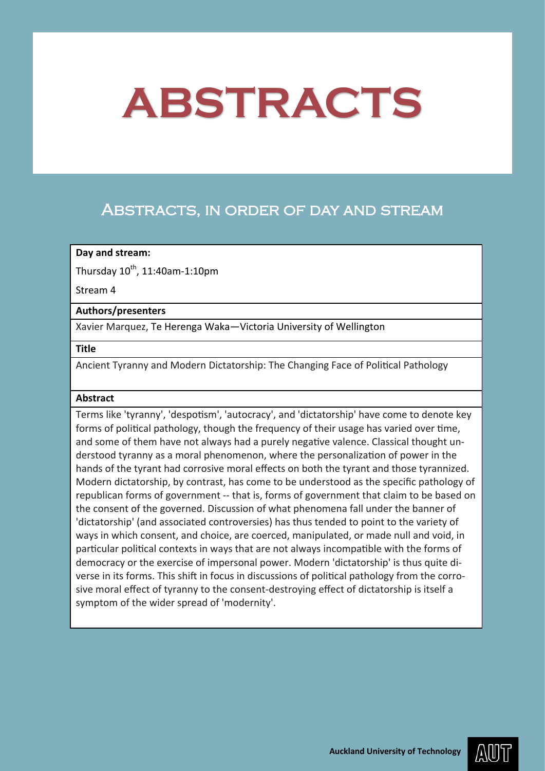# ABSTRACTS

## Abstracts, in order of day and stream

**Day and stream:**

Thursday 10th, 11:40am-1:10pm

Stream 4

**Authors/presenters**

Xavier Marquez, Te Herenga Waka—Victoria University of Wellington

**Title**

Ancient Tyranny and Modern Dictatorship: The Changing Face of Political Pathology

**Abstract**

Terms like 'tyranny', 'despotism', 'autocracy', and 'dictatorship' have come to denote key forms of political pathology, though the frequency of their usage has varied over time, and some of them have not always had a purely negative valence. Classical thought understood tyranny as a moral phenomenon, where the personalization of power in the hands of the tyrant had corrosive moral effects on both the tyrant and those tyrannized. Modern dictatorship, by contrast, has come to be understood as the specific pathology of republican forms of government -- that is, forms of government that claim to be based on the consent of the governed. Discussion of what phenomena fall under the banner of 'dictatorship' (and associated controversies) has thus tended to point to the variety of ways in which consent, and choice, are coerced, manipulated, or made null and void, in particular political contexts in ways that are not always incompatible with the forms of democracy or the exercise of impersonal power. Modern 'dictatorship' is thus quite diverse in its forms. This shift in focus in discussions of political pathology from the corrosive moral effect of tyranny to the consent-destroying effect of dictatorship is itself a symptom of the wider spread of 'modernity'.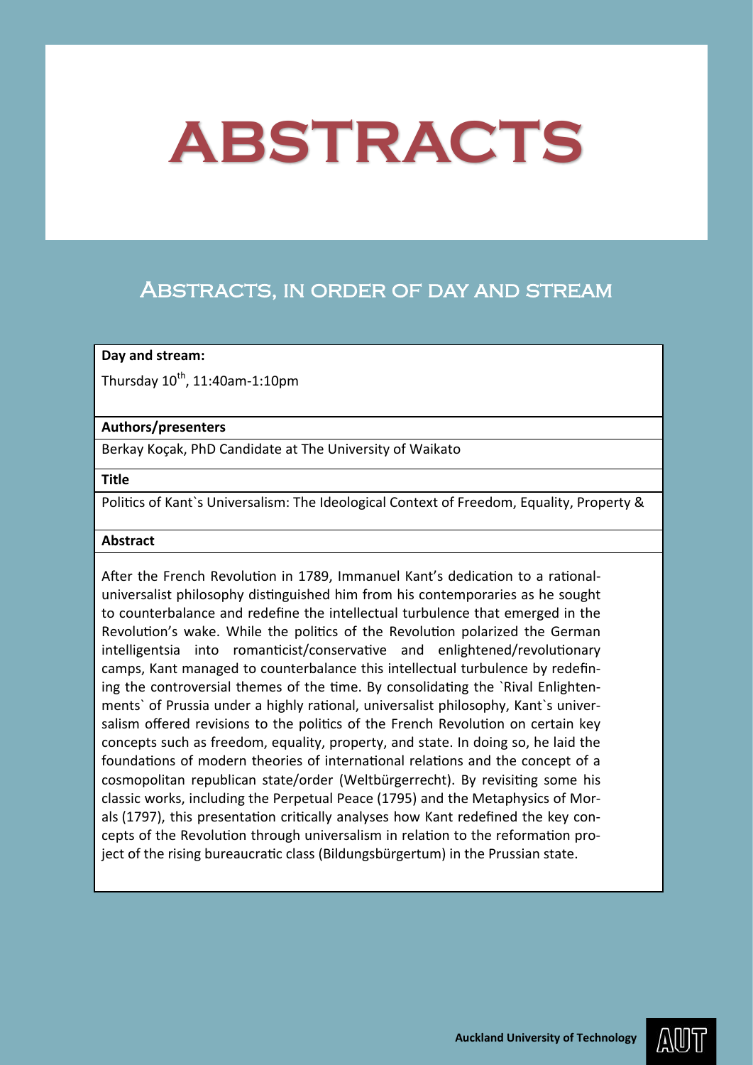# ABSTRACTS

## Abstracts, in order of day and stream

**Day and stream:**

Thursday 10th, 11:40am-1:10pm

**Authors/presenters**

Berkay Koçak, PhD Candidate at The University of Waikato

**Title**

Politics of Kant`s Universalism: The Ideological Context of Freedom, Equality, Property &

**Abstract**

After the French Revolution in 1789, Immanuel Kant's dedication to a rational-universalist philosophy distinguished him from his contemporaries as he sought to counterbalance and redefine the intellectual turbulence that emerged in the Revolution's wake. While the politics of the Revolution polarized the German intelligentsia into romanticist/conservative and enlightened/revolutionary camps, Kant managed to counterbalance this intellectual turbulence by redefining the controversial themes of the time. By consolidating the `Rival Enlightenments` of Prussia under a highly rational, universalist philosophy, Kant`s universalism offered revisions to the politics of the French Revolution on certain key concepts such as freedom, equality, property, and state. In doing so, he laid the foundations of modern theories of international relations and the concept of a cosmopolitan republican state/order (Weltbürgerrecht). By revisiting some his classic works, including the Perpetual Peace (1795) and the Metaphysics of Morals (1797), this presentation critically analyses how Kant redefined the key concepts of the Revolution through universalism in relation to the reformation project of the rising bureaucratic class (Bildungsbürgertum) in the Prussian state.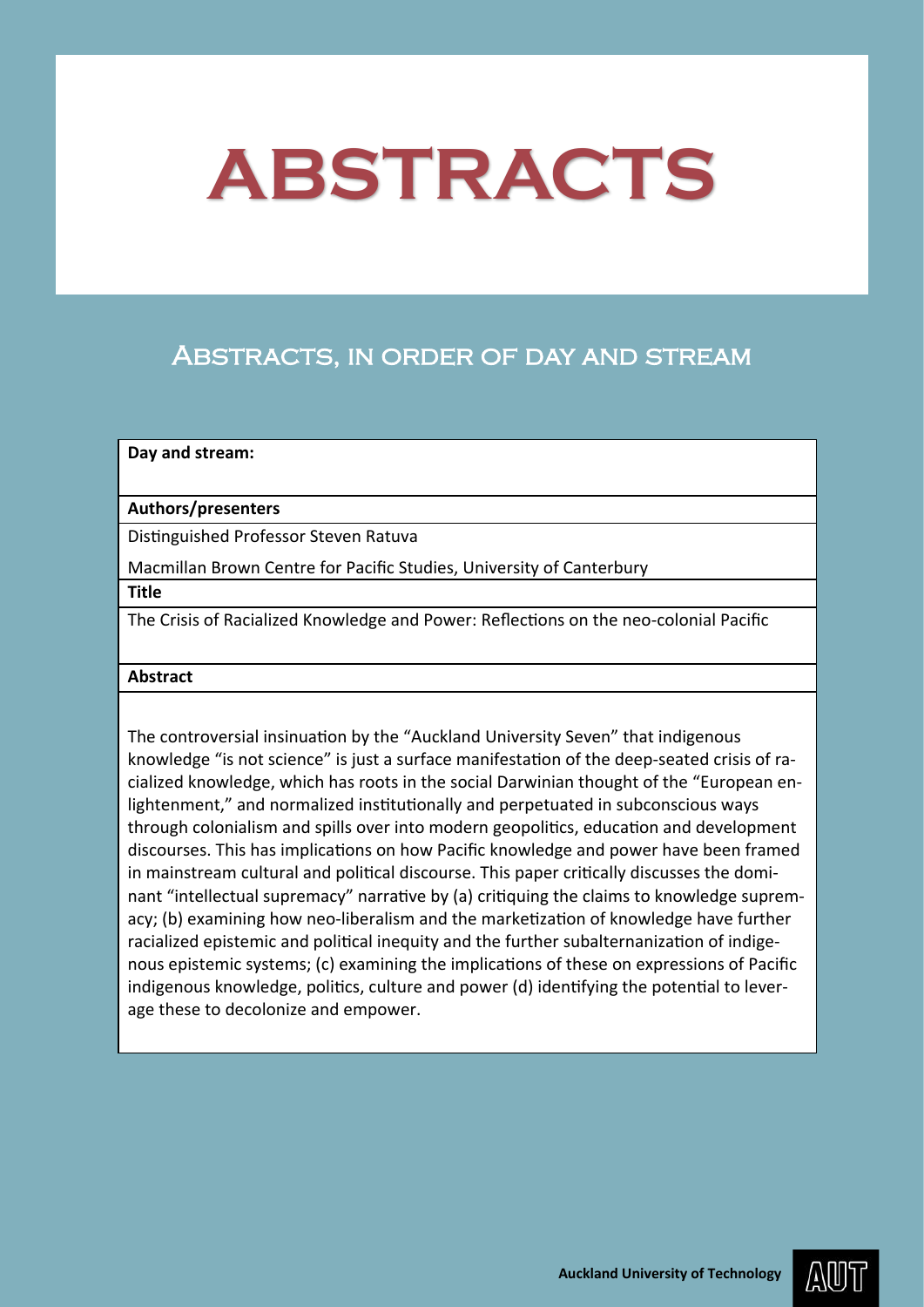# ABSTRACTS

## Abstracts, in order of day and stream

**Day and stream:**

**Authors/presenters**

Distinguished Professor Steven Ratuva

Macmillan Brown Centre for Pacific Studies, University of Canterbury

**Title**

The Crisis of Racialized Knowledge and Power: Reflections on the neo-colonial Pacific

**Abstract**

The controversial insinuation by the "Auckland University Seven" that indigenous knowledge "is not science" is just a surface manifestation of the deep-seated crisis of racialized knowledge, which has roots in the social Darwinian thought of the "European enlightenment," and normalized institutionally and perpetuated in subconscious ways through colonialism and spills over into modern geopolitics, education and development discourses. This has implications on how Pacific knowledge and power have been framed in mainstream cultural and political discourse. This paper critically discusses the dominant "intellectual supremacy" narrative by (a) critiquing the claims to knowledge supremacy; (b) examining how neo-liberalism and the marketization of knowledge have further racialized epistemic and political inequity and the further subalternanization of indigenous epistemic systems; (c) examining the implications of these on expressions of Pacific indigenous knowledge, politics, culture and power (d) identifying the potential to leverage these to decolonize and empower.